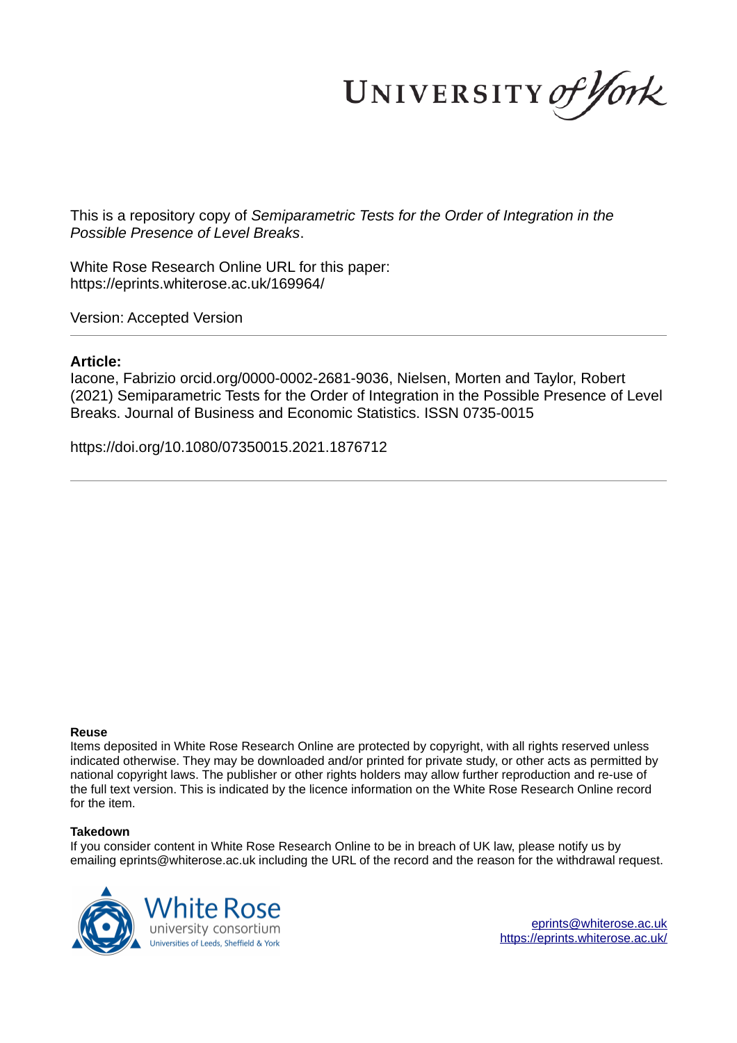This is a repository copy of *Semiparametric Tests for the Order of Integration in the Possible Presence of Level Breaks*.

White Rose Research Online URL for this paper:
https://eprints.whiterose.ac.uk/169964/

Version: Accepted Version

## Article:

Iacone, Fabrizio orcid.org/0000-0002-2681-9036, Nielsen, Morten and Taylor, Robert (2021) Semiparametric Tests for the Order of Integration in the Possible Presence of Level Breaks. Journal of Business and Economic Statistics. ISSN 0735-0015

https://doi.org/10.1080/07350015.2021.1876712

### Reuse

Items deposited in White Rose Research Online are protected by copyright, with all rights reserved unless indicated otherwise. They may be downloaded and/or printed for private study, or other acts as permitted by national copyright laws. The publisher or other rights holders may allow further reproduction and re-use of the full text version. This is indicated by the licence information on the White Rose Research Online record for the item.

### Takedown

If you consider content in White Rose Research Online to be in breach of UK law, please notify us by emailing eprints@whiterose.ac.uk including the URL of the record and the reason for the withdrawal request.

eprints@whiterose.ac.uk
https://eprints.whiterose.ac.uk/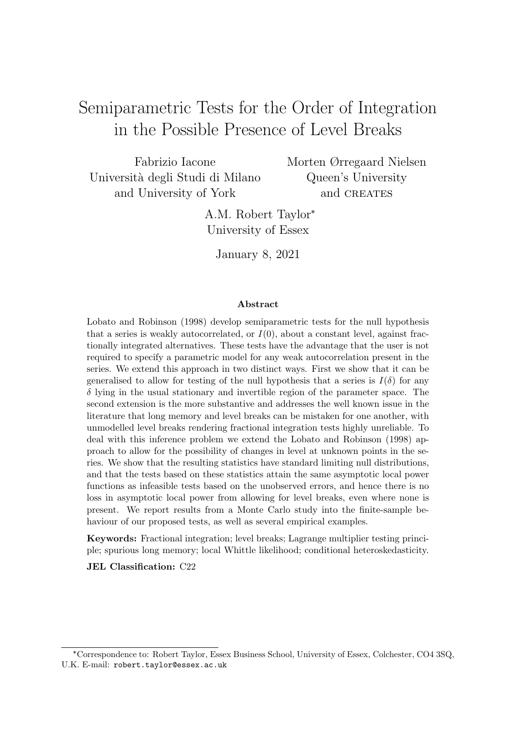# Semiparametric Tests for the Order of Integration in the Possible Presence of Level Breaks

Fabrizio Iacone
Università degli Studi di Milano
and University of York

Morten Ørregaard Nielsen
Queen's University
and CREATES

A.M. Robert Taylor*
University of Essex

January 8, 2021

### Abstract

Lobato and Robinson (1998) develop semiparametric tests for the null hypothesis that a series is weakly autocorrelated, or $I(0)$, about a constant level, against fractionally integrated alternatives. These tests have the advantage that the user is not required to specify a parametric model for any weak autocorrelation present in the series. We extend this approach in two distinct ways. First we show that it can be generalised to allow for testing of the null hypothesis that a series is $I(\delta)$ for any $\delta$ lying in the usual stationary and invertible region of the parameter space. The second extension is the more substantive and addresses the well known issue in the literature that long memory and level breaks can be mistaken for one another, with unmodelled level breaks rendering fractional integration tests highly unreliable. To deal with this inference problem we extend the Lobato and Robinson (1998) approach to allow for the possibility of changes in level at unknown points in the series. We show that the resulting statistics have standard limiting null distributions, and that the tests based on these statistics attain the same asymptotic local power functions as infeasible tests based on the unobserved errors, and hence there is no loss in asymptotic local power from allowing for level breaks, even where none is present. We report results from a Monte Carlo study into the finite-sample behaviour of our proposed tests, as well as several empirical examples.

**Keywords:** Fractional integration; level breaks; Lagrange multiplier testing principle; spurious long memory; local Whittle likelihood; conditional heteroskedasticity.

**JEL Classification:** C22

*Correspondence to: Robert Taylor, Essex Business School, University of Essex, Colchester, CO4 3SQ, U.K. E-mail: robert.taylor@essex.ac.uk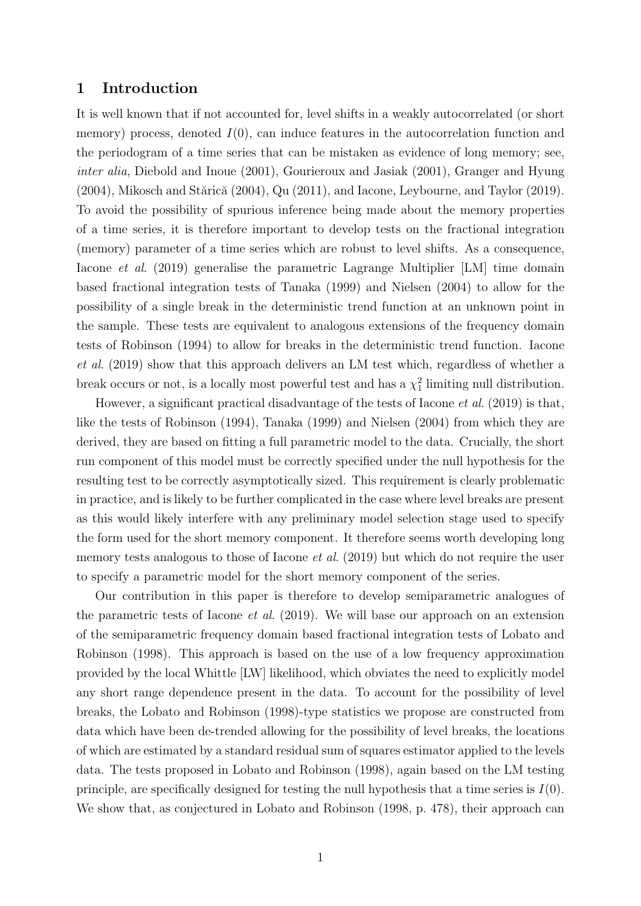## 1 Introduction

It is well known that if not accounted for, level shifts in a weakly autocorrelated (or short memory) process, denoted $I(0)$, can induce features in the autocorrelation function and the periodogram of a time series that can be mistaken as evidence of long memory; see, *inter alia*, Diebold and Inoue (2001), Gourieroux and Jasiak (2001), Granger and Hyung (2004), Mikosch and Stărică (2004), Qu (2011), and Iacone, Leybourne, and Taylor (2019). To avoid the possibility of spurious inference being made about the memory properties of a time series, it is therefore important to develop tests on the fractional integration (memory) parameter of a time series which are robust to level shifts. As a consequence, Iacone *et al*. (2019) generalise the parametric Lagrange Multiplier [LM] time domain based fractional integration tests of Tanaka (1999) and Nielsen (2004) to allow for the possibility of a single break in the deterministic trend function at an unknown point in the sample. These tests are equivalent to analogous extensions of the frequency domain tests of Robinson (1994) to allow for breaks in the deterministic trend function. Iacone *et al*. (2019) show that this approach delivers an LM test which, regardless of whether a break occurs or not, is a locally most powerful test and has a $\chi^2_1$ limiting null distribution.

However, a significant practical disadvantage of the tests of Iacone *et al*. (2019) is that, like the tests of Robinson (1994), Tanaka (1999) and Nielsen (2004) from which they are derived, they are based on fitting a full parametric model to the data. Crucially, the short run component of this model must be correctly specified under the null hypothesis for the resulting test to be correctly asymptotically sized. This requirement is clearly problematic in practice, and is likely to be further complicated in the case where level breaks are present as this would likely interfere with any preliminary model selection stage used to specify the form used for the short memory component. It therefore seems worth developing long memory tests analogous to those of Iacone *et al*. (2019) but which do not require the user to specify a parametric model for the short memory component of the series.

Our contribution in this paper is therefore to develop semiparametric analogues of the parametric tests of Iacone *et al*. (2019). We will base our approach on an extension of the semiparametric frequency domain based fractional integration tests of Lobato and Robinson (1998). This approach is based on the use of a low frequency approximation provided by the local Whittle [LW] likelihood, which obviates the need to explicitly model any short range dependence present in the data. To account for the possibility of level breaks, the Lobato and Robinson (1998)-type statistics we propose are constructed from data which have been de-trended allowing for the possibility of level breaks, the locations of which are estimated by a standard residual sum of squares estimator applied to the levels data. The tests proposed in Lobato and Robinson (1998), again based on the LM testing principle, are specifically designed for testing the null hypothesis that a time series is $I(0)$. We show that, as conjectured in Lobato and Robinson (1998, p. 478), their approach can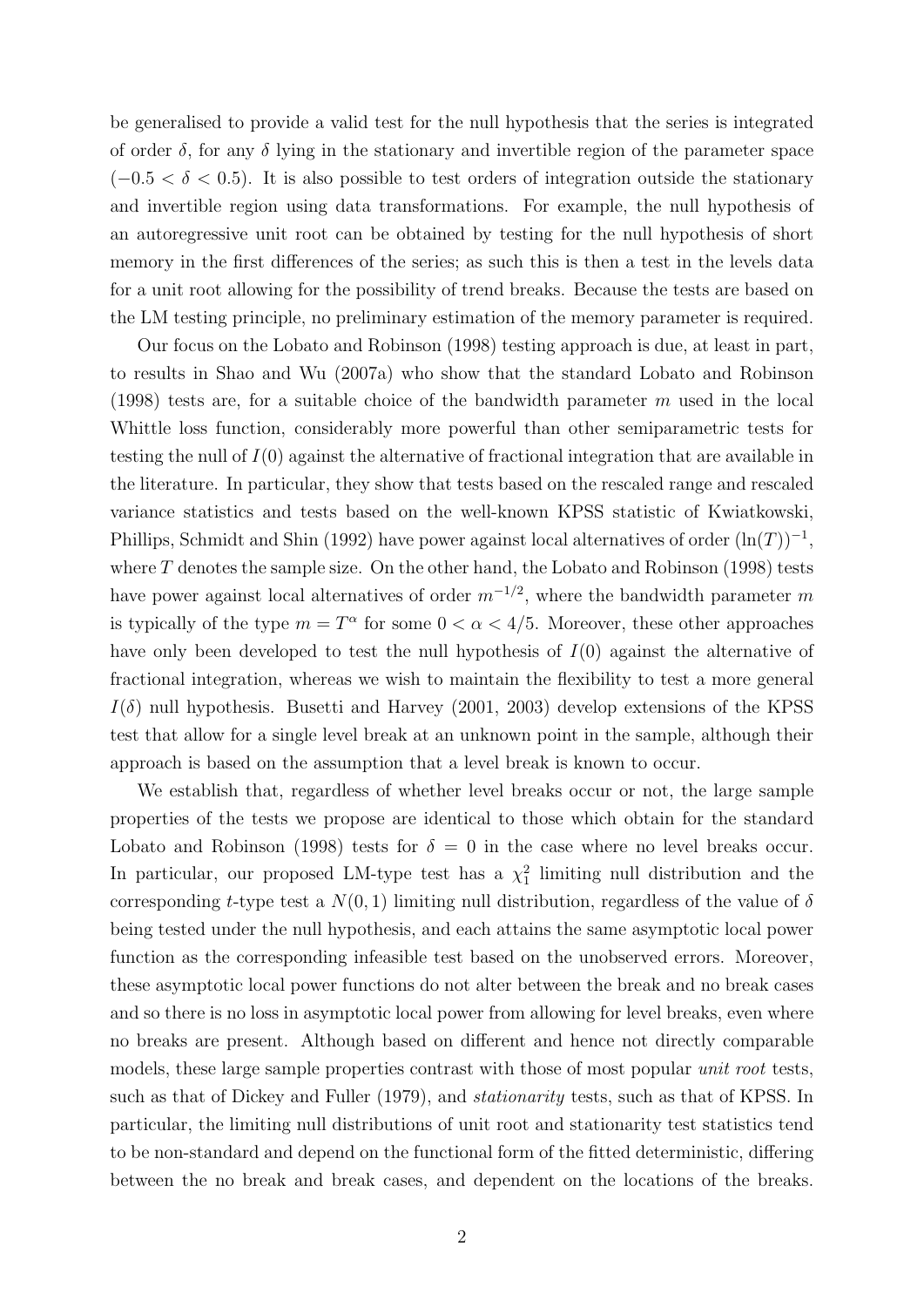be generalised to provide a valid test for the null hypothesis that the series is integrated of order $\delta$, for any $\delta$ lying in the stationary and invertible region of the parameter space ($-0.5 < \delta < 0.5$). It is also possible to test orders of integration outside the stationary and invertible region using data transformations. For example, the null hypothesis of an autoregressive unit root can be obtained by testing for the null hypothesis of short memory in the first differences of the series; as such this is then a test in the levels data for a unit root allowing for the possibility of trend breaks. Because the tests are based on the LM testing principle, no preliminary estimation of the memory parameter is required.

Our focus on the Lobato and Robinson (1998) testing approach is due, at least in part, to results in Shao and Wu (2007a) who show that the standard Lobato and Robinson (1998) tests are, for a suitable choice of the bandwidth parameter $m$ used in the local Whittle loss function, considerably more powerful than other semiparametric tests for testing the null of $I(0)$ against the alternative of fractional integration that are available in the literature. In particular, they show that tests based on the rescaled range and rescaled variance statistics and tests based on the well-known KPSS statistic of Kwiatkowski, Phillips, Schmidt and Shin (1992) have power against local alternatives of order $(\ln(T))^{-1}$, where $T$ denotes the sample size. On the other hand, the Lobato and Robinson (1998) tests have power against local alternatives of order $m^{-1/2}$, where the bandwidth parameter $m$ is typically of the type $m = T^{\alpha}$ for some $0 < \alpha < 4/5$. Moreover, these other approaches have only been developed to test the null hypothesis of $I(0)$ against the alternative of fractional integration, whereas we wish to maintain the flexibility to test a more general $I(\delta)$ null hypothesis. Busetti and Harvey (2001, 2003) develop extensions of the KPSS test that allow for a single level break at an unknown point in the sample, although their approach is based on the assumption that a level break is known to occur.

We establish that, regardless of whether level breaks occur or not, the large sample properties of the tests we propose are identical to those which obtain for the standard Lobato and Robinson (1998) tests for $\delta = 0$ in the case where no level breaks occur. In particular, our proposed LM-type test has a $\chi_1^2$ limiting null distribution and the corresponding $t$-type test a $N(0, 1)$ limiting null distribution, regardless of the value of $\delta$ being tested under the null hypothesis, and each attains the same asymptotic local power function as the corresponding infeasible test based on the unobserved errors. Moreover, these asymptotic local power functions do not alter between the break and no break cases and so there is no loss in asymptotic local power from allowing for level breaks, even where no breaks are present. Although based on different and hence not directly comparable models, these large sample properties contrast with those of most popular *unit root* tests, such as that of Dickey and Fuller (1979), and *stationarity* tests, such as that of KPSS. In particular, the limiting null distributions of unit root and stationarity test statistics tend to be non-standard and depend on the functional form of the fitted deterministic, differing between the no break and break cases, and dependent on the locations of the breaks.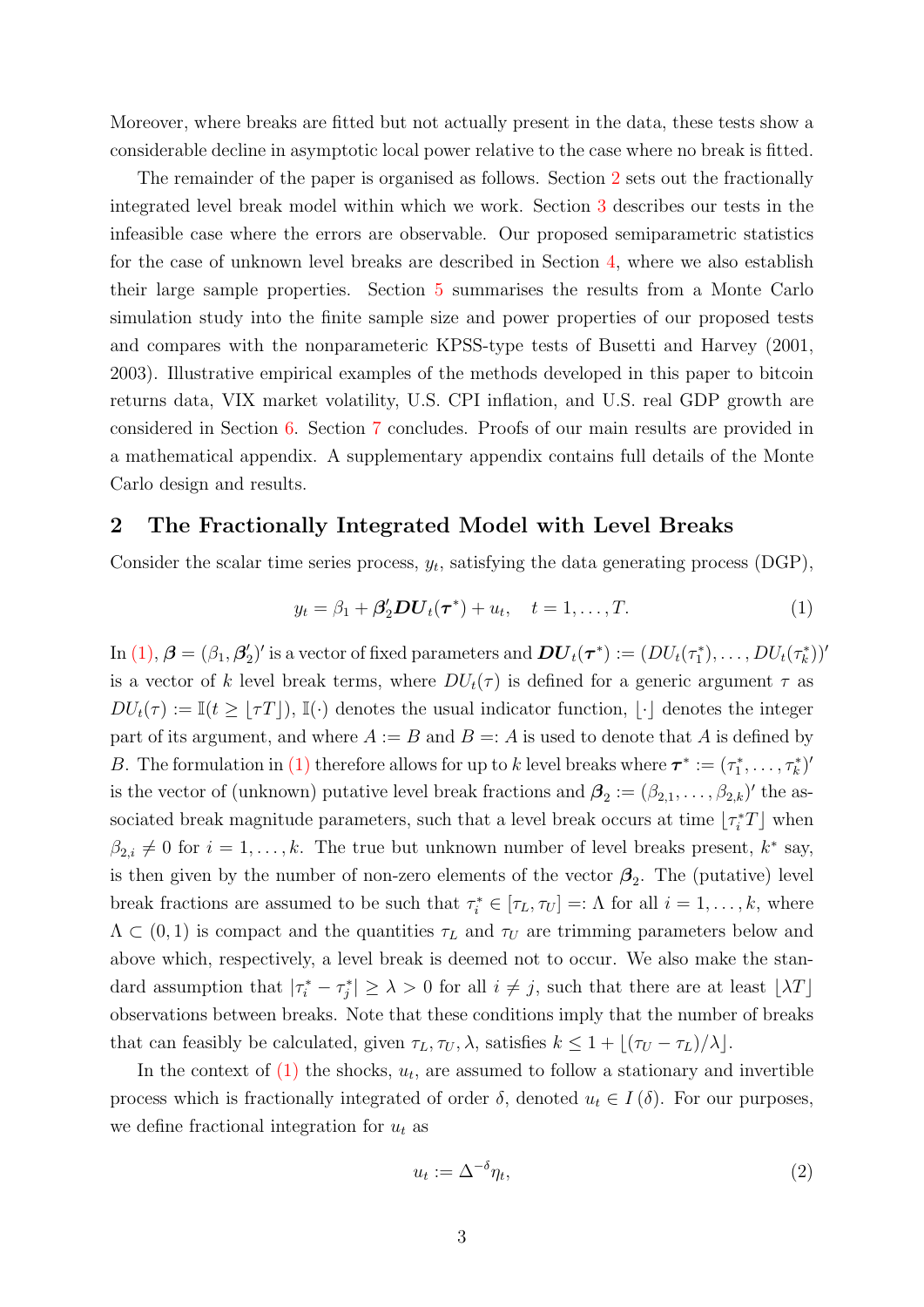Moreover, where breaks are fitted but not actually present in the data, these tests show a considerable decline in asymptotic local power relative to the case where no break is fitted.

The remainder of the paper is organised as follows. Section 2 sets out the fractionally integrated level break model within which we work. Section 3 describes our tests in the infeasible case where the errors are observable. Our proposed semiparametric statistics for the case of unknown level breaks are described in Section 4, where we also establish their large sample properties. Section 5 summarises the results from a Monte Carlo simulation study into the finite sample size and power properties of our proposed tests and compares with the nonparameteric KPSS-type tests of Busetti and Harvey (2001, 2003). Illustrative empirical examples of the methods developed in this paper to bitcoin returns data, VIX market volatility, U.S. CPI inflation, and U.S. real GDP growth are considered in Section 6. Section 7 concludes. Proofs of our main results are provided in a mathematical appendix. A supplementary appendix contains full details of the Monte Carlo design and results.

## 2 The Fractionally Integrated Model with Level Breaks

Consider the scalar time series process, $y_t$, satisfying the data generating process (DGP),

$$y_t = \beta_1 + \boldsymbol{\beta}_2' \boldsymbol{DU}_t(\boldsymbol{\tau}^*) + u_t, \quad t = 1, \ldots, T. \tag{1}$$

In (1), $\boldsymbol{\beta} = (\beta_1, \boldsymbol{\beta}_2')'$ is a vector of fixed parameters and $\boldsymbol{DU}_t(\boldsymbol{\tau}^*) := (DU_t(\tau_1^*), \ldots, DU_t(\tau_k^*))'$ is a vector of $k$ level break terms, where $DU_t(\tau)$ is defined for a generic argument $\tau$ as $DU_t(\tau) := \mathbb{I}(t \geq \lfloor \tau T \rfloor)$, $\mathbb{I}(\cdot)$ denotes the usual indicator function, $\lfloor \cdot \rfloor$ denotes the integer part of its argument, and where $A := B$ and $B =: A$ is used to denote that $A$ is defined by $B$. The formulation in (1) therefore allows for up to $k$ level breaks where $\boldsymbol{\tau}^* := (\tau_1^*, \ldots, \tau_k^*)'$ is the vector of (unknown) putative level break fractions and $\boldsymbol{\beta}_2 := (\beta_{2,1}, \ldots, \beta_{2,k})'$ the associated break magnitude parameters, such that a level break occurs at time $\lfloor \tau_i^* T \rfloor$ when $\beta_{2,i} \neq 0$ for $i = 1, \ldots, k$. The true but unknown number of level breaks present, $k^*$ say, is then given by the number of non-zero elements of the vector $\boldsymbol{\beta}_2$. The (putative) level break fractions are assumed to be such that $\tau_i^* \in [\tau_L, \tau_U] =: \Lambda$ for all $i = 1, \ldots, k$, where $\Lambda \subset (0, 1)$ is compact and the quantities $\tau_L$ and $\tau_U$ are trimming parameters below and above which, respectively, a level break is deemed not to occur. We also make the standard assumption that $|\tau_i^* - \tau_j^*| \geq \lambda > 0$ for all $i \neq j$, such that there are at least $\lfloor \lambda T \rfloor$ observations between breaks. Note that these conditions imply that the number of breaks that can feasibly be calculated, given $\tau_L, \tau_U, \lambda$, satisfies $k \leq 1 + \lfloor (\tau_U - \tau_L)/\lambda \rfloor$.

In the context of (1) the shocks, $u_t$, are assumed to follow a stationary and invertible process which is fractionally integrated of order $\delta$, denoted $u_t \in I(\delta)$. For our purposes, we define fractional integration for $u_t$ as

$$u_t := \Delta^{-\delta} \eta_t, \tag{2}$$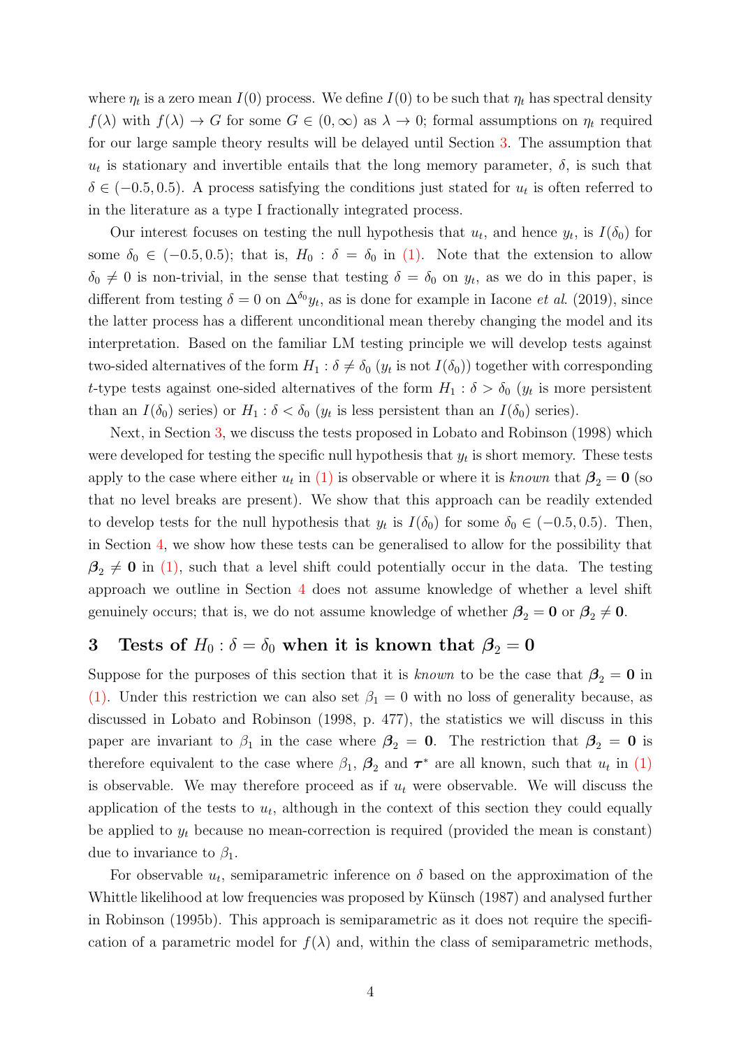where $\eta_t$ is a zero mean $I(0)$ process. We define $I(0)$ to be such that $\eta_t$ has spectral density $f(\lambda)$ with $f(\lambda) \to G$ for some $G \in (0, \infty)$ as $\lambda \to 0$; formal assumptions on $\eta_t$ required for our large sample theory results will be delayed until Section 3. The assumption that $u_t$ is stationary and invertible entails that the long memory parameter, $\delta$, is such that $\delta \in (-0.5, 0.5)$. A process satisfying the conditions just stated for $u_t$ is often referred to in the literature as a type I fractionally integrated process.

Our interest focuses on testing the null hypothesis that $u_t$, and hence $y_t$, is $I(\delta_0)$ for some $\delta_0 \in (-0.5, 0.5)$; that is, $H_0 : \delta = \delta_0$ in (1). Note that the extension to allow $\delta_0 \neq 0$ is non-trivial, in the sense that testing $\delta = \delta_0$ on $y_t$, as we do in this paper, is different from testing $\delta = 0$ on $\Delta^{\delta_0} y_t$, as is done for example in Iacone *et al.* (2019), since the latter process has a different unconditional mean thereby changing the model and its interpretation. Based on the familiar LM testing principle we will develop tests against two-sided alternatives of the form $H_1 : \delta \neq \delta_0$ ($y_t$ is not $I(\delta_0)$) together with corresponding $t$-type tests against one-sided alternatives of the form $H_1 : \delta > \delta_0$ ($y_t$ is more persistent than an $I(\delta_0)$ series) or $H_1 : \delta < \delta_0$ ($y_t$ is less persistent than an $I(\delta_0)$ series).

Next, in Section 3, we discuss the tests proposed in Lobato and Robinson (1998) which were developed for testing the specific null hypothesis that $y_t$ is short memory. These tests apply to the case where either $u_t$ in (1) is observable or where it is *known* that $\boldsymbol{\beta}_2 = \mathbf{0}$ (so that no level breaks are present). We show that this approach can be readily extended to develop tests for the null hypothesis that $y_t$ is $I(\delta_0)$ for some $\delta_0 \in (-0.5, 0.5)$. Then, in Section 4, we show how these tests can be generalised to allow for the possibility that $\boldsymbol{\beta}_2 \neq \mathbf{0}$ in (1), such that a level shift could potentially occur in the data. The testing approach we outline in Section 4 does not assume knowledge of whether a level shift genuinely occurs; that is, we do not assume knowledge of whether $\boldsymbol{\beta}_2 = \mathbf{0}$ or $\boldsymbol{\beta}_2 \neq \mathbf{0}$.

## 3 Tests of $H_0 : \delta = \delta_0$ when it is known that $\boldsymbol{\beta}_2 = \mathbf{0}$

Suppose for the purposes of this section that it is *known* to be the case that $\boldsymbol{\beta}_2 = \mathbf{0}$ in (1). Under this restriction we can also set $\beta_1 = 0$ with no loss of generality because, as discussed in Lobato and Robinson (1998, p. 477), the statistics we will discuss in this paper are invariant to $\beta_1$ in the case where $\boldsymbol{\beta}_2 = \mathbf{0}$. The restriction that $\boldsymbol{\beta}_2 = \mathbf{0}$ is therefore equivalent to the case where $\beta_1$, $\boldsymbol{\beta}_2$ and $\boldsymbol{\tau}^*$ are all known, such that $u_t$ in (1) is observable. We may therefore proceed as if $u_t$ were observable. We will discuss the application of the tests to $u_t$, although in the context of this section they could equally be applied to $y_t$ because no mean-correction is required (provided the mean is constant) due to invariance to $\beta_1$.

For observable $u_t$, semiparametric inference on $\delta$ based on the approximation of the Whittle likelihood at low frequencies was proposed by Künsch (1987) and analysed further in Robinson (1995b). This approach is semiparametric as it does not require the specification of a parametric model for $f(\lambda)$ and, within the class of semiparametric methods,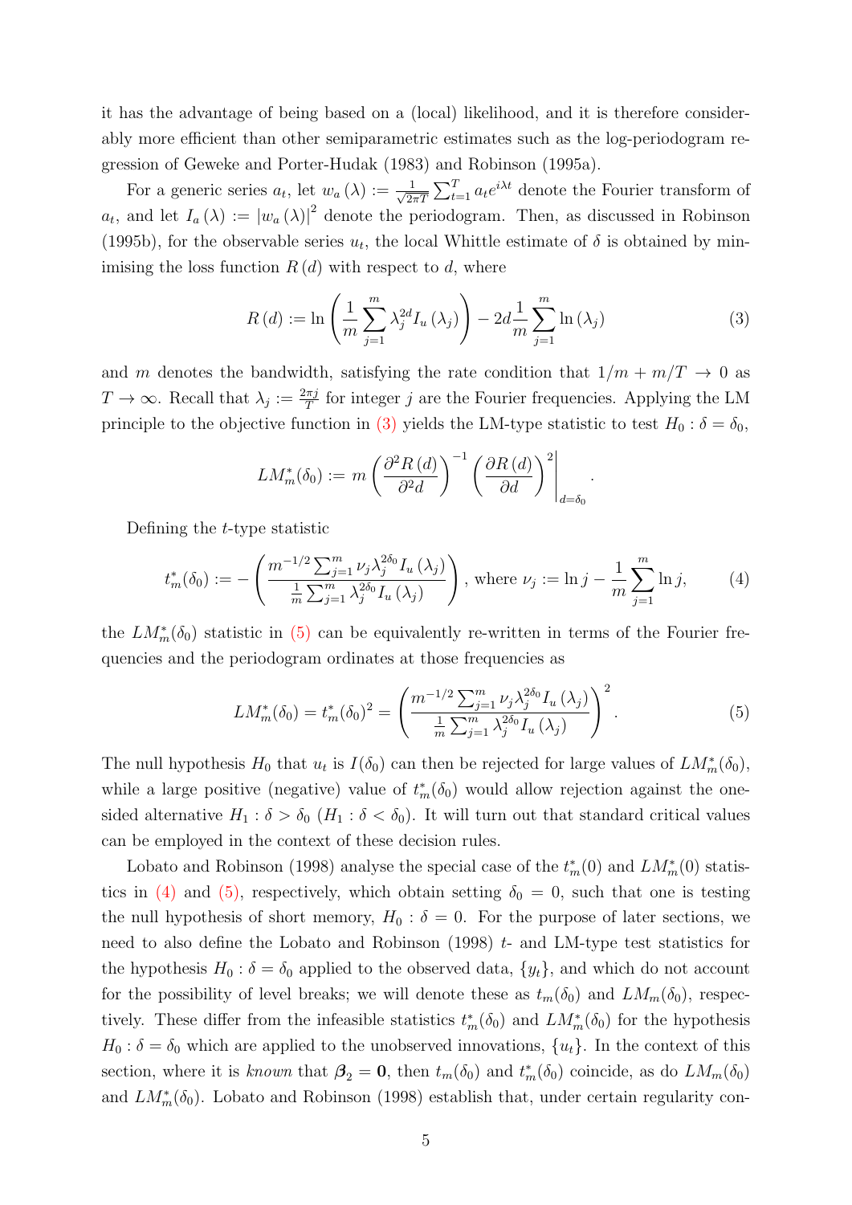it has the advantage of being based on a (local) likelihood, and it is therefore considerably more efficient than other semiparametric estimates such as the log-periodogram regression of Geweke and Porter-Hudak (1983) and Robinson (1995a).

For a generic series $a_t$, let $w_a(\lambda) := \frac{1}{\sqrt{2\pi T}} \sum_{t=1}^{T} a_t e^{i\lambda t}$ denote the Fourier transform of $a_t$, and let $I_a(\lambda) := |w_a(\lambda)|^2$ denote the periodogram. Then, as discussed in Robinson (1995b), for the observable series $u_t$, the local Whittle estimate of $\delta$ is obtained by minimising the loss function $R(d)$ with respect to $d$, where

$$R(d) := \ln\left(\frac{1}{m}\sum_{j=1}^{m} \lambda_j^{2d} I_u(\lambda_j)\right) - 2d\frac{1}{m}\sum_{j=1}^{m}\ln(\lambda_j) \tag{3}$$

and $m$ denotes the bandwidth, satisfying the rate condition that $1/m + m/T \to 0$ as $T \to \infty$. Recall that $\lambda_j := \frac{2\pi j}{T}$ for integer $j$ are the Fourier frequencies. Applying the LM principle to the objective function in (3) yields the LM-type statistic to test $H_0 : \delta = \delta_0$,

$$LM_m^*(\delta_0) := m\left(\frac{\partial^2 R(d)}{\partial^2 d}\right)^{-1}\left(\frac{\partial R(d)}{\partial d}\right)^2\Bigg|_{d=\delta_0}.$$

Defining the $t$-type statistic

$$t_m^*(\delta_0) := -\left(\frac{m^{-1/2}\sum_{j=1}^{m}\nu_j \lambda_j^{2\delta_0} I_u(\lambda_j)}{\frac{1}{m}\sum_{j=1}^{m}\lambda_j^{2\delta_0} I_u(\lambda_j)}\right), \text{ where } \nu_j := \ln j - \frac{1}{m}\sum_{j=1}^{m}\ln j, \tag{4}$$

the $LM_m^*(\delta_0)$ statistic in (5) can be equivalently re-written in terms of the Fourier frequencies and the periodogram ordinates at those frequencies as

$$LM_m^*(\delta_0) = t_m^*(\delta_0)^2 = \left(\frac{m^{-1/2}\sum_{j=1}^{m}\nu_j \lambda_j^{2\delta_0} I_u(\lambda_j)}{\frac{1}{m}\sum_{j=1}^{m}\lambda_j^{2\delta_0} I_u(\lambda_j)}\right)^2. \tag{5}$$

The null hypothesis $H_0$ that $u_t$ is $I(\delta_0)$ can then be rejected for large values of $LM_m^*(\delta_0)$, while a large positive (negative) value of $t_m^*(\delta_0)$ would allow rejection against the one-sided alternative $H_1 : \delta > \delta_0$ ($H_1 : \delta < \delta_0$). It will turn out that standard critical values can be employed in the context of these decision rules.

Lobato and Robinson (1998) analyse the special case of the $t_m^*(0)$ and $LM_m^*(0)$ statistics in (4) and (5), respectively, which obtain setting $\delta_0 = 0$, such that one is testing the null hypothesis of short memory, $H_0 : \delta = 0$. For the purpose of later sections, we need to also define the Lobato and Robinson (1998) $t$- and LM-type test statistics for the hypothesis $H_0 : \delta = \delta_0$ applied to the observed data, $\{y_t\}$, and which do not account for the possibility of level breaks; we will denote these as $t_m(\delta_0)$ and $LM_m(\delta_0)$, respectively. These differ from the infeasible statistics $t_m^*(\delta_0)$ and $LM_m^*(\delta_0)$ for the hypothesis $H_0 : \delta = \delta_0$ which are applied to the unobserved innovations, $\{u_t\}$. In the context of this section, where it is *known* that $\boldsymbol{\beta}_2 = \mathbf{0}$, then $t_m(\delta_0)$ and $t_m^*(\delta_0)$ coincide, as do $LM_m(\delta_0)$ and $LM_m^*(\delta_0)$. Lobato and Robinson (1998) establish that, under certain regularity con-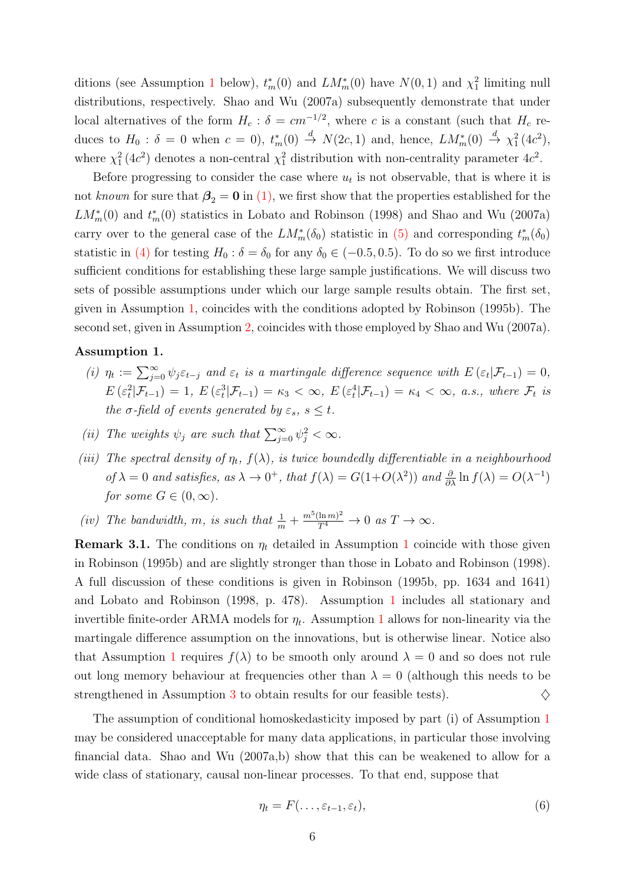ditions (see Assumption 1 below), $t_m^*(0)$ and $LM_m^*(0)$ have $N(0,1)$ and $\chi_1^2$ limiting null distributions, respectively. Shao and Wu (2007a) subsequently demonstrate that under local alternatives of the form $H_c : \delta = cm^{-1/2}$, where $c$ is a constant (such that $H_c$ reduces to $H_0 : \delta = 0$ when $c = 0$), $t_m^*(0) \xrightarrow{d} N(2c, 1)$ and, hence, $LM_m^*(0) \xrightarrow{d} \chi_1^2(4c^2)$, where $\chi_1^2(4c^2)$ denotes a non-central $\chi_1^2$ distribution with non-centrality parameter $4c^2$.

Before progressing to consider the case where $u_t$ is not observable, that is where it is not *known* for sure that $\boldsymbol{\beta}_2 = \mathbf{0}$ in (1), we first show that the properties established for the $LM_m^*(0)$ and $t_m^*(0)$ statistics in Lobato and Robinson (1998) and Shao and Wu (2007a) carry over to the general case of the $LM_m^*(\delta_0)$ statistic in (5) and corresponding $t_m^*(\delta_0)$ statistic in (4) for testing $H_0 : \delta = \delta_0$ for any $\delta_0 \in (-0.5, 0.5)$. To do so we first introduce sufficient conditions for establishing these large sample justifications. We will discuss two sets of possible assumptions under which our large sample results obtain. The first set, given in Assumption 1, coincides with the conditions adopted by Robinson (1995b). The second set, given in Assumption 2, coincides with those employed by Shao and Wu (2007a).

**Assumption 1.**

*(i)* $\eta_t := \sum_{j=0}^{\infty} \psi_j \varepsilon_{t-j}$ *and* $\varepsilon_t$ *is a martingale difference sequence with* $E(\varepsilon_t | \mathcal{F}_{t-1}) = 0$, $E(\varepsilon_t^2 | \mathcal{F}_{t-1}) = 1$, $E(\varepsilon_t^3 | \mathcal{F}_{t-1}) = \kappa_3 < \infty$, $E(\varepsilon_t^4 | \mathcal{F}_{t-1}) = \kappa_4 < \infty$, *a.s., where* $\mathcal{F}_t$ *is the* $\sigma$*-field of events generated by* $\varepsilon_s$, $s \leq t$.

*(ii) The weights* $\psi_j$ *are such that* $\sum_{j=0}^{\infty} \psi_j^2 < \infty$.

*(iii) The spectral density of* $\eta_t$, $f(\lambda)$, *is twice boundedly differentiable in a neighbourhood of* $\lambda = 0$ *and satisfies, as* $\lambda \to 0^+$, *that* $f(\lambda) = G(1 + O(\lambda^2))$ *and* $\frac{\partial}{\partial \lambda} \ln f(\lambda) = O(\lambda^{-1})$ *for some* $G \in (0, \infty)$.

*(iv) The bandwidth,* $m$, *is such that* $\frac{1}{m} + \frac{m^5 (\ln m)^2}{T^4} \to 0$ *as* $T \to \infty$.

**Remark 3.1.** The conditions on $\eta_t$ detailed in Assumption 1 coincide with those given in Robinson (1995b) and are slightly stronger than those in Lobato and Robinson (1998). A full discussion of these conditions is given in Robinson (1995b, pp. 1634 and 1641) and Lobato and Robinson (1998, p. 478). Assumption 1 includes all stationary and invertible finite-order ARMA models for $\eta_t$. Assumption 1 allows for non-linearity via the martingale difference assumption on the innovations, but is otherwise linear. Notice also that Assumption 1 requires $f(\lambda)$ to be smooth only around $\lambda = 0$ and so does not rule out long memory behaviour at frequencies other than $\lambda = 0$ (although this needs to be strengthened in Assumption 3 to obtain results for our feasible tests). ◊

The assumption of conditional homoskedasticity imposed by part (i) of Assumption 1 may be considered unacceptable for many data applications, in particular those involving financial data. Shao and Wu (2007a,b) show that this can be weakened to allow for a wide class of stationary, causal non-linear processes. To that end, suppose that

$$\eta_t = F(\ldots, \varepsilon_{t-1}, \varepsilon_t), \tag{6}$$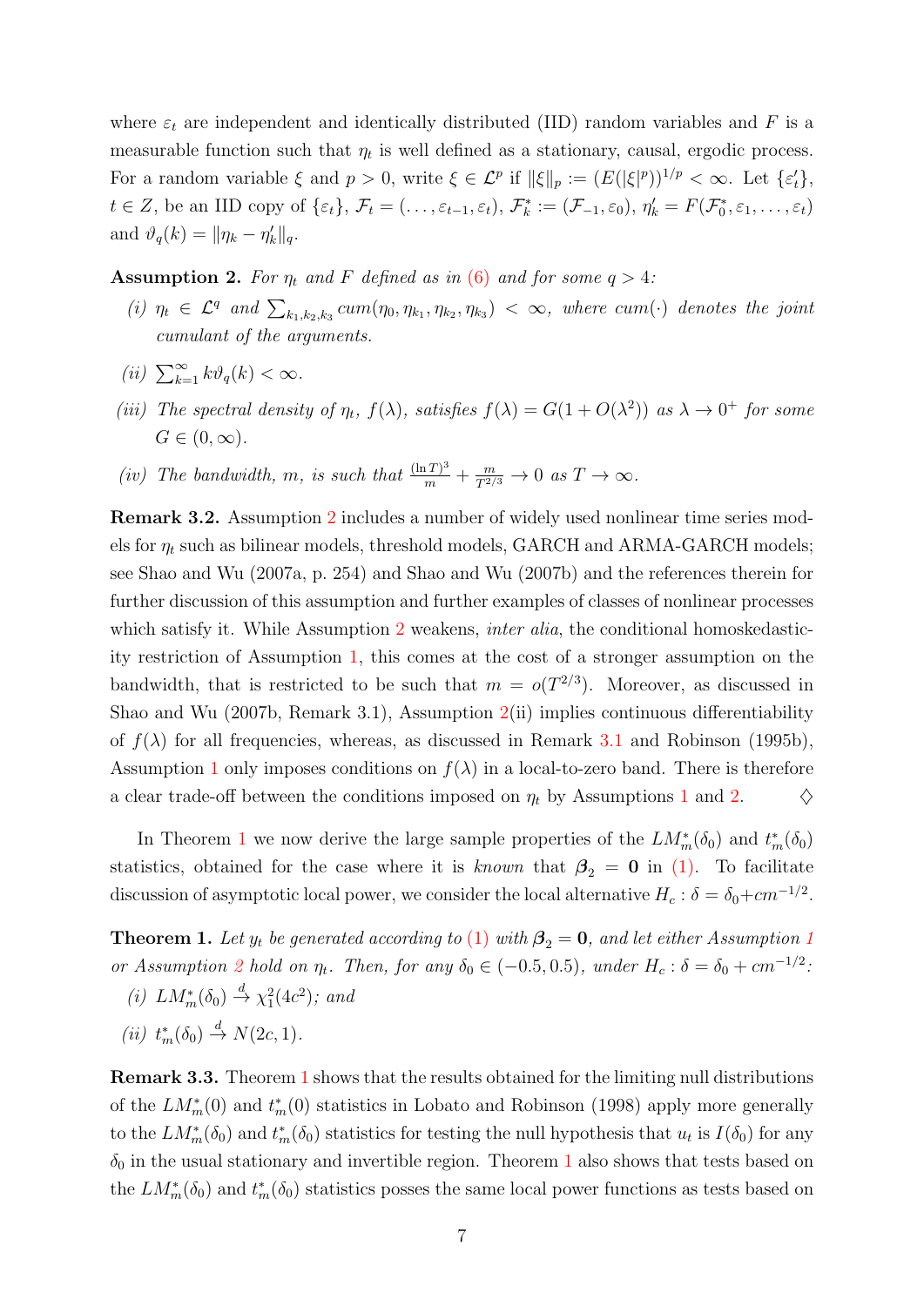where $\varepsilon_t$ are independent and identically distributed (IID) random variables and $F$ is a measurable function such that $\eta_t$ is well defined as a stationary, causal, ergodic process. For a random variable $\xi$ and $p > 0$, write $\xi \in \mathcal{L}^p$ if $\|\xi\|_p := (E(|\xi|^p))^{1/p} < \infty$. Let $\{\varepsilon'_t\}$, $t \in Z$, be an IID copy of $\{\varepsilon_t\}$, $\mathcal{F}_t = (\ldots, \varepsilon_{t-1}, \varepsilon_t)$, $\mathcal{F}^*_k := (\mathcal{F}_{-1}, \varepsilon_0)$, $\eta'_k = F(\mathcal{F}^*_0, \varepsilon_1, \ldots, \varepsilon_t)$ and $\vartheta_q(k) = \|\eta_k - \eta'_k\|_q$.

**Assumption 2.** *For $\eta_t$ and $F$ defined as in (6) and for some $q > 4$:*

*(i) $\eta_t \in \mathcal{L}^q$ and $\sum_{k_1,k_2,k_3} cum(\eta_0, \eta_{k_1}, \eta_{k_2}, \eta_{k_3}) < \infty$, where $cum(\cdot)$ denotes the joint cumulant of the arguments.*

*(ii) $\sum_{k=1}^{\infty} k\vartheta_q(k) < \infty$.*

*(iii) The spectral density of $\eta_t$, $f(\lambda)$, satisfies $f(\lambda) = G(1 + O(\lambda^2))$ as $\lambda \to 0^+$ for some $G \in (0, \infty)$.*

*(iv) The bandwidth, $m$, is such that $\frac{(\ln T)^3}{m} + \frac{m}{T^{2/3}} \to 0$ as $T \to \infty$.*

**Remark 3.2.** Assumption 2 includes a number of widely used nonlinear time series models for $\eta_t$ such as bilinear models, threshold models, GARCH and ARMA-GARCH models; see Shao and Wu (2007a, p. 254) and Shao and Wu (2007b) and the references therein for further discussion of this assumption and further examples of classes of nonlinear processes which satisfy it. While Assumption 2 weakens, *inter alia*, the conditional homoskedasticity restriction of Assumption 1, this comes at the cost of a stronger assumption on the bandwidth, that is restricted to be such that $m = o(T^{2/3})$. Moreover, as discussed in Shao and Wu (2007b, Remark 3.1), Assumption 2(ii) implies continuous differentiability of $f(\lambda)$ for all frequencies, whereas, as discussed in Remark 3.1 and Robinson (1995b), Assumption 1 only imposes conditions on $f(\lambda)$ in a local-to-zero band. There is therefore a clear trade-off between the conditions imposed on $\eta_t$ by Assumptions 1 and 2. $\diamondsuit$

In Theorem 1 we now derive the large sample properties of the $LM^*_m(\delta_0)$ and $t^*_m(\delta_0)$ statistics, obtained for the case where it is *known* that $\boldsymbol{\beta}_2 = \mathbf{0}$ in (1). To facilitate discussion of asymptotic local power, we consider the local alternative $H_c : \delta = \delta_0 + cm^{-1/2}$.

**Theorem 1.** *Let $y_t$ be generated according to (1) with $\boldsymbol{\beta}_2 = \mathbf{0}$, and let either Assumption 1 or Assumption 2 hold on $\eta_t$. Then, for any $\delta_0 \in (-0.5, 0.5)$, under $H_c : \delta = \delta_0 + cm^{-1/2}$:*

*(i) $LM^*_m(\delta_0) \xrightarrow{d} \chi^2_1(4c^2)$; and*

*(ii) $t^*_m(\delta_0) \xrightarrow{d} N(2c, 1)$.*

**Remark 3.3.** Theorem 1 shows that the results obtained for the limiting null distributions of the $LM^*_m(0)$ and $t^*_m(0)$ statistics in Lobato and Robinson (1998) apply more generally to the $LM^*_m(\delta_0)$ and $t^*_m(\delta_0)$ statistics for testing the null hypothesis that $u_t$ is $I(\delta_0)$ for any $\delta_0$ in the usual stationary and invertible region. Theorem 1 also shows that tests based on the $LM^*_m(\delta_0)$ and $t^*_m(\delta_0)$ statistics posses the same local power functions as tests based on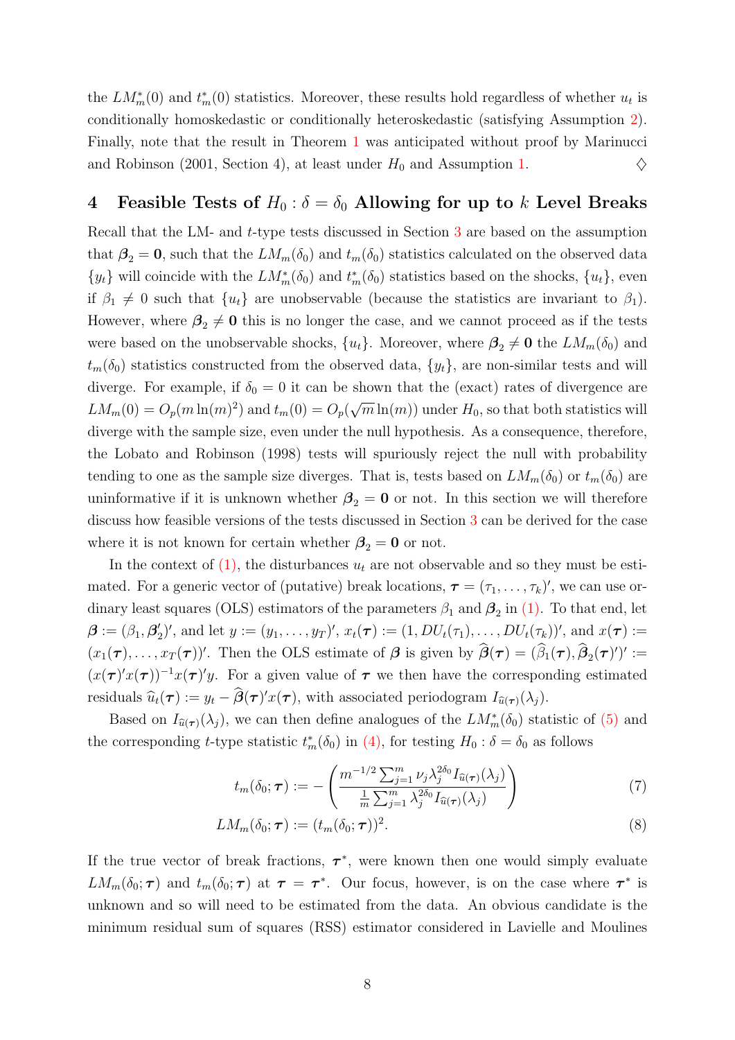the $LM^*_m(0)$ and $t^*_m(0)$ statistics. Moreover, these results hold regardless of whether $u_t$ is conditionally homoskedastic or conditionally heteroskedastic (satisfying Assumption 2). Finally, note that the result in Theorem 1 was anticipated without proof by Marinucci and Robinson (2001, Section 4), at least under $H_0$ and Assumption 1. $\diamondsuit$

## 4 Feasible Tests of $H_0 : \delta = \delta_0$ Allowing for up to $k$ Level Breaks

Recall that the LM- and $t$-type tests discussed in Section 3 are based on the assumption that $\boldsymbol{\beta}_2 = \mathbf{0}$, such that the $LM_m(\delta_0)$ and $t_m(\delta_0)$ statistics calculated on the observed data $\{y_t\}$ will coincide with the $LM^*_m(\delta_0)$ and $t^*_m(\delta_0)$ statistics based on the shocks, $\{u_t\}$, even if $\beta_1 \neq 0$ such that $\{u_t\}$ are unobservable (because the statistics are invariant to $\beta_1$). However, where $\boldsymbol{\beta}_2 \neq \mathbf{0}$ this is no longer the case, and we cannot proceed as if the tests were based on the unobservable shocks, $\{u_t\}$. Moreover, where $\boldsymbol{\beta}_2 \neq \mathbf{0}$ the $LM_m(\delta_0)$ and $t_m(\delta_0)$ statistics constructed from the observed data, $\{y_t\}$, are non-similar tests and will diverge. For example, if $\delta_0 = 0$ it can be shown that the (exact) rates of divergence are $LM_m(0) = O_p(m \ln(m)^2)$ and $t_m(0) = O_p(\sqrt{m}\ln(m))$ under $H_0$, so that both statistics will diverge with the sample size, even under the null hypothesis. As a consequence, therefore, the Lobato and Robinson (1998) tests will spuriously reject the null with probability tending to one as the sample size diverges. That is, tests based on $LM_m(\delta_0)$ or $t_m(\delta_0)$ are uninformative if it is unknown whether $\boldsymbol{\beta}_2 = \mathbf{0}$ or not. In this section we will therefore discuss how feasible versions of the tests discussed in Section 3 can be derived for the case where it is not known for certain whether $\boldsymbol{\beta}_2 = \mathbf{0}$ or not.

In the context of (1), the disturbances $u_t$ are not observable and so they must be estimated. For a generic vector of (putative) break locations, $\boldsymbol{\tau} = (\tau_1, \ldots, \tau_k)'$, we can use ordinary least squares (OLS) estimators of the parameters $\beta_1$ and $\boldsymbol{\beta}_2$ in (1). To that end, let $\boldsymbol{\beta} := (\beta_1, \boldsymbol{\beta}_2')'$, and let $y := (y_1, \ldots, y_T)'$, $x_t(\boldsymbol{\tau}) := (1, DU_t(\tau_1), \ldots, DU_t(\tau_k))'$, and $x(\boldsymbol{\tau}) := (x_1(\boldsymbol{\tau}), \ldots, x_T(\boldsymbol{\tau}))'$. Then the OLS estimate of $\boldsymbol{\beta}$ is given by $\widehat{\boldsymbol{\beta}}(\boldsymbol{\tau}) = (\widehat{\beta}_1(\boldsymbol{\tau}), \widehat{\boldsymbol{\beta}}_2(\boldsymbol{\tau})')' := (x(\boldsymbol{\tau})'x(\boldsymbol{\tau}))^{-1}x(\boldsymbol{\tau})'y$. For a given value of $\boldsymbol{\tau}$ we then have the corresponding estimated residuals $\widehat{u}_t(\boldsymbol{\tau}) := y_t - \widehat{\boldsymbol{\beta}}(\boldsymbol{\tau})'x(\boldsymbol{\tau})$, with associated periodogram $I_{\widehat{u}(\boldsymbol{\tau})}(\lambda_j)$.

Based on $I_{\widehat{u}(\boldsymbol{\tau})}(\lambda_j)$, we can then define analogues of the $LM^*_m(\delta_0)$ statistic of (5) and the corresponding $t$-type statistic $t^*_m(\delta_0)$ in (4), for testing $H_0 : \delta = \delta_0$ as follows

$$t_m(\delta_0; \boldsymbol{\tau}) := -\left( \frac{m^{-1/2} \sum_{j=1}^m \nu_j \lambda_j^{2\delta_0} I_{\widehat{u}(\boldsymbol{\tau})}(\lambda_j)}{\frac{1}{m}\sum_{j=1}^m \lambda_j^{2\delta_0} I_{\widehat{u}(\boldsymbol{\tau})}(\lambda_j)} \right) \tag{7}$$

$$LM_m(\delta_0; \boldsymbol{\tau}) := (t_m(\delta_0; \boldsymbol{\tau}))^2. \tag{8}$$

If the true vector of break fractions, $\boldsymbol{\tau}^*$, were known then one would simply evaluate $LM_m(\delta_0; \boldsymbol{\tau})$ and $t_m(\delta_0; \boldsymbol{\tau})$ at $\boldsymbol{\tau} = \boldsymbol{\tau}^*$. Our focus, however, is on the case where $\boldsymbol{\tau}^*$ is unknown and so will need to be estimated from the data. An obvious candidate is the minimum residual sum of squares (RSS) estimator considered in Lavielle and Moulines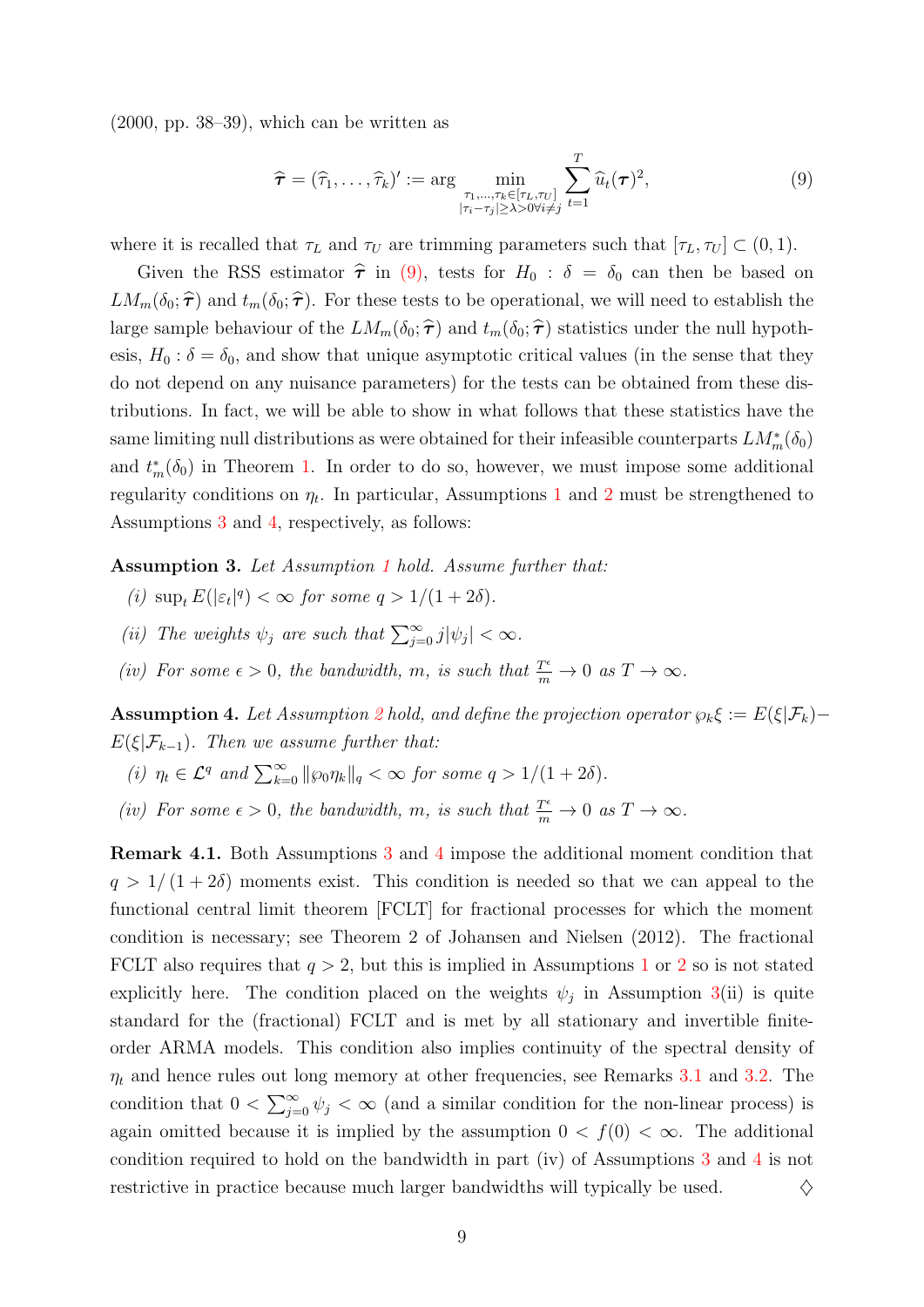(2000, pp. 38–39), which can be written as

$$\widehat{\boldsymbol{\tau}} = (\widehat{\tau}_1, \ldots, \widehat{\tau}_k)' := \arg \min_{\substack{\tau_1, \ldots, \tau_k \in [\tau_L, \tau_U] \\ |\tau_i - \tau_j| \geq \lambda > 0 \forall i \neq j}} \sum_{t=1}^{T} \widehat{u}_t(\boldsymbol{\tau})^2, \tag{9}$$

where it is recalled that $\tau_L$ and $\tau_U$ are trimming parameters such that $[\tau_L, \tau_U] \subset (0, 1)$.

Given the RSS estimator $\widehat{\boldsymbol{\tau}}$ in (9), tests for $H_0 : \delta = \delta_0$ can then be based on $LM_m(\delta_0; \widehat{\boldsymbol{\tau}})$ and $t_m(\delta_0; \widehat{\boldsymbol{\tau}})$. For these tests to be operational, we will need to establish the large sample behaviour of the $LM_m(\delta_0; \widehat{\boldsymbol{\tau}})$ and $t_m(\delta_0; \widehat{\boldsymbol{\tau}})$ statistics under the null hypothesis, $H_0 : \delta = \delta_0$, and show that unique asymptotic critical values (in the sense that they do not depend on any nuisance parameters) for the tests can be obtained from these distributions. In fact, we will be able to show in what follows that these statistics have the same limiting null distributions as were obtained for their infeasible counterparts $LM_m^*(\delta_0)$ and $t_m^*(\delta_0)$ in Theorem 1. In order to do so, however, we must impose some additional regularity conditions on $\eta_t$. In particular, Assumptions 1 and 2 must be strengthened to Assumptions 3 and 4, respectively, as follows:

**Assumption 3.** *Let Assumption 1 hold. Assume further that:*

*(i)* $\sup_t E(|\varepsilon_t|^q) < \infty$ *for some* $q > 1/(1 + 2\delta)$.

*(ii) The weights* $\psi_j$ *are such that* $\sum_{j=0}^{\infty} j|\psi_j| < \infty$.

*(iv) For some* $\epsilon > 0$, *the bandwidth,* $m$, *is such that* $\frac{T^\epsilon}{m} \to 0$ *as* $T \to \infty$.

**Assumption 4.** *Let Assumption 2 hold, and define the projection operator* $\wp_k \xi := E(\xi|\mathcal{F}_k) - E(\xi|\mathcal{F}_{k-1})$. *Then we assume further that:*

*(i)* $\eta_t \in \mathcal{L}^q$ *and* $\sum_{k=0}^{\infty} \|\wp_0 \eta_k\|_q < \infty$ *for some* $q > 1/(1 + 2\delta)$.

*(iv) For some* $\epsilon > 0$, *the bandwidth,* $m$, *is such that* $\frac{T^\epsilon}{m} \to 0$ *as* $T \to \infty$.

**Remark 4.1.** Both Assumptions 3 and 4 impose the additional moment condition that $q > 1/(1 + 2\delta)$ moments exist. This condition is needed so that we can appeal to the functional central limit theorem [FCLT] for fractional processes for which the moment condition is necessary; see Theorem 2 of Johansen and Nielsen (2012). The fractional FCLT also requires that $q > 2$, but this is implied in Assumptions 1 or 2 so is not stated explicitly here. The condition placed on the weights $\psi_j$ in Assumption 3(ii) is quite standard for the (fractional) FCLT and is met by all stationary and invertible finite-order ARMA models. This condition also implies continuity of the spectral density of $\eta_t$ and hence rules out long memory at other frequencies, see Remarks 3.1 and 3.2. The condition that $0 < \sum_{j=0}^{\infty} \psi_j < \infty$ (and a similar condition for the non-linear process) is again omitted because it is implied by the assumption $0 < f(0) < \infty$. The additional condition required to hold on the bandwidth in part (iv) of Assumptions 3 and 4 is not restrictive in practice because much larger bandwidths will typically be used. ♢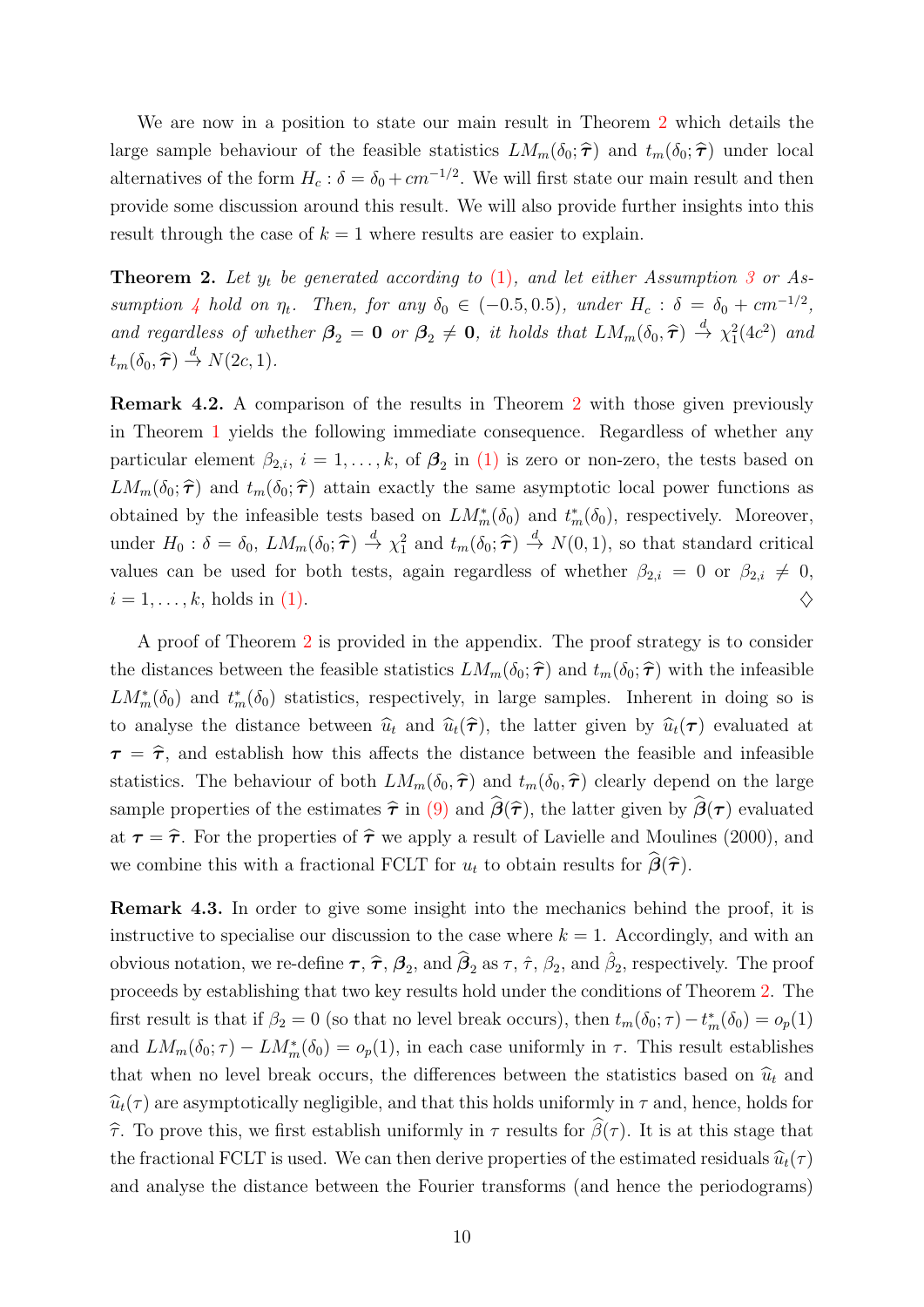We are now in a position to state our main result in Theorem 2 which details the large sample behaviour of the feasible statistics $LM_m(\delta_0; \widehat{\boldsymbol{\tau}})$ and $t_m(\delta_0; \widehat{\boldsymbol{\tau}})$ under local alternatives of the form $H_c : \delta = \delta_0 + cm^{-1/2}$. We will first state our main result and then provide some discussion around this result. We will also provide further insights into this result through the case of $k = 1$ where results are easier to explain.

**Theorem 2.** *Let $y_t$ be generated according to (1), and let either Assumption 3 or Assumption 4 hold on $\eta_t$. Then, for any $\delta_0 \in (-0.5, 0.5)$, under $H_c : \delta = \delta_0 + cm^{-1/2}$, and regardless of whether $\boldsymbol{\beta}_2 = \mathbf{0}$ or $\boldsymbol{\beta}_2 \neq \mathbf{0}$, it holds that $LM_m(\delta_0, \widehat{\boldsymbol{\tau}}) \xrightarrow{d} \chi_1^2(4c^2)$ and $t_m(\delta_0, \widehat{\boldsymbol{\tau}}) \xrightarrow{d} N(2c, 1)$.*

**Remark 4.2.** A comparison of the results in Theorem 2 with those given previously in Theorem 1 yields the following immediate consequence. Regardless of whether any particular element $\beta_{2,i}$, $i = 1, \ldots, k$, of $\boldsymbol{\beta}_2$ in (1) is zero or non-zero, the tests based on $LM_m(\delta_0; \widehat{\boldsymbol{\tau}})$ and $t_m(\delta_0; \widehat{\boldsymbol{\tau}})$ attain exactly the same asymptotic local power functions as obtained by the infeasible tests based on $LM_m^*(\delta_0)$ and $t_m^*(\delta_0)$, respectively. Moreover, under $H_0 : \delta = \delta_0$, $LM_m(\delta_0; \widehat{\boldsymbol{\tau}}) \xrightarrow{d} \chi_1^2$ and $t_m(\delta_0; \widehat{\boldsymbol{\tau}}) \xrightarrow{d} N(0, 1)$, so that standard critical values can be used for both tests, again regardless of whether $\beta_{2,i} = 0$ or $\beta_{2,i} \neq 0$, $i = 1, \ldots, k$, holds in (1). ♢

A proof of Theorem 2 is provided in the appendix. The proof strategy is to consider the distances between the feasible statistics $LM_m(\delta_0; \widehat{\boldsymbol{\tau}})$ and $t_m(\delta_0; \widehat{\boldsymbol{\tau}})$ with the infeasible $LM_m^*(\delta_0)$ and $t_m^*(\delta_0)$ statistics, respectively, in large samples. Inherent in doing so is to analyse the distance between $\widehat{u}_t$ and $\widehat{u}_t(\widehat{\boldsymbol{\tau}})$, the latter given by $\widehat{u}_t(\boldsymbol{\tau})$ evaluated at $\boldsymbol{\tau} = \widehat{\boldsymbol{\tau}}$, and establish how this affects the distance between the feasible and infeasible statistics. The behaviour of both $LM_m(\delta_0, \widehat{\boldsymbol{\tau}})$ and $t_m(\delta_0, \widehat{\boldsymbol{\tau}})$ clearly depend on the large sample properties of the estimates $\widehat{\boldsymbol{\tau}}$ in (9) and $\widehat{\boldsymbol{\beta}}(\widehat{\boldsymbol{\tau}})$, the latter given by $\widehat{\boldsymbol{\beta}}(\boldsymbol{\tau})$ evaluated at $\boldsymbol{\tau} = \widehat{\boldsymbol{\tau}}$. For the properties of $\widehat{\boldsymbol{\tau}}$ we apply a result of Lavielle and Moulines (2000), and we combine this with a fractional FCLT for $u_t$ to obtain results for $\widehat{\boldsymbol{\beta}}(\widehat{\boldsymbol{\tau}})$.

**Remark 4.3.** In order to give some insight into the mechanics behind the proof, it is instructive to specialise our discussion to the case where $k = 1$. Accordingly, and with an obvious notation, we re-define $\boldsymbol{\tau}$, $\widehat{\boldsymbol{\tau}}$, $\boldsymbol{\beta}_2$, and $\widehat{\boldsymbol{\beta}}_2$ as $\tau$, $\hat{\tau}$, $\beta_2$, and $\hat{\beta}_2$, respectively. The proof proceeds by establishing that two key results hold under the conditions of Theorem 2. The first result is that if $\beta_2 = 0$ (so that no level break occurs), then $t_m(\delta_0; \tau) - t_m^*(\delta_0) = o_p(1)$ and $LM_m(\delta_0; \tau) - LM_m^*(\delta_0) = o_p(1)$, in each case uniformly in $\tau$. This result establishes that when no level break occurs, the differences between the statistics based on $\widehat{u}_t$ and $\widehat{u}_t(\tau)$ are asymptotically negligible, and that this holds uniformly in $\tau$ and, hence, holds for $\widehat{\tau}$. To prove this, we first establish uniformly in $\tau$ results for $\widehat{\beta}(\tau)$. It is at this stage that the fractional FCLT is used. We can then derive properties of the estimated residuals $\widehat{u}_t(\tau)$ and analyse the distance between the Fourier transforms (and hence the periodograms)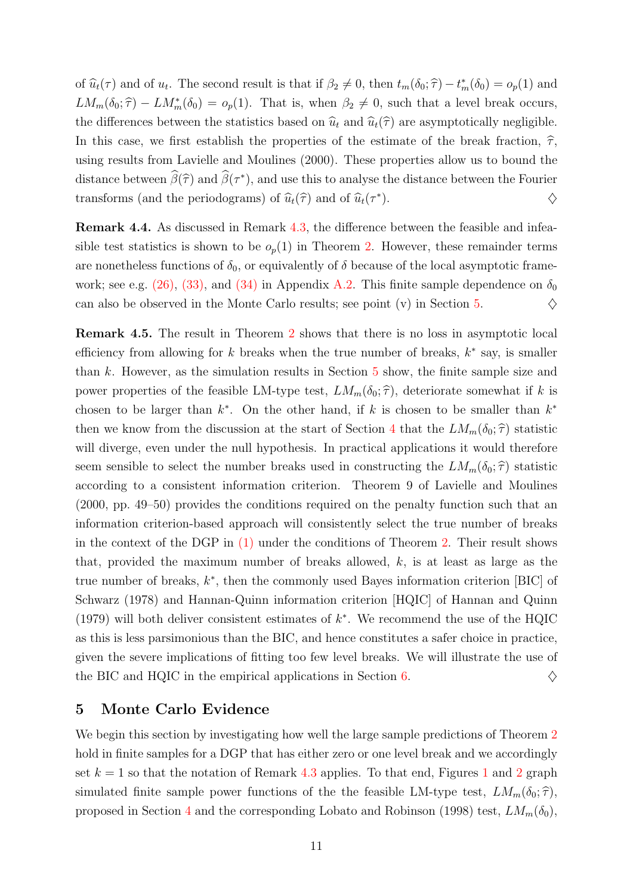of $\widehat{u}_t(\tau)$ and of $u_t$. The second result is that if $\beta_2 \neq 0$, then $t_m(\delta_0;\widehat{\tau}) - t_m^*(\delta_0) = o_p(1)$ and $LM_m(\delta_0;\widehat{\tau}) - LM_m^*(\delta_0) = o_p(1)$. That is, when $\beta_2 \neq 0$, such that a level break occurs, the differences between the statistics based on $\widehat{u}_t$ and $\widehat{u}_t(\widehat{\tau})$ are asymptotically negligible. In this case, we first establish the properties of the estimate of the break fraction, $\widehat{\tau}$, using results from Lavielle and Moulines (2000). These properties allow us to bound the distance between $\widehat{\beta}(\widehat{\tau})$ and $\widehat{\beta}(\tau^*)$, and use this to analyse the distance between the Fourier transforms (and the periodograms) of $\widehat{u}_t(\widehat{\tau})$ and of $\widehat{u}_t(\tau^*)$. ♢

**Remark 4.4.** As discussed in Remark 4.3, the difference between the feasible and infeasible test statistics is shown to be $o_p(1)$ in Theorem 2. However, these remainder terms are nonetheless functions of $\delta_0$, or equivalently of $\delta$ because of the local asymptotic framework; see e.g. (26), (33), and (34) in Appendix A.2. This finite sample dependence on $\delta_0$ can also be observed in the Monte Carlo results; see point (v) in Section 5. ♢

**Remark 4.5.** The result in Theorem 2 shows that there is no loss in asymptotic local efficiency from allowing for $k$ breaks when the true number of breaks, $k^*$ say, is smaller than $k$. However, as the simulation results in Section 5 show, the finite sample size and power properties of the feasible LM-type test, $LM_m(\delta_0;\widehat{\tau})$, deteriorate somewhat if $k$ is chosen to be larger than $k^*$. On the other hand, if $k$ is chosen to be smaller than $k^*$ then we know from the discussion at the start of Section 4 that the $LM_m(\delta_0;\widehat{\tau})$ statistic will diverge, even under the null hypothesis. In practical applications it would therefore seem sensible to select the number breaks used in constructing the $LM_m(\delta_0;\widehat{\tau})$ statistic according to a consistent information criterion. Theorem 9 of Lavielle and Moulines (2000, pp. 49–50) provides the conditions required on the penalty function such that an information criterion-based approach will consistently select the true number of breaks in the context of the DGP in (1) under the conditions of Theorem 2. Their result shows that, provided the maximum number of breaks allowed, $k$, is at least as large as the true number of breaks, $k^*$, then the commonly used Bayes information criterion [BIC] of Schwarz (1978) and Hannan-Quinn information criterion [HQIC] of Hannan and Quinn (1979) will both deliver consistent estimates of $k^*$. We recommend the use of the HQIC as this is less parsimonious than the BIC, and hence constitutes a safer choice in practice, given the severe implications of fitting too few level breaks. We will illustrate the use of the BIC and HQIC in the empirical applications in Section 6. ♢

## 5 Monte Carlo Evidence

We begin this section by investigating how well the large sample predictions of Theorem 2 hold in finite samples for a DGP that has either zero or one level break and we accordingly set $k = 1$ so that the notation of Remark 4.3 applies. To that end, Figures 1 and 2 graph simulated finite sample power functions of the the feasible LM-type test, $LM_m(\delta_0;\widehat{\tau})$, proposed in Section 4 and the corresponding Lobato and Robinson (1998) test, $LM_m(\delta_0)$,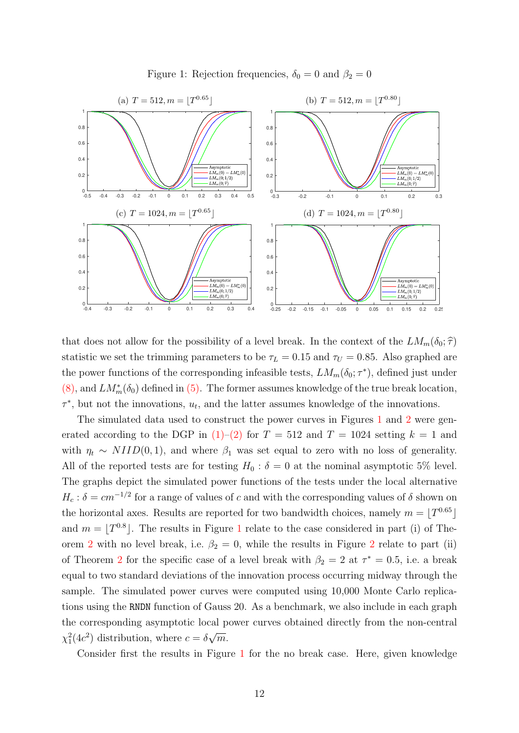Figure 1: Rejection frequencies, $\delta_0 = 0$ and $\beta_2 = 0$

(a) $T = 512, m = \lfloor T^{0.65} \rfloor$

(b) $T = 512, m = \lfloor T^{0.80} \rfloor$

(c) $T = 1024, m = \lfloor T^{0.65} \rfloor$

(d) $T = 1024, m = \lfloor T^{0.80} \rfloor$

that does not allow for the possibility of a level break. In the context of the $LM_m(\delta_0; \widehat{\tau})$ statistic we set the trimming parameters to be $\tau_L = 0.15$ and $\tau_U = 0.85$. Also graphed are the power functions of the corresponding infeasible tests, $LM_m(\delta_0; \tau^*)$, defined just under (8), and $LM_m^*(\delta_0)$ defined in (5). The former assumes knowledge of the true break location, $\tau^*$, but not the innovations, $u_t$, and the latter assumes knowledge of the innovations.

The simulated data used to construct the power curves in Figures 1 and 2 were generated according to the DGP in (1)–(2) for $T = 512$ and $T = 1024$ setting $k = 1$ and with $\eta_t \sim NIID(0, 1)$, and where $\beta_1$ was set equal to zero with no loss of generality. All of the reported tests are for testing $H_0 : \delta = 0$ at the nominal asymptotic 5% level. The graphs depict the simulated power functions of the tests under the local alternative $H_c : \delta = cm^{-1/2}$ for a range of values of $c$ and with the corresponding values of $\delta$ shown on the horizontal axes. Results are reported for two bandwidth choices, namely $m = \lfloor T^{0.65} \rfloor$ and $m = \lfloor T^{0.8} \rfloor$. The results in Figure 1 relate to the case considered in part (i) of Theorem 2 with no level break, i.e. $\beta_2 = 0$, while the results in Figure 2 relate to part (ii) of Theorem 2 for the specific case of a level break with $\beta_2 = 2$ at $\tau^* = 0.5$, i.e. a break equal to two standard deviations of the innovation process occurring midway through the sample. The simulated power curves were computed using 10,000 Monte Carlo replications using the RNDN function of Gauss 20. As a benchmark, we also include in each graph the corresponding asymptotic local power curves obtained directly from the non-central $\chi_1^2(4c^2)$ distribution, where $c = \delta\sqrt{m}$.

Consider first the results in Figure 1 for the no break case. Here, given knowledge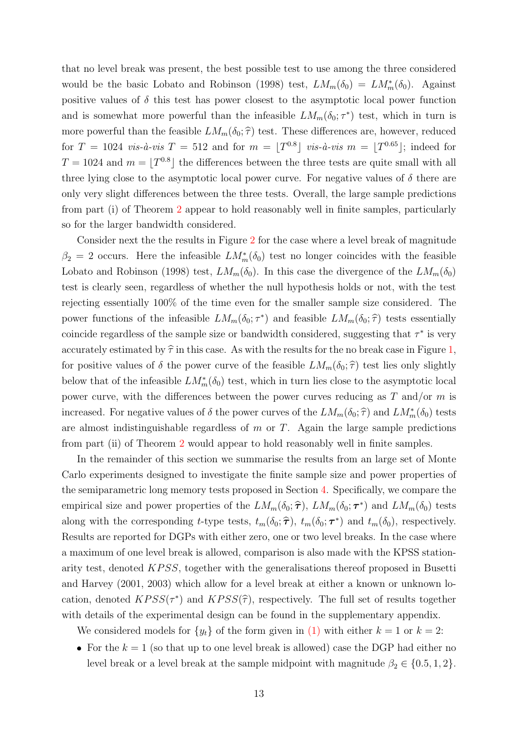that no level break was present, the best possible test to use among the three considered would be the basic Lobato and Robinson (1998) test, $LM_m(\delta_0) = LM^*_m(\delta_0)$. Against positive values of $\delta$ this test has power closest to the asymptotic local power function and is somewhat more powerful than the infeasible $LM_m(\delta_0;\tau^*)$ test, which in turn is more powerful than the feasible $LM_m(\delta_0;\widehat{\tau})$ test. These differences are, however, reduced for $T = 1024$ *vis-à-vis* $T = 512$ and for $m = \lfloor T^{0.8} \rfloor$ *vis-à-vis* $m = \lfloor T^{0.65} \rfloor$; indeed for $T = 1024$ and $m = \lfloor T^{0.8} \rfloor$ the differences between the three tests are quite small with all three lying close to the asymptotic local power curve. For negative values of $\delta$ there are only very slight differences between the three tests. Overall, the large sample predictions from part (i) of Theorem 2 appear to hold reasonably well in finite samples, particularly so for the larger bandwidth considered.

Consider next the the results in Figure 2 for the case where a level break of magnitude $\beta_2 = 2$ occurs. Here the infeasible $LM^*_m(\delta_0)$ test no longer coincides with the feasible Lobato and Robinson (1998) test, $LM_m(\delta_0)$. In this case the divergence of the $LM_m(\delta_0)$ test is clearly seen, regardless of whether the null hypothesis holds or not, with the test rejecting essentially 100% of the time even for the smaller sample size considered. The power functions of the infeasible $LM_m(\delta_0;\tau^*)$ and feasible $LM_m(\delta_0;\widehat{\tau})$ tests essentially coincide regardless of the sample size or bandwidth considered, suggesting that $\tau^*$ is very accurately estimated by $\widehat{\tau}$ in this case. As with the results for the no break case in Figure 1, for positive values of $\delta$ the power curve of the feasible $LM_m(\delta_0;\widehat{\tau})$ test lies only slightly below that of the infeasible $LM^*_m(\delta_0)$ test, which in turn lies close to the asymptotic local power curve, with the differences between the power curves reducing as $T$ and/or $m$ is increased. For negative values of $\delta$ the power curves of the $LM_m(\delta_0;\widehat{\tau})$ and $LM^*_m(\delta_0)$ tests are almost indistinguishable regardless of $m$ or $T$. Again the large sample predictions from part (ii) of Theorem 2 would appear to hold reasonably well in finite samples.

In the remainder of this section we summarise the results from an large set of Monte Carlo experiments designed to investigate the finite sample size and power properties of the semiparametric long memory tests proposed in Section 4. Specifically, we compare the empirical size and power properties of the $LM_m(\delta_0;\widehat{\boldsymbol{\tau}})$, $LM_m(\delta_0;\boldsymbol{\tau}^*)$ and $LM_m(\delta_0)$ tests along with the corresponding $t$-type tests, $t_m(\delta_0;\widehat{\boldsymbol{\tau}})$, $t_m(\delta_0;\boldsymbol{\tau}^*)$ and $t_m(\delta_0)$, respectively. Results are reported for DGPs with either zero, one or two level breaks. In the case where a maximum of one level break is allowed, comparison is also made with the KPSS stationarity test, denoted $KPSS$, together with the generalisations thereof proposed in Busetti and Harvey (2001, 2003) which allow for a level break at either a known or unknown location, denoted $KPSS(\tau^*)$ and $KPSS(\widehat{\tau})$, respectively. The full set of results together with details of the experimental design can be found in the supplementary appendix.

We considered models for $\{y_t\}$ of the form given in (1) with either $k = 1$ or $k = 2$:

- For the $k = 1$ (so that up to one level break is allowed) case the DGP had either no level break or a level break at the sample midpoint with magnitude $\beta_2 \in \{0.5, 1, 2\}$.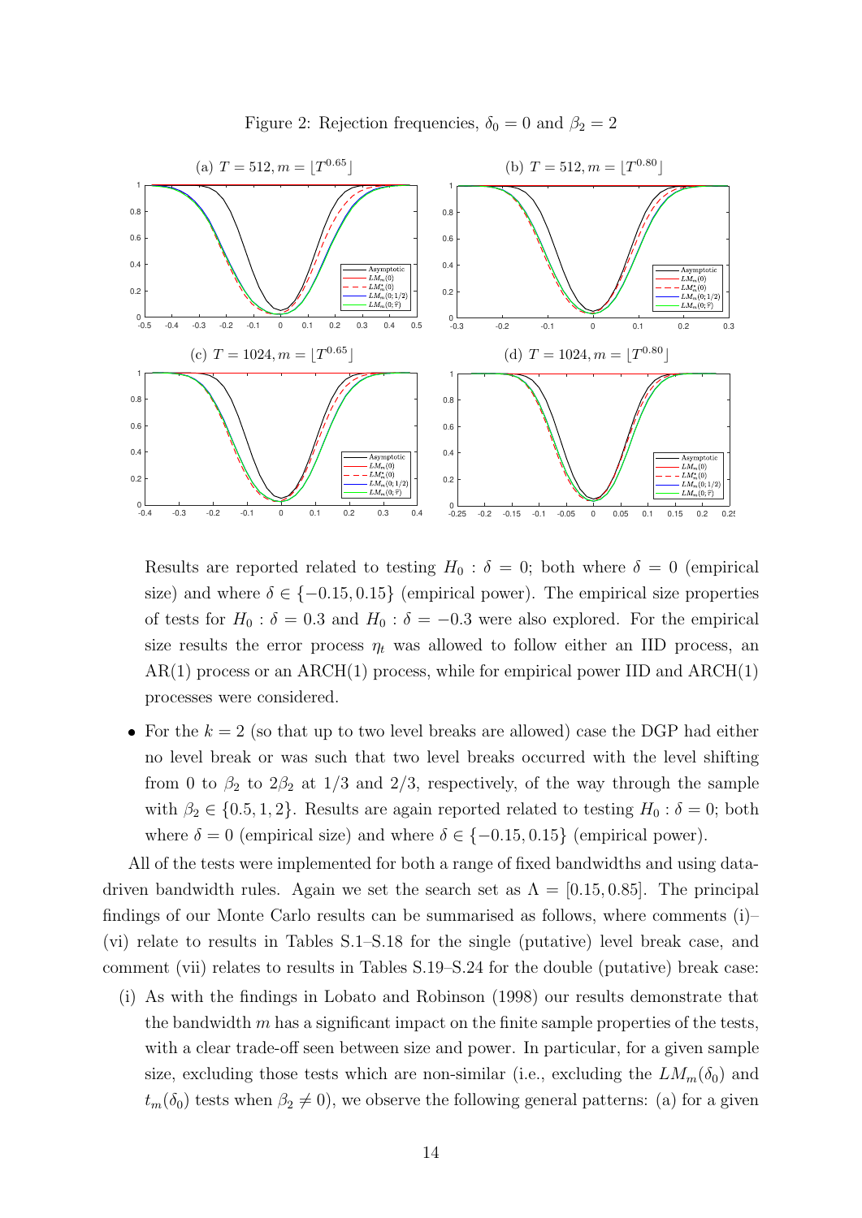Figure 2: Rejection frequencies, $\delta_0 = 0$ and $\beta_2 = 2$

Results are reported related to testing $H_0 : \delta = 0$; both where $\delta = 0$ (empirical size) and where $\delta \in \{-0.15, 0.15\}$ (empirical power). The empirical size properties of tests for $H_0 : \delta = 0.3$ and $H_0 : \delta = -0.3$ were also explored. For the empirical size results the error process $\eta_t$ was allowed to follow either an IID process, an AR(1) process or an ARCH(1) process, while for empirical power IID and ARCH(1) processes were considered.

- For the $k = 2$ (so that up to two level breaks are allowed) case the DGP had either no level break or was such that two level breaks occurred with the level shifting from 0 to $\beta_2$ to $2\beta_2$ at 1/3 and 2/3, respectively, of the way through the sample with $\beta_2 \in \{0.5, 1, 2\}$. Results are again reported related to testing $H_0 : \delta = 0$; both where $\delta = 0$ (empirical size) and where $\delta \in \{-0.15, 0.15\}$ (empirical power).

All of the tests were implemented for both a range of fixed bandwidths and using data-driven bandwidth rules. Again we set the search set as $\Lambda = [0.15, 0.85]$. The principal findings of our Monte Carlo results can be summarised as follows, where comments (i)–(vi) relate to results in Tables S.1–S.18 for the single (putative) level break case, and comment (vii) relates to results in Tables S.19–S.24 for the double (putative) break case:

(i) As with the findings in Lobato and Robinson (1998) our results demonstrate that the bandwidth $m$ has a significant impact on the finite sample properties of the tests, with a clear trade-off seen between size and power. In particular, for a given sample size, excluding those tests which are non-similar (i.e., excluding the $LM_m(\delta_0)$ and $t_m(\delta_0)$ tests when $\beta_2 \neq 0$), we observe the following general patterns: (a) for a given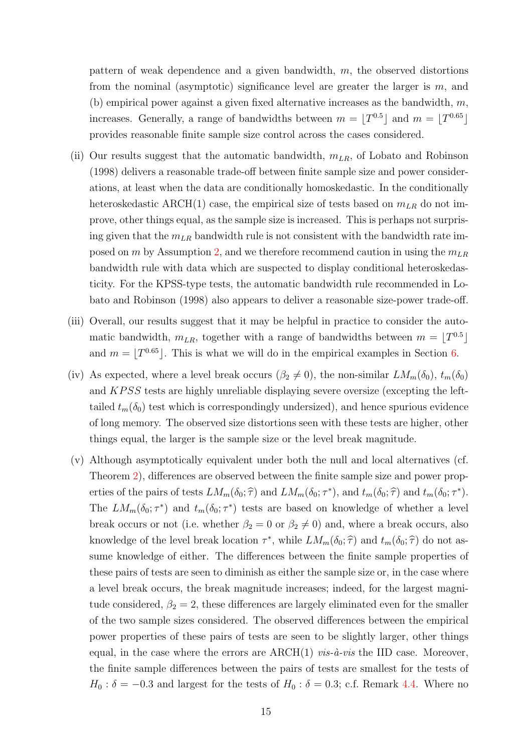pattern of weak dependence and a given bandwidth, $m$, the observed distortions from the nominal (asymptotic) significance level are greater the larger is $m$, and (b) empirical power against a given fixed alternative increases as the bandwidth, $m$, increases. Generally, a range of bandwidths between $m = \lfloor T^{0.5} \rfloor$ and $m = \lfloor T^{0.65} \rfloor$ provides reasonable finite sample size control across the cases considered.

(ii) Our results suggest that the automatic bandwidth, $m_{LR}$, of Lobato and Robinson (1998) delivers a reasonable trade-off between finite sample size and power considerations, at least when the data are conditionally homoskedastic. In the conditionally heteroskedastic ARCH(1) case, the empirical size of tests based on $m_{LR}$ do not improve, other things equal, as the sample size is increased. This is perhaps not surprising given that the $m_{LR}$ bandwidth rule is not consistent with the bandwidth rate imposed on $m$ by Assumption 2, and we therefore recommend caution in using the $m_{LR}$ bandwidth rule with data which are suspected to display conditional heteroskedasticity. For the KPSS-type tests, the automatic bandwidth rule recommended in Lobato and Robinson (1998) also appears to deliver a reasonable size-power trade-off.

(iii) Overall, our results suggest that it may be helpful in practice to consider the automatic bandwidth, $m_{LR}$, together with a range of bandwidths between $m = \lfloor T^{0.5} \rfloor$ and $m = \lfloor T^{0.65} \rfloor$. This is what we will do in the empirical examples in Section 6.

(iv) As expected, where a level break occurs ($\beta_2 \neq 0$), the non-similar $LM_m(\delta_0)$, $t_m(\delta_0)$ and $KPSS$ tests are highly unreliable displaying severe oversize (excepting the left-tailed $t_m(\delta_0)$ test which is correspondingly undersized), and hence spurious evidence of long memory. The observed size distortions seen with these tests are higher, other things equal, the larger is the sample size or the level break magnitude.

(v) Although asymptotically equivalent under both the null and local alternatives (cf. Theorem 2), differences are observed between the finite sample size and power properties of the pairs of tests $LM_m(\delta_0; \widehat{\tau})$ and $LM_m(\delta_0; \tau^*)$, and $t_m(\delta_0; \widehat{\tau})$ and $t_m(\delta_0; \tau^*)$. The $LM_m(\delta_0; \tau^*)$ and $t_m(\delta_0; \tau^*)$ tests are based on knowledge of whether a level break occurs or not (i.e. whether $\beta_2 = 0$ or $\beta_2 \neq 0$) and, where a break occurs, also knowledge of the level break location $\tau^*$, while $LM_m(\delta_0; \widehat{\tau})$ and $t_m(\delta_0; \widehat{\tau})$ do not assume knowledge of either. The differences between the finite sample properties of these pairs of tests are seen to diminish as either the sample size or, in the case where a level break occurs, the break magnitude increases; indeed, for the largest magnitude considered, $\beta_2 = 2$, these differences are largely eliminated even for the smaller of the two sample sizes considered. The observed differences between the empirical power properties of these pairs of tests are seen to be slightly larger, other things equal, in the case where the errors are ARCH(1) *vis-à-vis* the IID case. Moreover, the finite sample differences between the pairs of tests are smallest for the tests of $H_0 : \delta = -0.3$ and largest for the tests of $H_0 : \delta = 0.3$; c.f. Remark 4.4. Where no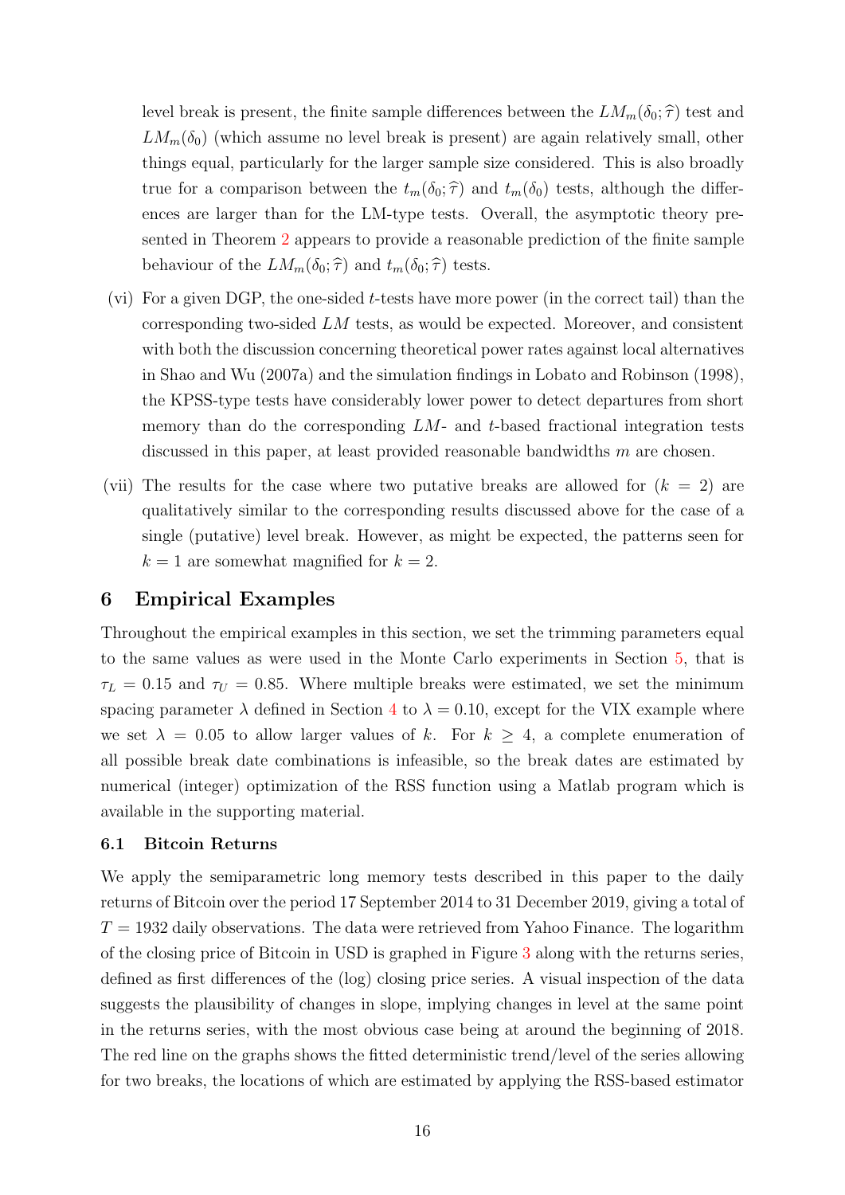level break is present, the finite sample differences between the $LM_m(\delta_0; \widehat{\tau})$ test and $LM_m(\delta_0)$ (which assume no level break is present) are again relatively small, other things equal, particularly for the larger sample size considered. This is also broadly true for a comparison between the $t_m(\delta_0; \widehat{\tau})$ and $t_m(\delta_0)$ tests, although the differences are larger than for the LM-type tests. Overall, the asymptotic theory presented in Theorem 2 appears to provide a reasonable prediction of the finite sample behaviour of the $LM_m(\delta_0; \widehat{\tau})$ and $t_m(\delta_0; \widehat{\tau})$ tests.

(vi) For a given DGP, the one-sided $t$-tests have more power (in the correct tail) than the corresponding two-sided $LM$ tests, as would be expected. Moreover, and consistent with both the discussion concerning theoretical power rates against local alternatives in Shao and Wu (2007a) and the simulation findings in Lobato and Robinson (1998), the KPSS-type tests have considerably lower power to detect departures from short memory than do the corresponding $LM$- and $t$-based fractional integration tests discussed in this paper, at least provided reasonable bandwidths $m$ are chosen.

(vii) The results for the case where two putative breaks are allowed for ($k = 2$) are qualitatively similar to the corresponding results discussed above for the case of a single (putative) level break. However, as might be expected, the patterns seen for $k = 1$ are somewhat magnified for $k = 2$.

## 6 Empirical Examples

Throughout the empirical examples in this section, we set the trimming parameters equal to the same values as were used in the Monte Carlo experiments in Section 5, that is $\tau_L = 0.15$ and $\tau_U = 0.85$. Where multiple breaks were estimated, we set the minimum spacing parameter $\lambda$ defined in Section 4 to $\lambda = 0.10$, except for the VIX example where we set $\lambda = 0.05$ to allow larger values of $k$. For $k \geq 4$, a complete enumeration of all possible break date combinations is infeasible, so the break dates are estimated by numerical (integer) optimization of the RSS function using a Matlab program which is available in the supporting material.

### 6.1 Bitcoin Returns

We apply the semiparametric long memory tests described in this paper to the daily returns of Bitcoin over the period 17 September 2014 to 31 December 2019, giving a total of $T = 1932$ daily observations. The data were retrieved from Yahoo Finance. The logarithm of the closing price of Bitcoin in USD is graphed in Figure 3 along with the returns series, defined as first differences of the (log) closing price series. A visual inspection of the data suggests the plausibility of changes in slope, implying changes in level at the same point in the returns series, with the most obvious case being at around the beginning of 2018. The red line on the graphs shows the fitted deterministic trend/level of the series allowing for two breaks, the locations of which are estimated by applying the RSS-based estimator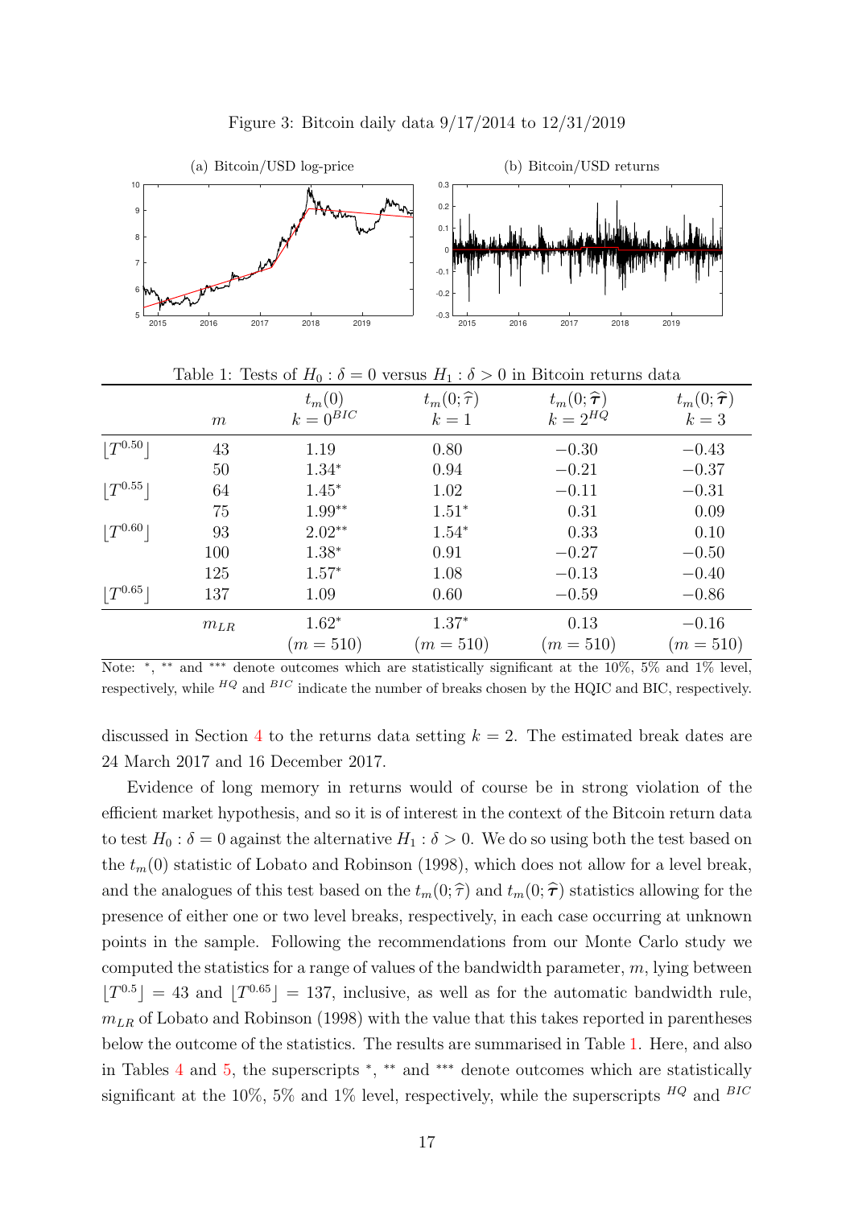Figure 3: Bitcoin daily data 9/17/2014 to 12/31/2019

(a) Bitcoin/USD log-price

(b) Bitcoin/USD returns

Table 1: Tests of $H_0 : \delta = 0$ versus $H_1 : \delta > 0$ in Bitcoin returns data

| | $m$ | $t_m(0)$ $k = 0^{BIC}$ | $t_m(0; \widehat{\tau})$ $k = 1$ | $t_m(0; \widehat{\boldsymbol{\tau}})$ $k = 2^{HQ}$ | $t_m(0; \widehat{\boldsymbol{\tau}})$ $k = 3$ |
|---|---|---|---|---|---|
| $\lfloor T^{0.50} \rfloor$ | 43 | 1.19 | 0.80 | $-0.30$ | $-0.43$ |
| | 50 | $1.34^{*}$ | 0.94 | $-0.21$ | $-0.37$ |
| $\lfloor T^{0.55} \rfloor$ | 64 | $1.45^{*}$ | 1.02 | $-0.11$ | $-0.31$ |
| | 75 | $1.99^{**}$ | $1.51^{*}$ | 0.31 | 0.09 |
| $\lfloor T^{0.60} \rfloor$ | 93 | $2.02^{**}$ | $1.54^{*}$ | 0.33 | 0.10 |
| | 100 | $1.38^{*}$ | 0.91 | $-0.27$ | $-0.50$ |
| | 125 | $1.57^{*}$ | 1.08 | $-0.13$ | $-0.40$ |
| $\lfloor T^{0.65} \rfloor$ | 137 | 1.09 | 0.60 | $-0.59$ | $-0.86$ |
| | $m_{LR}$ | $1.62^{*}$ $(m = 510)$ | $1.37^{*}$ $(m = 510)$ | 0.13 $(m = 510)$ | $-0.16$ $(m = 510)$ |

Note: $^{*}$, $^{**}$ and $^{***}$ denote outcomes which are statistically significant at the 10%, 5% and 1% level, respectively, while $^{HQ}$ and $^{BIC}$ indicate the number of breaks chosen by the HQIC and BIC, respectively.

discussed in Section 4 to the returns data setting $k = 2$. The estimated break dates are 24 March 2017 and 16 December 2017.

Evidence of long memory in returns would of course be in strong violation of the efficient market hypothesis, and so it is of interest in the context of the Bitcoin return data to test $H_0 : \delta = 0$ against the alternative $H_1 : \delta > 0$. We do so using both the test based on the $t_m(0)$ statistic of Lobato and Robinson (1998), which does not allow for a level break, and the analogues of this test based on the $t_m(0; \widehat{\tau})$ and $t_m(0; \widehat{\boldsymbol{\tau}})$ statistics allowing for the presence of either one or two level breaks, respectively, in each case occurring at unknown points in the sample. Following the recommendations from our Monte Carlo study we computed the statistics for a range of values of the bandwidth parameter, $m$, lying between $\lfloor T^{0.5} \rfloor = 43$ and $\lfloor T^{0.65} \rfloor = 137$, inclusive, as well as for the automatic bandwidth rule, $m_{LR}$ of Lobato and Robinson (1998) with the value that this takes reported in parentheses below the outcome of the statistics. The results are summarised in Table 1. Here, and also in Tables 4 and 5, the superscripts $^{*}$, $^{**}$ and $^{***}$ denote outcomes which are statistically significant at the 10%, 5% and 1% level, respectively, while the superscripts $^{HQ}$ and $^{BIC}$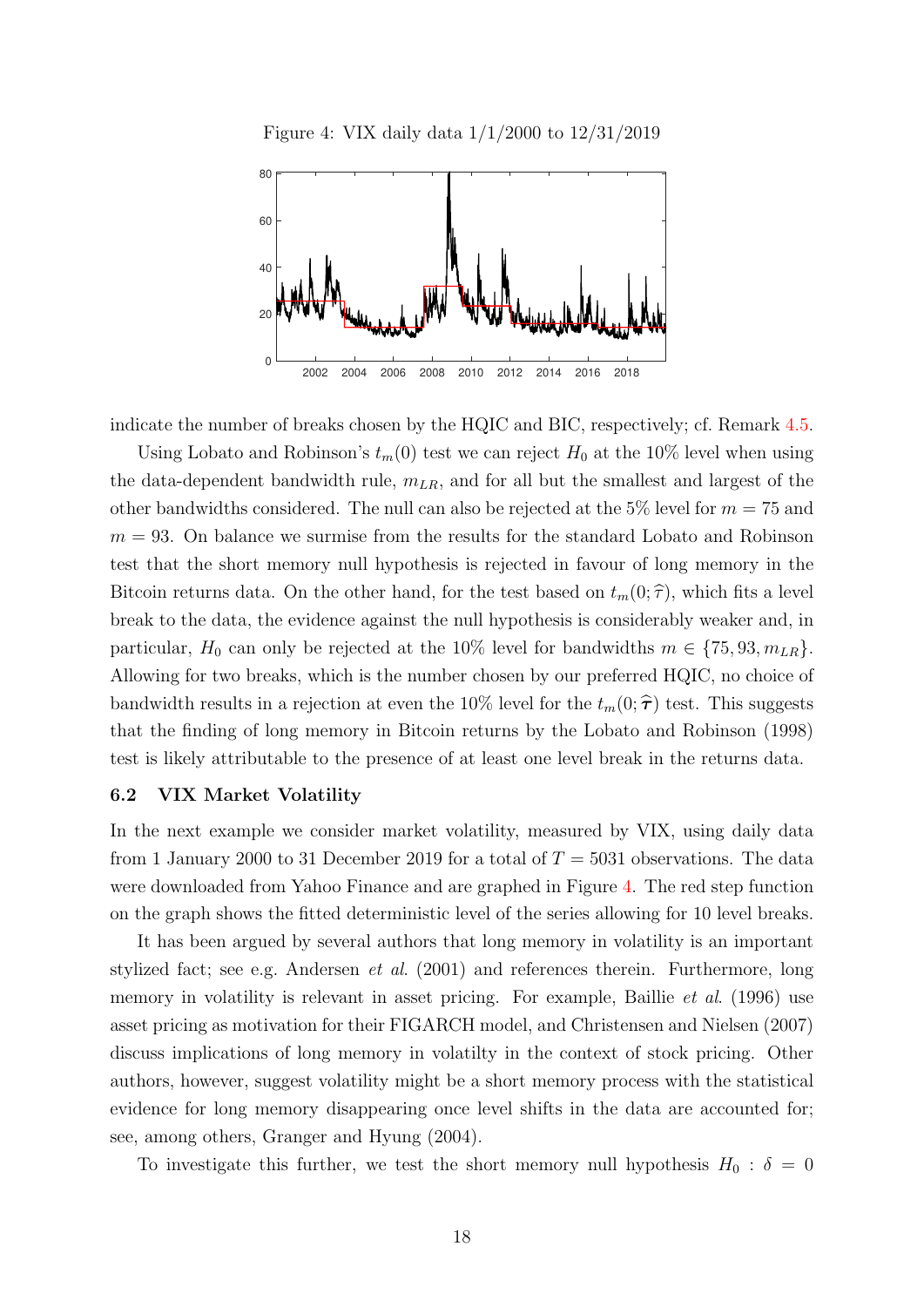Figure 4: VIX daily data 1/1/2000 to 12/31/2019

indicate the number of breaks chosen by the HQIC and BIC, respectively; cf. Remark 4.5.

Using Lobato and Robinson's $t_m(0)$ test we can reject $H_0$ at the 10% level when using the data-dependent bandwidth rule, $m_{LR}$, and for all but the smallest and largest of the other bandwidths considered. The null can also be rejected at the 5% level for $m = 75$ and $m = 93$. On balance we surmise from the results for the standard Lobato and Robinson test that the short memory null hypothesis is rejected in favour of long memory in the Bitcoin returns data. On the other hand, for the test based on $t_m(0; \widehat{\tau})$, which fits a level break to the data, the evidence against the null hypothesis is considerably weaker and, in particular, $H_0$ can only be rejected at the 10% level for bandwidths $m \in \{75, 93, m_{LR}\}$. Allowing for two breaks, which is the number chosen by our preferred HQIC, no choice of bandwidth results in a rejection at even the 10% level for the $t_m(0; \widehat{\boldsymbol{\tau}})$ test. This suggests that the finding of long memory in Bitcoin returns by the Lobato and Robinson (1998) test is likely attributable to the presence of at least one level break in the returns data.

### 6.2 VIX Market Volatility

In the next example we consider market volatility, measured by VIX, using daily data from 1 January 2000 to 31 December 2019 for a total of $T = 5031$ observations. The data were downloaded from Yahoo Finance and are graphed in Figure 4. The red step function on the graph shows the fitted deterministic level of the series allowing for 10 level breaks.

It has been argued by several authors that long memory in volatility is an important stylized fact; see e.g. Andersen *et al*. (2001) and references therein. Furthermore, long memory in volatility is relevant in asset pricing. For example, Baillie *et al*. (1996) use asset pricing as motivation for their FIGARCH model, and Christensen and Nielsen (2007) discuss implications of long memory in volatilty in the context of stock pricing. Other authors, however, suggest volatility might be a short memory process with the statistical evidence for long memory disappearing once level shifts in the data are accounted for; see, among others, Granger and Hyung (2004).

To investigate this further, we test the short memory null hypothesis $H_0 : \delta = 0$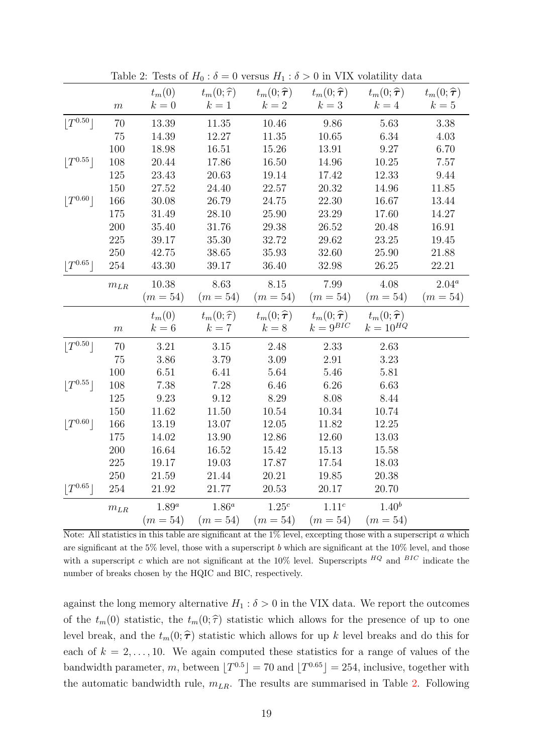Table 2: Tests of $H_0 : \delta = 0$ versus $H_1 : \delta > 0$ in VIX volatility data

| | $m$ | $t_m(0)$ $k=0$ | $t_m(0;\widehat{\tau})$ $k=1$ | $t_m(0;\widehat{\boldsymbol{\tau}})$ $k=2$ | $t_m(0;\widehat{\boldsymbol{\tau}})$ $k=3$ | $t_m(0;\widehat{\boldsymbol{\tau}})$ $k=4$ | $t_m(0;\widehat{\boldsymbol{\tau}})$ $k=5$ |
|---|---|---|---|---|---|---|---|
| $\lfloor T^{0.50} \rfloor$ | 70 | 13.39 | 11.35 | 10.46 | 9.86 | 5.63 | 3.38 |
| | 75 | 14.39 | 12.27 | 11.35 | 10.65 | 6.34 | 4.03 |
| | 100 | 18.98 | 16.51 | 15.26 | 13.91 | 9.27 | 6.70 |
| $\lfloor T^{0.55} \rfloor$ | 108 | 20.44 | 17.86 | 16.50 | 14.96 | 10.25 | 7.57 |
| | 125 | 23.43 | 20.63 | 19.14 | 17.42 | 12.33 | 9.44 |
| | 150 | 27.52 | 24.40 | 22.57 | 20.32 | 14.96 | 11.85 |
| $\lfloor T^{0.60} \rfloor$ | 166 | 30.08 | 26.79 | 24.75 | 22.30 | 16.67 | 13.44 |
| | 175 | 31.49 | 28.10 | 25.90 | 23.29 | 17.60 | 14.27 |
| | 200 | 35.40 | 31.76 | 29.38 | 26.52 | 20.48 | 16.91 |
| | 225 | 39.17 | 35.30 | 32.72 | 29.62 | 23.25 | 19.45 |
| | 250 | 42.75 | 38.65 | 35.93 | 32.60 | 25.90 | 21.88 |
| $\lfloor T^{0.65} \rfloor$ | 254 | 43.30 | 39.17 | 36.40 | 32.98 | 26.25 | 22.21 |
| | $m_{LR}$ | 10.38 $(m=54)$ | 8.63 $(m=54)$ | 8.15 $(m=54)$ | 7.99 $(m=54)$ | 4.08 $(m=54)$ | $2.04^a$ $(m=54)$ |
| | $m$ | $t_m(0)$ $k=6$ | $t_m(0;\widehat{\tau})$ $k=7$ | $t_m(0;\widehat{\boldsymbol{\tau}})$ $k=8$ | $t_m(0;\widehat{\boldsymbol{\tau}})$ $k=9^{BIC}$ | $t_m(0;\widehat{\boldsymbol{\tau}})$ $k=10^{HQ}$ | |
| $\lfloor T^{0.50} \rfloor$ | 70 | 3.21 | 3.15 | 2.48 | 2.33 | 2.63 | |
| | 75 | 3.86 | 3.79 | 3.09 | 2.91 | 3.23 | |
| | 100 | 6.51 | 6.41 | 5.64 | 5.46 | 5.81 | |
| $\lfloor T^{0.55} \rfloor$ | 108 | 7.38 | 7.28 | 6.46 | 6.26 | 6.63 | |
| | 125 | 9.23 | 9.12 | 8.29 | 8.08 | 8.44 | |
| | 150 | 11.62 | 11.50 | 10.54 | 10.34 | 10.74 | |
| $\lfloor T^{0.60} \rfloor$ | 166 | 13.19 | 13.07 | 12.05 | 11.82 | 12.25 | |
| | 175 | 14.02 | 13.90 | 12.86 | 12.60 | 13.03 | |
| | 200 | 16.64 | 16.52 | 15.42 | 15.13 | 15.58 | |
| | 225 | 19.17 | 19.03 | 17.87 | 17.54 | 18.03 | |
| | 250 | 21.59 | 21.44 | 20.21 | 19.85 | 20.38 | |
| $\lfloor T^{0.65} \rfloor$ | 254 | 21.92 | 21.77 | 20.53 | 20.17 | 20.70 | |
| | $m_{LR}$ | $1.89^a$ $(m=54)$ | $1.86^a$ $(m=54)$ | $1.25^c$ $(m=54)$ | $1.11^c$ $(m=54)$ | $1.40^b$ $(m=54)$ | |

Note: All statistics in this table are significant at the 1% level, excepting those with a superscript *a* which are significant at the 5% level, those with a superscript *b* which are significant at the 10% level, and those with a superscript *c* which are not significant at the 10% level. Superscripts $^{HQ}$ and $^{BIC}$ indicate the number of breaks chosen by the HQIC and BIC, respectively.

against the long memory alternative $H_1 : \delta > 0$ in the VIX data. We report the outcomes of the $t_m(0)$ statistic, the $t_m(0;\widehat{\tau})$ statistic which allows for the presence of up to one level break, and the $t_m(0;\widehat{\boldsymbol{\tau}})$ statistic which allows for up $k$ level breaks and do this for each of $k = 2, \ldots, 10$. We again computed these statistics for a range of values of the bandwidth parameter, $m$, between $\lfloor T^{0.5} \rfloor = 70$ and $\lfloor T^{0.65} \rfloor = 254$, inclusive, together with the automatic bandwidth rule, $m_{LR}$. The results are summarised in Table 2. Following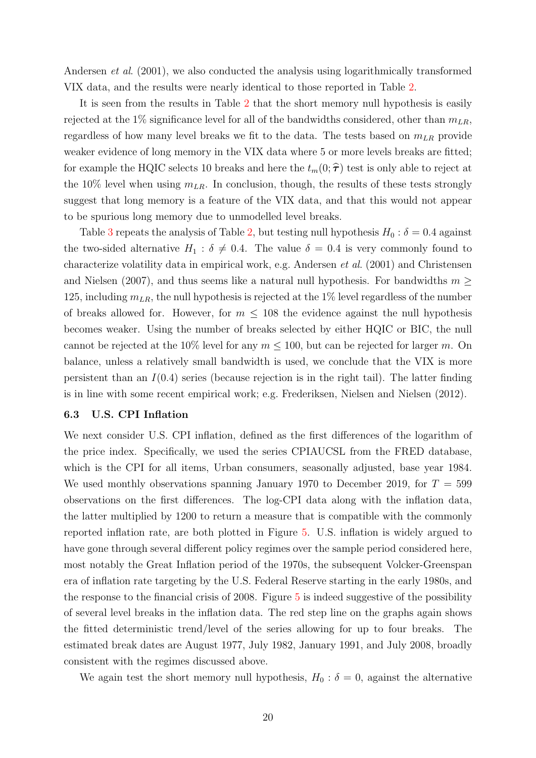Andersen *et al*. (2001), we also conducted the analysis using logarithmically transformed VIX data, and the results were nearly identical to those reported in Table 2.

It is seen from the results in Table 2 that the short memory null hypothesis is easily rejected at the 1% significance level for all of the bandwidths considered, other than $m_{LR}$, regardless of how many level breaks we fit to the data. The tests based on $m_{LR}$ provide weaker evidence of long memory in the VIX data where 5 or more levels breaks are fitted; for example the HQIC selects 10 breaks and here the $t_m(0; \widehat{\boldsymbol{\tau}})$ test is only able to reject at the 10% level when using $m_{LR}$. In conclusion, though, the results of these tests strongly suggest that long memory is a feature of the VIX data, and that this would not appear to be spurious long memory due to unmodelled level breaks.

Table 3 repeats the analysis of Table 2, but testing null hypothesis $H_0 : \delta = 0.4$ against the two-sided alternative $H_1 : \delta \neq 0.4$. The value $\delta = 0.4$ is very commonly found to characterize volatility data in empirical work, e.g. Andersen *et al*. (2001) and Christensen and Nielsen (2007), and thus seems like a natural null hypothesis. For bandwidths $m \geq 125$, including $m_{LR}$, the null hypothesis is rejected at the 1% level regardless of the number of breaks allowed for. However, for $m \leq 108$ the evidence against the null hypothesis becomes weaker. Using the number of breaks selected by either HQIC or BIC, the null cannot be rejected at the 10% level for any $m \leq 100$, but can be rejected for larger $m$. On balance, unless a relatively small bandwidth is used, we conclude that the VIX is more persistent than an $I(0.4)$ series (because rejection is in the right tail). The latter finding is in line with some recent empirical work; e.g. Frederiksen, Nielsen and Nielsen (2012).

### 6.3 U.S. CPI Inflation

We next consider U.S. CPI inflation, defined as the first differences of the logarithm of the price index. Specifically, we used the series CPIAUCSL from the FRED database, which is the CPI for all items, Urban consumers, seasonally adjusted, base year 1984. We used monthly observations spanning January 1970 to December 2019, for $T = 599$ observations on the first differences. The log-CPI data along with the inflation data, the latter multiplied by 1200 to return a measure that is compatible with the commonly reported inflation rate, are both plotted in Figure 5. U.S. inflation is widely argued to have gone through several different policy regimes over the sample period considered here, most notably the Great Inflation period of the 1970s, the subsequent Volcker-Greenspan era of inflation rate targeting by the U.S. Federal Reserve starting in the early 1980s, and the response to the financial crisis of 2008. Figure 5 is indeed suggestive of the possibility of several level breaks in the inflation data. The red step line on the graphs again shows the fitted deterministic trend/level of the series allowing for up to four breaks. The estimated break dates are August 1977, July 1982, January 1991, and July 2008, broadly consistent with the regimes discussed above.

We again test the short memory null hypothesis, $H_0 : \delta = 0$, against the alternative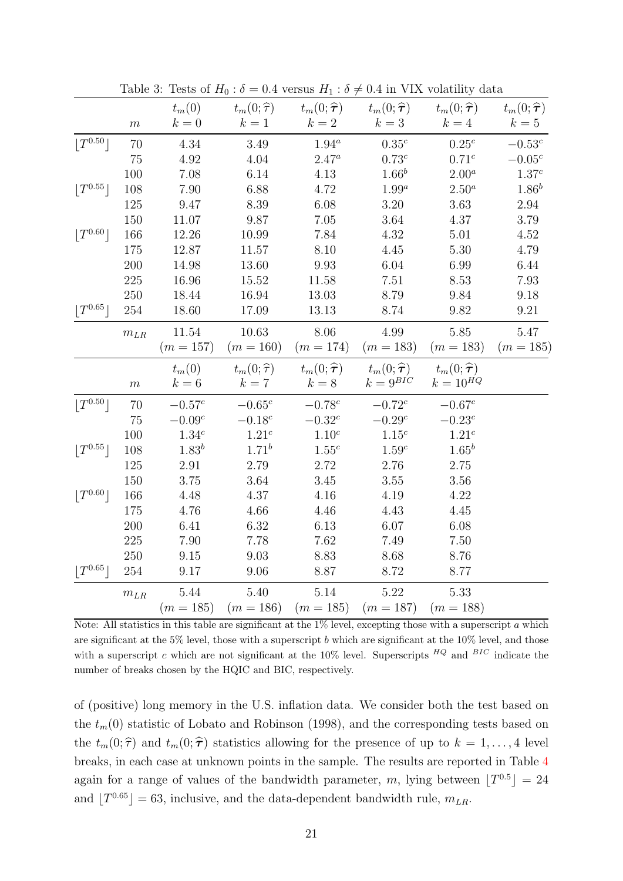Table 3: Tests of $H_0 : \delta = 0.4$ versus $H_1 : \delta \neq 0.4$ in VIX volatility data

| | $m$ | $t_m(0)$ $k=0$ | $t_m(0;\widehat{\tau})$ $k=1$ | $t_m(0;\widehat{\boldsymbol{\tau}})$ $k=2$ | $t_m(0;\widehat{\boldsymbol{\tau}})$ $k=3$ | $t_m(0;\widehat{\boldsymbol{\tau}})$ $k=4$ | $t_m(0;\widehat{\boldsymbol{\tau}})$ $k=5$ |
|---|---|---|---|---|---|---|---|
| $\lfloor T^{0.50} \rfloor$ | 70 | 4.34 | 3.49 | $1.94^a$ | $0.35^c$ | $0.25^c$ | $-0.53^c$ |
| | 75 | 4.92 | 4.04 | $2.47^a$ | $0.73^c$ | $0.71^c$ | $-0.05^c$ |
| | 100 | 7.08 | 6.14 | 4.13 | $1.66^b$ | $2.00^a$ | $1.37^c$ |
| $\lfloor T^{0.55} \rfloor$ | 108 | 7.90 | 6.88 | 4.72 | $1.99^a$ | $2.50^a$ | $1.86^b$ |
| | 125 | 9.47 | 8.39 | 6.08 | 3.20 | 3.63 | 2.94 |
| | 150 | 11.07 | 9.87 | 7.05 | 3.64 | 4.37 | 3.79 |
| $\lfloor T^{0.60} \rfloor$ | 166 | 12.26 | 10.99 | 7.84 | 4.32 | 5.01 | 4.52 |
| | 175 | 12.87 | 11.57 | 8.10 | 4.45 | 5.30 | 4.79 |
| | 200 | 14.98 | 13.60 | 9.93 | 6.04 | 6.99 | 6.44 |
| | 225 | 16.96 | 15.52 | 11.58 | 7.51 | 8.53 | 7.93 |
| | 250 | 18.44 | 16.94 | 13.03 | 8.79 | 9.84 | 9.18 |
| $\lfloor T^{0.65} \rfloor$ | 254 | 18.60 | 17.09 | 13.13 | 8.74 | 9.82 | 9.21 |
| | $m_{LR}$ | 11.54 $(m = 157)$ | 10.63 $(m = 160)$ | 8.06 $(m = 174)$ | 4.99 $(m = 183)$ | 5.85 $(m = 183)$ | 5.47 $(m = 185)$ |
| | $m$ | $t_m(0)$ $k=6$ | $t_m(0;\widehat{\tau})$ $k=7$ | $t_m(0;\widehat{\boldsymbol{\tau}})$ $k=8$ | $t_m(0;\widehat{\boldsymbol{\tau}})$ $k=9^{BIC}$ | $t_m(0;\widehat{\boldsymbol{\tau}})$ $k=10^{HQ}$ | |
| $\lfloor T^{0.50} \rfloor$ | 70 | $-0.57^c$ | $-0.65^c$ | $-0.78^c$ | $-0.72^c$ | $-0.67^c$ | |
| | 75 | $-0.09^c$ | $-0.18^c$ | $-0.32^c$ | $-0.29^c$ | $-0.23^c$ | |
| | 100 | $1.34^c$ | $1.21^c$ | $1.10^c$ | $1.15^c$ | $1.21^c$ | |
| $\lfloor T^{0.55} \rfloor$ | 108 | $1.83^b$ | $1.71^b$ | $1.55^c$ | $1.59^c$ | $1.65^b$ | |
| | 125 | 2.91 | 2.79 | 2.72 | 2.76 | 2.75 | |
| | 150 | 3.75 | 3.64 | 3.45 | 3.55 | 3.56 | |
| $\lfloor T^{0.60} \rfloor$ | 166 | 4.48 | 4.37 | 4.16 | 4.19 | 4.22 | |
| | 175 | 4.76 | 4.66 | 4.46 | 4.43 | 4.45 | |
| | 200 | 6.41 | 6.32 | 6.13 | 6.07 | 6.08 | |
| | 225 | 7.90 | 7.78 | 7.62 | 7.49 | 7.50 | |
| | 250 | 9.15 | 9.03 | 8.83 | 8.68 | 8.76 | |
| $\lfloor T^{0.65} \rfloor$ | 254 | 9.17 | 9.06 | 8.87 | 8.72 | 8.77 | |
| | $m_{LR}$ | 5.44 $(m = 185)$ | 5.40 $(m = 186)$ | 5.14 $(m = 185)$ | 5.22 $(m = 187)$ | 5.33 $(m = 188)$ | |

Note: All statistics in this table are significant at the 1% level, excepting those with a superscript $a$ which are significant at the 5% level, those with a superscript $b$ which are significant at the 10% level, and those with a superscript $c$ which are not significant at the 10% level. Superscripts $^{HQ}$ and $^{BIC}$ indicate the number of breaks chosen by the HQIC and BIC, respectively.

of (positive) long memory in the U.S. inflation data. We consider both the test based on the $t_m(0)$ statistic of Lobato and Robinson (1998), and the corresponding tests based on the $t_m(0;\widehat{\tau})$ and $t_m(0;\widehat{\boldsymbol{\tau}})$ statistics allowing for the presence of up to $k = 1, \ldots, 4$ level breaks, in each case at unknown points in the sample. The results are reported in Table 4 again for a range of values of the bandwidth parameter, $m$, lying between $\lfloor T^{0.5} \rfloor = 24$ and $\lfloor T^{0.65} \rfloor = 63$, inclusive, and the data-dependent bandwidth rule, $m_{LR}$.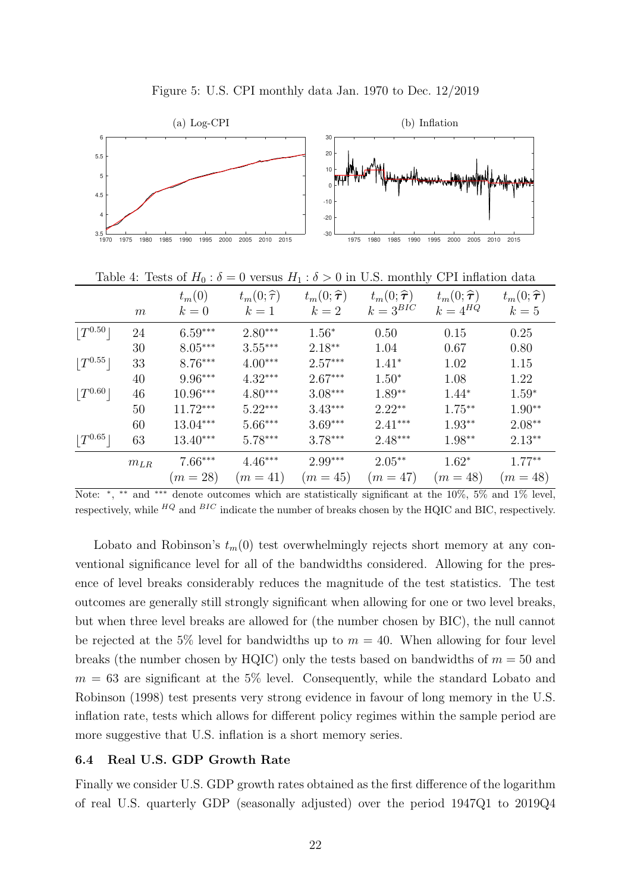Figure 5: U.S. CPI monthly data Jan. 1970 to Dec. 12/2019

(a) Log-CPI

(b) Inflation

Table 4: Tests of $H_0 : \delta = 0$ versus $H_1 : \delta > 0$ in U.S. monthly CPI inflation data

| | $m$ | $t_m(0)$ $k=0$ | $t_m(0;\widehat{\tau})$ $k=1$ | $t_m(0;\widehat{\boldsymbol{\tau}})$ $k=2$ | $t_m(0;\widehat{\boldsymbol{\tau}})$ $k=3^{BIC}$ | $t_m(0;\widehat{\boldsymbol{\tau}})$ $k=4^{HQ}$ | $t_m(0;\widehat{\boldsymbol{\tau}})$ $k=5$ |
|---|---|---|---|---|---|---|---|
| $\lfloor T^{0.50} \rfloor$ | 24 | $6.59^{***}$ | $2.80^{***}$ | $1.56^{*}$ | 0.50 | 0.15 | 0.25 |
| | 30 | $8.05^{***}$ | $3.55^{***}$ | $2.18^{**}$ | 1.04 | 0.67 | 0.80 |
| $\lfloor T^{0.55} \rfloor$ | 33 | $8.76^{***}$ | $4.00^{***}$ | $2.57^{***}$ | $1.41^{*}$ | 1.02 | 1.15 |
| | 40 | $9.96^{***}$ | $4.32^{***}$ | $2.67^{***}$ | $1.50^{*}$ | 1.08 | 1.22 |
| $\lfloor T^{0.60} \rfloor$ | 46 | $10.96^{***}$ | $4.80^{***}$ | $3.08^{***}$ | $1.89^{**}$ | $1.44^{*}$ | $1.59^{*}$ |
| | 50 | $11.72^{***}$ | $5.22^{***}$ | $3.43^{***}$ | $2.22^{**}$ | $1.75^{**}$ | $1.90^{**}$ |
| | 60 | $13.04^{***}$ | $5.66^{***}$ | $3.69^{***}$ | $2.41^{***}$ | $1.93^{**}$ | $2.08^{**}$ |
| $\lfloor T^{0.65} \rfloor$ | 63 | $13.40^{***}$ | $5.78^{***}$ | $3.78^{***}$ | $2.48^{***}$ | $1.98^{**}$ | $2.13^{**}$ |
| | $m_{LR}$ | $7.66^{***}$ $(m = 28)$ | $4.46^{***}$ $(m = 41)$ | $2.99^{***}$ $(m = 45)$ | $2.05^{**}$ $(m = 47)$ | $1.62^{*}$ $(m = 48)$ | $1.77^{**}$ $(m = 48)$ |

Note: $^{*}$, $^{**}$ and $^{***}$ denote outcomes which are statistically significant at the 10%, 5% and 1% level, respectively, while $^{HQ}$ and $^{BIC}$ indicate the number of breaks chosen by the HQIC and BIC, respectively.

Lobato and Robinson's $t_m(0)$ test overwhelmingly rejects short memory at any conventional significance level for all of the bandwidths considered. Allowing for the presence of level breaks considerably reduces the magnitude of the test statistics. The test outcomes are generally still strongly significant when allowing for one or two level breaks, but when three level breaks are allowed for (the number chosen by BIC), the null cannot be rejected at the 5% level for bandwidths up to $m = 40$. When allowing for four level breaks (the number chosen by HQIC) only the tests based on bandwidths of $m = 50$ and $m = 63$ are significant at the 5% level. Consequently, while the standard Lobato and Robinson (1998) test presents very strong evidence in favour of long memory in the U.S. inflation rate, tests which allows for different policy regimes within the sample period are more suggestive that U.S. inflation is a short memory series.

### 6.4 Real U.S. GDP Growth Rate

Finally we consider U.S. GDP growth rates obtained as the first difference of the logarithm of real U.S. quarterly GDP (seasonally adjusted) over the period 1947Q1 to 2019Q4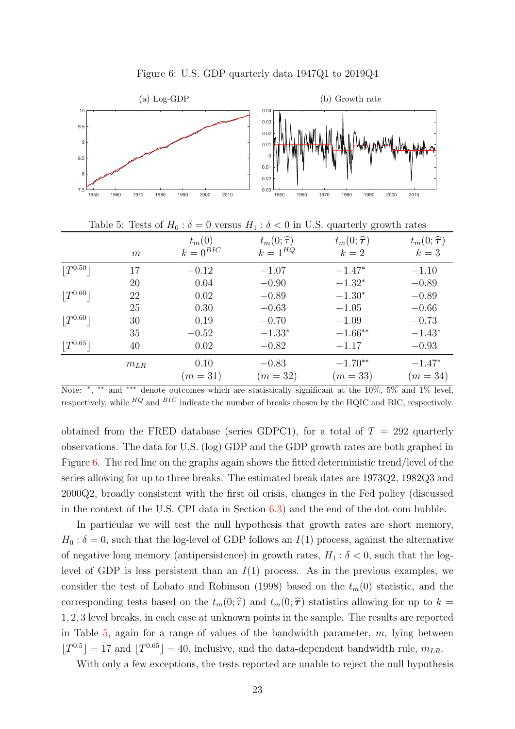Figure 6: U.S. GDP quarterly data 1947Q1 to 2019Q4

(a) Log-GDP

(b) Growth rate

Table 5: Tests of $H_0 : \delta = 0$ versus $H_1 : \delta < 0$ in U.S. quarterly growth rates

| | $m$ | $t_m(0)$ $k = 0^{BIC}$ | $t_m(0; \widehat{\tau})$ $k = 1^{HQ}$ | $t_m(0; \widehat{\boldsymbol{\tau}})$ $k = 2$ | $t_m(0; \widehat{\boldsymbol{\tau}})$ $k = 3$ |
|---|---|---|---|---|---|
| $\lfloor T^{0.50} \rfloor$ | 17 | $-0.12$ | $-1.07$ | $-1.47^{*}$ | $-1.10$ |
| | 20 | $0.04$ | $-0.90$ | $-1.32^{*}$ | $-0.89$ |
| $\lfloor T^{0.60} \rfloor$ | 22 | $0.02$ | $-0.89$ | $-1.30^{*}$ | $-0.89$ |
| | 25 | $0.30$ | $-0.63$ | $-1.05$ | $-0.66$ |
| $\lfloor T^{0.60} \rfloor$ | 30 | $0.19$ | $-0.70$ | $-1.09$ | $-0.73$ |
| | 35 | $-0.52$ | $-1.33^{*}$ | $-1.66^{**}$ | $-1.43^{*}$ |
| $\lfloor T^{0.65} \rfloor$ | 40 | $0.02$ | $-0.82$ | $-1.17$ | $-0.93$ |
| | $m_{LR}$ | $0.10$ $(m = 31)$ | $-0.83$ $(m = 32)$ | $-1.70^{**}$ $(m = 33)$ | $-1.47^{*}$ $(m = 34)$ |

Note: $^{*}$, $^{**}$ and $^{***}$ denote outcomes which are statistically significant at the 10%, 5% and 1% level, respectively, while $^{HQ}$ and $^{BIC}$ indicate the number of breaks chosen by the HQIC and BIC, respectively.

obtained from the FRED database (series GDPC1), for a total of $T = 292$ quarterly observations. The data for U.S. (log) GDP and the GDP growth rates are both graphed in Figure 6. The red line on the graphs again shows the fitted deterministic trend/level of the series allowing for up to three breaks. The estimated break dates are 1973Q2, 1982Q3 and 2000Q2, broadly consistent with the first oil crisis, changes in the Fed policy (discussed in the context of the U.S. CPI data in Section 6.3) and the end of the dot-com bubble.

In particular we will test the null hypothesis that growth rates are short memory, $H_0 : \delta = 0$, such that the log-level of GDP follows an $I(1)$ process, against the alternative of negative long memory (antipersistence) in growth rates, $H_1 : \delta < 0$, such that the log-level of GDP is less persistent than an $I(1)$ process. As in the previous examples, we consider the test of Lobato and Robinson (1998) based on the $t_m(0)$ statistic, and the corresponding tests based on the $t_m(0; \widehat{\tau})$ and $t_m(0; \widehat{\boldsymbol{\tau}})$ statistics allowing for up to $k = 1, 2, 3$ level breaks, in each case at unknown points in the sample. The results are reported in Table 5, again for a range of values of the bandwidth parameter, $m$, lying between $\lfloor T^{0.5} \rfloor = 17$ and $\lfloor T^{0.65} \rfloor = 40$, inclusive, and the data-dependent bandwidth rule, $m_{LR}$.

With only a few exceptions, the tests reported are unable to reject the null hypothesis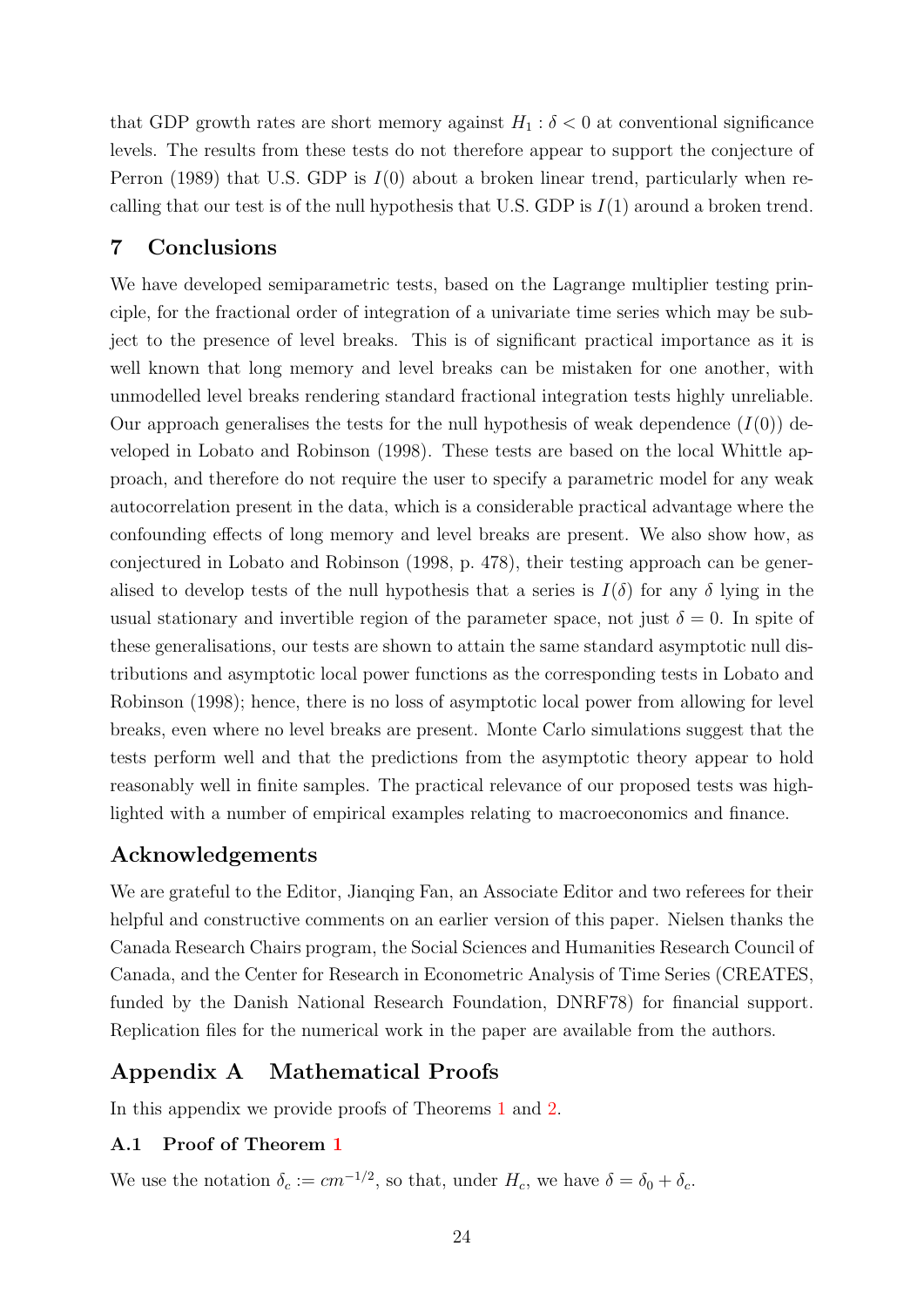that GDP growth rates are short memory against $H_1 : \delta < 0$ at conventional significance levels. The results from these tests do not therefore appear to support the conjecture of Perron (1989) that U.S. GDP is $I(0)$ about a broken linear trend, particularly when recalling that our test is of the null hypothesis that U.S. GDP is $I(1)$ around a broken trend.

## 7 Conclusions

We have developed semiparametric tests, based on the Lagrange multiplier testing principle, for the fractional order of integration of a univariate time series which may be subject to the presence of level breaks. This is of significant practical importance as it is well known that long memory and level breaks can be mistaken for one another, with unmodelled level breaks rendering standard fractional integration tests highly unreliable. Our approach generalises the tests for the null hypothesis of weak dependence ($I(0)$) developed in Lobato and Robinson (1998). These tests are based on the local Whittle approach, and therefore do not require the user to specify a parametric model for any weak autocorrelation present in the data, which is a considerable practical advantage where the confounding effects of long memory and level breaks are present. We also show how, as conjectured in Lobato and Robinson (1998, p. 478), their testing approach can be generalised to develop tests of the null hypothesis that a series is $I(\delta)$ for any $\delta$ lying in the usual stationary and invertible region of the parameter space, not just $\delta = 0$. In spite of these generalisations, our tests are shown to attain the same standard asymptotic null distributions and asymptotic local power functions as the corresponding tests in Lobato and Robinson (1998); hence, there is no loss of asymptotic local power from allowing for level breaks, even where no level breaks are present. Monte Carlo simulations suggest that the tests perform well and that the predictions from the asymptotic theory appear to hold reasonably well in finite samples. The practical relevance of our proposed tests was highlighted with a number of empirical examples relating to macroeconomics and finance.

## Acknowledgements

We are grateful to the Editor, Jianqing Fan, an Associate Editor and two referees for their helpful and constructive comments on an earlier version of this paper. Nielsen thanks the Canada Research Chairs program, the Social Sciences and Humanities Research Council of Canada, and the Center for Research in Econometric Analysis of Time Series (CREATES, funded by the Danish National Research Foundation, DNRF78) for financial support. Replication files for the numerical work in the paper are available from the authors.

## Appendix A Mathematical Proofs

In this appendix we provide proofs of Theorems 1 and 2.

### A.1 Proof of Theorem 1

We use the notation $\delta_c := cm^{-1/2}$, so that, under $H_c$, we have $\delta = \delta_0 + \delta_c$.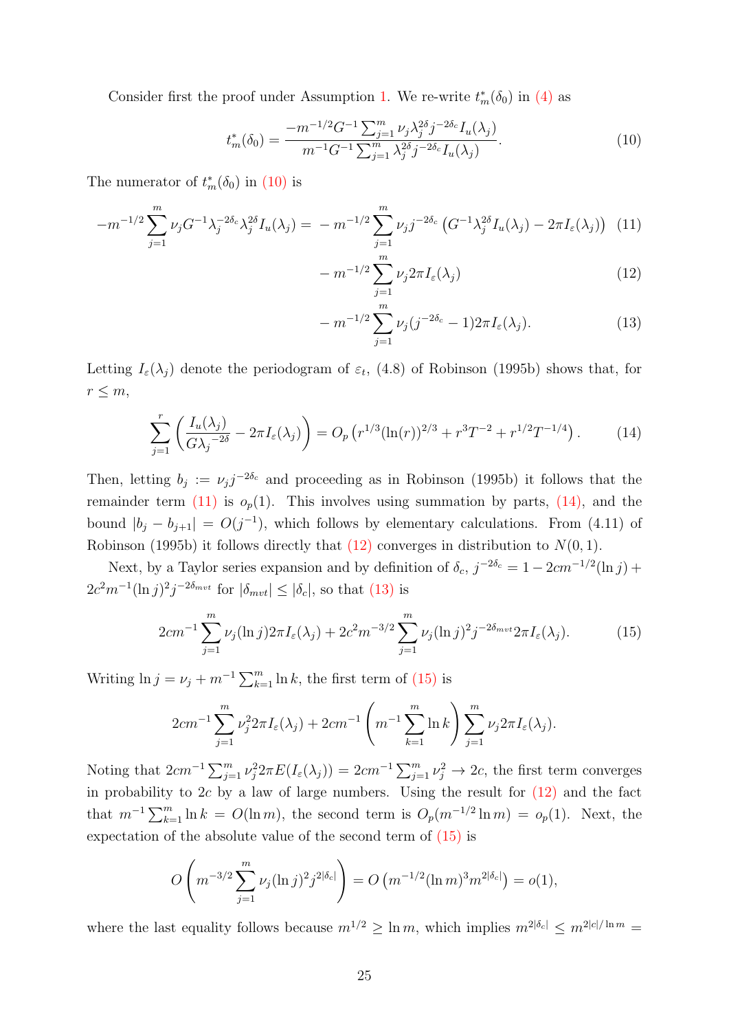Consider first the proof under Assumption 1. We re-write $t_m^*(\delta_0)$ in (4) as

$$t_m^*(\delta_0) = \frac{-m^{-1/2}G^{-1}\sum_{j=1}^m \nu_j \lambda_j^{2\delta} j^{-2\delta_c} I_u(\lambda_j)}{m^{-1}G^{-1}\sum_{j=1}^m \lambda_j^{2\delta} j^{-2\delta_c} I_u(\lambda_j)}. \tag{10}$$

The numerator of $t_m^*(\delta_0)$ in (10) is

$$\begin{aligned}
-m^{-1/2}\sum_{j=1}^m \nu_j G^{-1}\lambda_j^{-2\delta_c}\lambda_j^{2\delta} I_u(\lambda_j) = & -m^{-1/2}\sum_{j=1}^m \nu_j j^{-2\delta_c}\left(G^{-1}\lambda_j^{2\delta} I_u(\lambda_j) - 2\pi I_\varepsilon(\lambda_j)\right) \quad (11)\\
& -m^{-1/2}\sum_{j=1}^m \nu_j 2\pi I_\varepsilon(\lambda_j) \quad (12)\\
& -m^{-1/2}\sum_{j=1}^m \nu_j (j^{-2\delta_c}-1) 2\pi I_\varepsilon(\lambda_j). \quad (13)
\end{aligned}$$

Letting $I_\varepsilon(\lambda_j)$ denote the periodogram of $\varepsilon_t$, (4.8) of Robinson (1995b) shows that, for $r \leq m$,

$$\sum_{j=1}^r \left(\frac{I_u(\lambda_j)}{G\lambda_j^{-2\delta}} - 2\pi I_\varepsilon(\lambda_j)\right) = O_p\left(r^{1/3}(\ln(r))^{2/3} + r^3T^{-2} + r^{1/2}T^{-1/4}\right). \tag{14}$$

Then, letting $b_j := \nu_j j^{-2\delta_c}$ and proceeding as in Robinson (1995b) it follows that the remainder term (11) is $o_p(1)$. This involves using summation by parts, (14), and the bound $|b_j - b_{j+1}| = O(j^{-1})$, which follows by elementary calculations. From (4.11) of Robinson (1995b) it follows directly that (12) converges in distribution to $N(0,1)$.

Next, by a Taylor series expansion and by definition of $\delta_c$, $j^{-2\delta_c} = 1 - 2cm^{-1/2}(\ln j) + 2c^2m^{-1}(\ln j)^2 j^{-2\delta_{mvt}}$ for $|\delta_{mvt}| \leq |\delta_c|$, so that (13) is

$$2cm^{-1}\sum_{j=1}^m \nu_j(\ln j)2\pi I_\varepsilon(\lambda_j) + 2c^2m^{-3/2}\sum_{j=1}^m \nu_j(\ln j)^2 j^{-2\delta_{mvt}} 2\pi I_\varepsilon(\lambda_j). \tag{15}$$

Writing $\ln j = \nu_j + m^{-1}\sum_{k=1}^m \ln k$, the first term of (15) is

$$2cm^{-1}\sum_{j=1}^m \nu_j^2 2\pi I_\varepsilon(\lambda_j) + 2cm^{-1}\left(m^{-1}\sum_{k=1}^m \ln k\right)\sum_{j=1}^m \nu_j 2\pi I_\varepsilon(\lambda_j).$$

Noting that $2cm^{-1}\sum_{j=1}^m \nu_j^2 2\pi E(I_\varepsilon(\lambda_j)) = 2cm^{-1}\sum_{j=1}^m \nu_j^2 \to 2c$, the first term converges in probability to $2c$ by a law of large numbers. Using the result for (12) and the fact that $m^{-1}\sum_{k=1}^m \ln k = O(\ln m)$, the second term is $O_p(m^{-1/2}\ln m) = o_p(1)$. Next, the expectation of the absolute value of the second term of (15) is

$$O\left(m^{-3/2}\sum_{j=1}^m \nu_j(\ln j)^2 j^{2|\delta_c|}\right) = O\left(m^{-1/2}(\ln m)^3 m^{2|\delta_c|}\right) = o(1),$$

where the last equality follows because $m^{1/2} \geq \ln m$, which implies $m^{2|\delta_c|} \leq m^{2|c|/\ln m} =$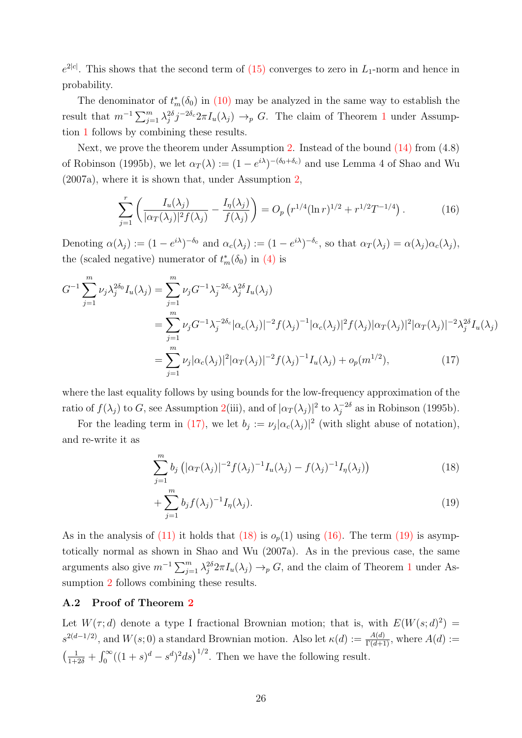$e^{2|c|}$. This shows that the second term of (15) converges to zero in $L_1$-norm and hence in probability.

The denominator of $t^*_m(\delta_0)$ in (10) may be analyzed in the same way to establish the result that $m^{-1}\sum_{j=1}^m \lambda_j^{2\delta} j^{-2\delta_c} 2\pi I_u(\lambda_j) \to_p G$. The claim of Theorem 1 under Assumption 1 follows by combining these results.

Next, we prove the theorem under Assumption 2. Instead of the bound (14) from (4.8) of Robinson (1995b), we let $\alpha_T(\lambda) := (1-e^{i\lambda})^{-(\delta_0+\delta_c)}$ and use Lemma 4 of Shao and Wu (2007a), where it is shown that, under Assumption 2,

$$\sum_{j=1}^r \left( \frac{I_u(\lambda_j)}{|\alpha_T(\lambda_j)|^2 f(\lambda_j)} - \frac{I_\eta(\lambda_j)}{f(\lambda_j)} \right) = O_p\left( r^{1/4}(\ln r)^{1/2} + r^{1/2}T^{-1/4} \right). \tag{16}$$

Denoting $\alpha(\lambda_j) := (1-e^{i\lambda})^{-\delta_0}$ and $\alpha_c(\lambda_j) := (1-e^{i\lambda})^{-\delta_c}$, so that $\alpha_T(\lambda_j) = \alpha(\lambda_j)\alpha_c(\lambda_j)$, the (scaled negative) numerator of $t^*_m(\delta_0)$ in (4) is

$$\begin{aligned}
G^{-1}\sum_{j=1}^m \nu_j \lambda_j^{2\delta_0} I_u(\lambda_j) &= \sum_{j=1}^m \nu_j G^{-1} \lambda_j^{-2\delta_c} \lambda_j^{2\delta} I_u(\lambda_j) \\
&= \sum_{j=1}^m \nu_j G^{-1} \lambda_j^{-2\delta_c} |\alpha_c(\lambda_j)|^{-2} f(\lambda_j)^{-1} |\alpha_c(\lambda_j)|^2 f(\lambda_j) |\alpha_T(\lambda_j)|^2 |\alpha_T(\lambda_j)|^{-2} \lambda_j^{2\delta} I_u(\lambda_j) \\
&= \sum_{j=1}^m \nu_j |\alpha_c(\lambda_j)|^2 |\alpha_T(\lambda_j)|^{-2} f(\lambda_j)^{-1} I_u(\lambda_j) + o_p(m^{1/2}),
\end{aligned} \tag{17}$$

where the last equality follows by using bounds for the low-frequency approximation of the ratio of $f(\lambda_j)$ to $G$, see Assumption 2(iii), and of $|\alpha_T(\lambda_j)|^2$ to $\lambda_j^{-2\delta}$ as in Robinson (1995b).

For the leading term in (17), we let $b_j := \nu_j |\alpha_c(\lambda_j)|^2$ (with slight abuse of notation), and re-write it as

$$\sum_{j=1}^m b_j \left( |\alpha_T(\lambda_j)|^{-2} f(\lambda_j)^{-1} I_u(\lambda_j) - f(\lambda_j)^{-1} I_\eta(\lambda_j) \right) \tag{18}$$

$$+ \sum_{j=1}^m b_j f(\lambda_j)^{-1} I_\eta(\lambda_j). \tag{19}$$

As in the analysis of (11) it holds that (18) is $o_p(1)$ using (16). The term (19) is asymptotically normal as shown in Shao and Wu (2007a). As in the previous case, the same arguments also give $m^{-1}\sum_{j=1}^m \lambda_j^{2\delta} 2\pi I_u(\lambda_j) \to_p G$, and the claim of Theorem 1 under Assumption 2 follows combining these results.

### A.2 Proof of Theorem 2

Let $W(\tau; d)$ denote a type I fractional Brownian motion; that is, with $E(W(s;d)^2) = s^{2(d-1/2)}$, and $W(s;0)$ a standard Brownian motion. Also let $\kappa(d) := \frac{A(d)}{\Gamma(d+1)}$, where $A(d) := \left(\frac{1}{1+2\delta} + \int_0^\infty ((1+s)^d - s^d)^2 ds\right)^{1/2}$. Then we have the following result.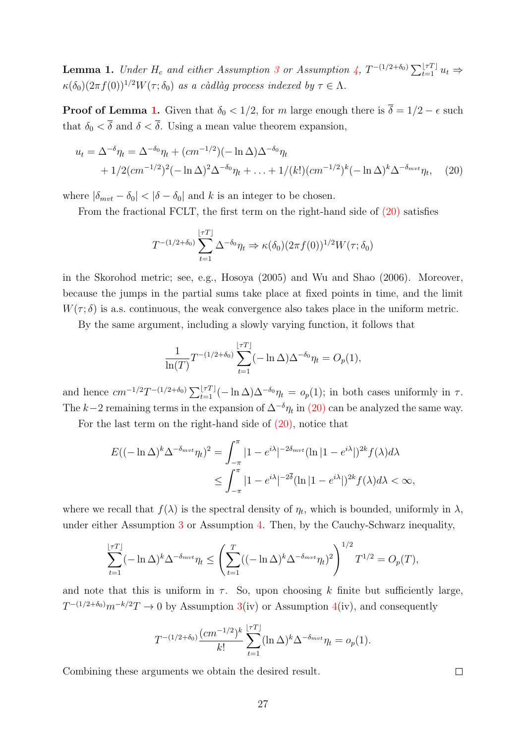**Lemma 1.** *Under $H_c$ and either Assumption 3 or Assumption 4, $T^{-(1/2+\delta_0)}\sum_{t=1}^{\lfloor \tau T \rfloor} u_t \Rightarrow \kappa(\delta_0)(2\pi f(0))^{1/2} W(\tau;\delta_0)$ as a càdlàg process indexed by $\tau \in \Lambda$.*

**Proof of Lemma 1.** Given that $\delta_0 < 1/2$, for $m$ large enough there is $\overline{\delta} = 1/2 - \epsilon$ such that $\delta_0 < \overline{\delta}$ and $\delta < \overline{\delta}$. Using a mean value theorem expansion,

$$
\begin{aligned}
u_t = \Delta^{-\delta}\eta_t &= \Delta^{-\delta_0}\eta_t + (cm^{-1/2})(-\ln\Delta)\Delta^{-\delta_0}\eta_t \\
&+ 1/2(cm^{-1/2})^2(-\ln\Delta)^2\Delta^{-\delta_0}\eta_t + \ldots + 1/(k!)(cm^{-1/2})^k(-\ln\Delta)^k\Delta^{-\delta_{mvt}}\eta_t, \quad (20)
\end{aligned}
$$

where $|\delta_{mvt} - \delta_0| < |\delta - \delta_0|$ and $k$ is an integer to be chosen.

From the fractional FCLT, the first term on the right-hand side of (20) satisfies

$$
T^{-(1/2+\delta_0)}\sum_{t=1}^{\lfloor \tau T \rfloor}\Delta^{-\delta_0}\eta_t \Rightarrow \kappa(\delta_0)(2\pi f(0))^{1/2}W(\tau;\delta_0)
$$

in the Skorohod metric; see, e.g., Hosoya (2005) and Wu and Shao (2006). Moreover, because the jumps in the partial sums take place at fixed points in time, and the limit $W(\tau;\delta)$ is a.s. continuous, the weak convergence also takes place in the uniform metric.

By the same argument, including a slowly varying function, it follows that

$$
\frac{1}{\ln(T)}T^{-(1/2+\delta_0)}\sum_{t=1}^{\lfloor \tau T \rfloor}(-\ln\Delta)\Delta^{-\delta_0}\eta_t = O_p(1),
$$

and hence $cm^{-1/2}T^{-(1/2+\delta_0)}\sum_{t=1}^{\lfloor \tau T \rfloor}(-\ln\Delta)\Delta^{-\delta_0}\eta_t = o_p(1)$; in both cases uniformly in $\tau$. The $k-2$ remaining terms in the expansion of $\Delta^{-\delta}\eta_t$ in (20) can be analyzed the same way.

For the last term on the right-hand side of (20), notice that

$$
\begin{aligned}
E((-\ln\Delta)^k\Delta^{-\delta_{mvt}}\eta_t)^2 &= \int_{-\pi}^{\pi}|1-e^{i\lambda}|^{-2\delta_{mvt}}(\ln|1-e^{i\lambda}|)^{2k}f(\lambda)d\lambda \\
&\leq \int_{-\pi}^{\pi}|1-e^{i\lambda}|^{-2\overline{\delta}}(\ln|1-e^{i\lambda}|)^{2k}f(\lambda)d\lambda < \infty,
\end{aligned}
$$

where we recall that $f(\lambda)$ is the spectral density of $\eta_t$, which is bounded, uniformly in $\lambda$, under either Assumption 3 or Assumption 4. Then, by the Cauchy-Schwarz inequality,

$$
\sum_{t=1}^{\lfloor \tau T \rfloor}(-\ln\Delta)^k\Delta^{-\delta_{mvt}}\eta_t \leq \left(\sum_{t=1}^{T}((-\ln\Delta)^k\Delta^{-\delta_{mvt}}\eta_t)^2\right)^{1/2}T^{1/2} = O_p(T),
$$

and note that this is uniform in $\tau$. So, upon choosing $k$ finite but sufficiently large, $T^{-(1/2+\delta_0)}m^{-k/2}T \to 0$ by Assumption 3(iv) or Assumption 4(iv), and consequently

$$
T^{-(1/2+\delta_0)}\frac{(cm^{-1/2})^k}{k!}\sum_{t=1}^{\lfloor \tau T \rfloor}(\ln\Delta)^k\Delta^{-\delta_{mvt}}\eta_t = o_p(1).
$$

Combining these arguments we obtain the desired result. $\square$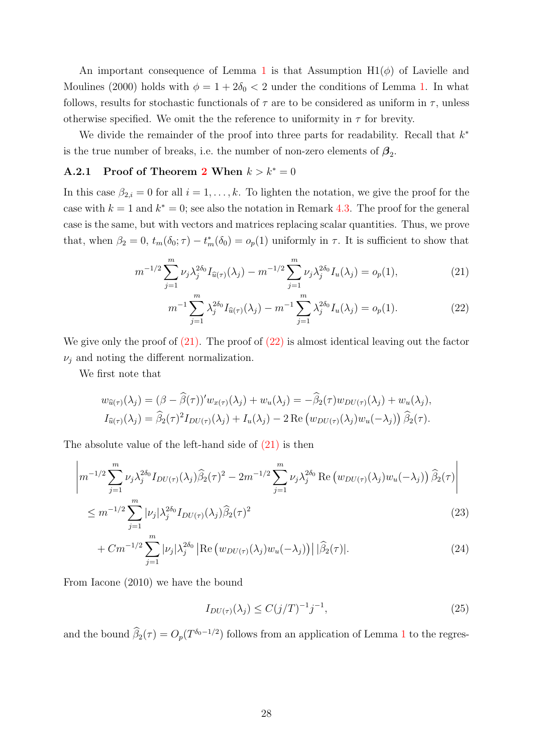An important consequence of Lemma 1 is that Assumption H1($\phi$) of Lavielle and Moulines (2000) holds with $\phi = 1 + 2\delta_0 < 2$ under the conditions of Lemma 1. In what follows, results for stochastic functionals of $\tau$ are to be considered as uniform in $\tau$, unless otherwise specified. We omit the the reference to uniformity in $\tau$ for brevity.

We divide the remainder of the proof into three parts for readability. Recall that $k^*$ is the true number of breaks, i.e. the number of non-zero elements of $\boldsymbol{\beta}_2$.

### A.2.1 Proof of Theorem 2 When $k > k^* = 0$

In this case $\beta_{2,i} = 0$ for all $i = 1, \ldots, k$. To lighten the notation, we give the proof for the case with $k = 1$ and $k^* = 0$; see also the notation in Remark 4.3. The proof for the general case is the same, but with vectors and matrices replacing scalar quantities. Thus, we prove that, when $\beta_2 = 0$, $t_m(\delta_0; \tau) - t_m^*(\delta_0) = o_p(1)$ uniformly in $\tau$. It is sufficient to show that

$$m^{-1/2} \sum_{j=1}^{m} \nu_j \lambda_j^{2\delta_0} I_{\widehat{u}(\tau)}(\lambda_j) - m^{-1/2} \sum_{j=1}^{m} \nu_j \lambda_j^{2\delta_0} I_u(\lambda_j) = o_p(1), \tag{21}$$

$$m^{-1} \sum_{j=1}^{m} \lambda_j^{2\delta_0} I_{\widehat{u}(\tau)}(\lambda_j) - m^{-1} \sum_{j=1}^{m} \lambda_j^{2\delta_0} I_u(\lambda_j) = o_p(1). \tag{22}$$

We give only the proof of (21). The proof of (22) is almost identical leaving out the factor $\nu_j$ and noting the different normalization.

We first note that

$$w_{\widehat{u}(\tau)}(\lambda_j) = (\beta - \widehat{\beta}(\tau))' w_{x(\tau)}(\lambda_j) + w_u(\lambda_j) = -\widehat{\beta}_2(\tau) w_{DU(\tau)}(\lambda_j) + w_u(\lambda_j),$$
$$I_{\widehat{u}(\tau)}(\lambda_j) = \widehat{\beta}_2(\tau)^2 I_{DU(\tau)}(\lambda_j) + I_u(\lambda_j) - 2\,\mathrm{Re}\left(w_{DU(\tau)}(\lambda_j) w_u(-\lambda_j)\right) \widehat{\beta}_2(\tau).$$

The absolute value of the left-hand side of (21) is then

$$\left| m^{-1/2} \sum_{j=1}^{m} \nu_j \lambda_j^{2\delta_0} I_{DU(\tau)}(\lambda_j) \widehat{\beta}_2(\tau)^2 - 2m^{-1/2} \sum_{j=1}^{m} \nu_j \lambda_j^{2\delta_0}\, \mathrm{Re}\left(w_{DU(\tau)}(\lambda_j) w_u(-\lambda_j)\right) \widehat{\beta}_2(\tau) \right|$$

$$\leq m^{-1/2} \sum_{j=1}^{m} |\nu_j| \lambda_j^{2\delta_0} I_{DU(\tau)}(\lambda_j) \widehat{\beta}_2(\tau)^2 \tag{23}$$

$$+ C m^{-1/2} \sum_{j=1}^{m} |\nu_j| \lambda_j^{2\delta_0} \left| \mathrm{Re}\left(w_{DU(\tau)}(\lambda_j) w_u(-\lambda_j)\right) \right| |\widehat{\beta}_2(\tau)|. \tag{24}$$

From Iacone (2010) we have the bound

$$I_{DU(\tau)}(\lambda_j) \leq C (j/T)^{-1} j^{-1}, \tag{25}$$

and the bound $\widehat{\beta}_2(\tau) = O_p(T^{\delta_0 - 1/2})$ follows from an application of Lemma 1 to the regres-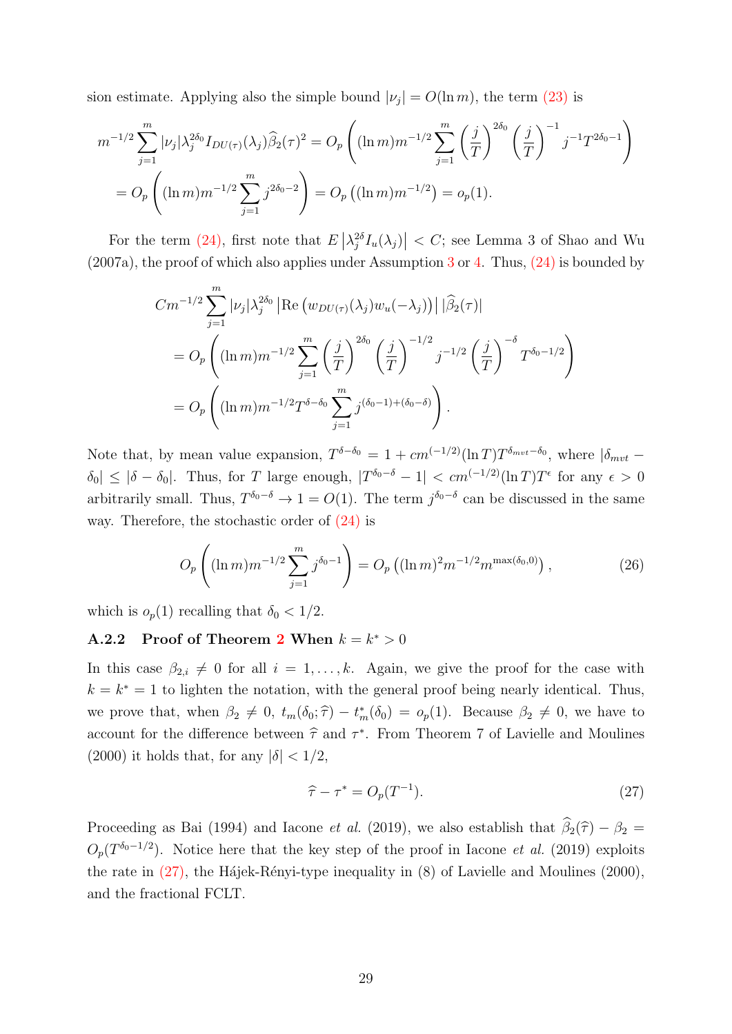sion estimate. Applying also the simple bound $|\nu_j| = O(\ln m)$, the term (23) is

$$m^{-1/2}\sum_{j=1}^{m}|\nu_j|\lambda_j^{2\delta_0}I_{DU(\tau)}(\lambda_j)\widehat{\beta}_2(\tau)^2 = O_p\left((\ln m)m^{-1/2}\sum_{j=1}^{m}\left(\frac{j}{T}\right)^{2\delta_0}\left(\frac{j}{T}\right)^{-1}j^{-1}T^{2\delta_0-1}\right)$$
$$= O_p\left((\ln m)m^{-1/2}\sum_{j=1}^{m}j^{2\delta_0-2}\right) = O_p\left((\ln m)m^{-1/2}\right) = o_p(1).$$

For the term (24), first note that $E\left|\lambda_j^{2\delta}I_u(\lambda_j)\right| < C$; see Lemma 3 of Shao and Wu (2007a), the proof of which also applies under Assumption 3 or 4. Thus, (24) is bounded by

$$Cm^{-1/2}\sum_{j=1}^{m}|\nu_j|\lambda_j^{2\delta_0}\left|\mathrm{Re}\left(w_{DU(\tau)}(\lambda_j)w_u(-\lambda_j)\right)\right||\widehat{\beta}_2(\tau)|$$
$$= O_p\left((\ln m)m^{-1/2}\sum_{j=1}^{m}\left(\frac{j}{T}\right)^{2\delta_0}\left(\frac{j}{T}\right)^{-1/2}j^{-1/2}\left(\frac{j}{T}\right)^{-\delta}T^{\delta_0-1/2}\right)$$
$$= O_p\left((\ln m)m^{-1/2}T^{\delta-\delta_0}\sum_{j=1}^{m}j^{(\delta_0-1)+(\delta_0-\delta)}\right).$$

Note that, by mean value expansion, $T^{\delta-\delta_0} = 1 + cm^{(-1/2)}(\ln T)T^{\delta_{mvt}-\delta_0}$, where $|\delta_{mvt} - \delta_0| \leq |\delta - \delta_0|$. Thus, for $T$ large enough, $|T^{\delta_0-\delta} - 1| < cm^{(-1/2)}(\ln T)T^{\epsilon}$ for any $\epsilon > 0$ arbitrarily small. Thus, $T^{\delta_0-\delta} \to 1 = O(1)$. The term $j^{\delta_0-\delta}$ can be discussed in the same way. Therefore, the stochastic order of (24) is

$$O_p\left((\ln m)m^{-1/2}\sum_{j=1}^{m}j^{\delta_0-1}\right) = O_p\left((\ln m)^2 m^{-1/2}m^{\max(\delta_0,0)}\right), \tag{26}$$

which is $o_p(1)$ recalling that $\delta_0 < 1/2$.

### A.2.2 Proof of Theorem 2 When $k = k^* > 0$

In this case $\beta_{2,i} \neq 0$ for all $i = 1, \ldots, k$. Again, we give the proof for the case with $k = k^* = 1$ to lighten the notation, with the general proof being nearly identical. Thus, we prove that, when $\beta_2 \neq 0$, $t_m(\delta_0;\widehat{\tau}) - t_m^*(\delta_0) = o_p(1)$. Because $\beta_2 \neq 0$, we have to account for the difference between $\widehat{\tau}$ and $\tau^*$. From Theorem 7 of Lavielle and Moulines (2000) it holds that, for any $|\delta| < 1/2$,

$$\widehat{\tau} - \tau^* = O_p(T^{-1}). \tag{27}$$

Proceeding as Bai (1994) and Iacone *et al.* (2019), we also establish that $\widehat{\beta}_2(\widehat{\tau}) - \beta_2 = O_p(T^{\delta_0-1/2})$. Notice here that the key step of the proof in Iacone *et al.* (2019) exploits the rate in (27), the Hájek-Rényi-type inequality in (8) of Lavielle and Moulines (2000), and the fractional FCLT.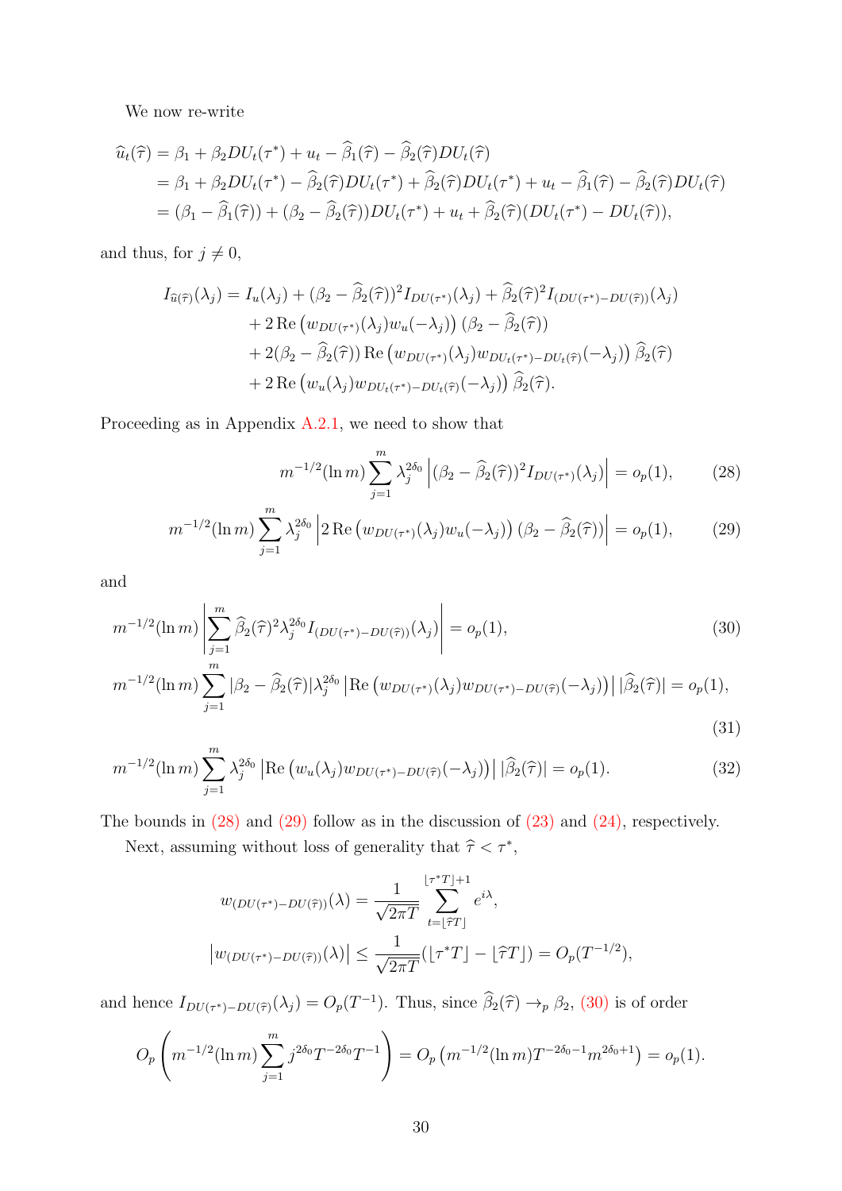We now re-write

$$
\begin{aligned}
\widehat{u}_t(\widehat{\tau}) &= \beta_1 + \beta_2 DU_t(\tau^*) + u_t - \widehat{\beta}_1(\widehat{\tau}) - \widehat{\beta}_2(\widehat{\tau}) DU_t(\widehat{\tau}) \\
&= \beta_1 + \beta_2 DU_t(\tau^*) - \widehat{\beta}_2(\widehat{\tau}) DU_t(\tau^*) + \widehat{\beta}_2(\widehat{\tau}) DU_t(\tau^*) + u_t - \widehat{\beta}_1(\widehat{\tau}) - \widehat{\beta}_2(\widehat{\tau}) DU_t(\widehat{\tau}) \\
&= (\beta_1 - \widehat{\beta}_1(\widehat{\tau})) + (\beta_2 - \widehat{\beta}_2(\widehat{\tau})) DU_t(\tau^*) + u_t + \widehat{\beta}_2(\widehat{\tau})(DU_t(\tau^*) - DU_t(\widehat{\tau})),
\end{aligned}
$$

and thus, for $j \neq 0$,

$$
\begin{aligned}
I_{\widehat{u}(\widehat{\tau})}(\lambda_j) = I_u(\lambda_j) &+ (\beta_2 - \widehat{\beta}_2(\widehat{\tau}))^2 I_{DU(\tau^*)}(\lambda_j) + \widehat{\beta}_2(\widehat{\tau})^2 I_{(DU(\tau^*) - DU(\widehat{\tau}))}(\lambda_j) \\
&+ 2 \operatorname{Re}\left(w_{DU(\tau^*)}(\lambda_j) w_u(-\lambda_j)\right) (\beta_2 - \widehat{\beta}_2(\widehat{\tau})) \\
&+ 2(\beta_2 - \widehat{\beta}_2(\widehat{\tau})) \operatorname{Re}\left(w_{DU(\tau^*)}(\lambda_j) w_{DU_t(\tau^*) - DU_t(\widehat{\tau})}(-\lambda_j)\right) \widehat{\beta}_2(\widehat{\tau}) \\
&+ 2 \operatorname{Re}\left(w_u(\lambda_j) w_{DU_t(\tau^*) - DU_t(\widehat{\tau})}(-\lambda_j)\right) \widehat{\beta}_2(\widehat{\tau}).
\end{aligned}
$$

Proceeding as in Appendix A.2.1, we need to show that

$$
m^{-1/2}(\ln m) \sum_{j=1}^{m} \lambda_j^{2\delta_0} \left| (\beta_2 - \widehat{\beta}_2(\widehat{\tau}))^2 I_{DU(\tau^*)}(\lambda_j) \right| = o_p(1), \tag{28}
$$

$$
m^{-1/2}(\ln m) \sum_{j=1}^{m} \lambda_j^{2\delta_0} \left| 2 \operatorname{Re}\left(w_{DU(\tau^*)}(\lambda_j) w_u(-\lambda_j)\right) (\beta_2 - \widehat{\beta}_2(\widehat{\tau})) \right| = o_p(1), \tag{29}
$$

and

$$
m^{-1/2}(\ln m) \left| \sum_{j=1}^{m} \widehat{\beta}_2(\widehat{\tau})^2 \lambda_j^{2\delta_0} I_{(DU(\tau^*) - DU(\widehat{\tau}))}(\lambda_j) \right| = o_p(1), \tag{30}
$$

$$
m^{-1/2}(\ln m) \sum_{j=1}^{m} |\beta_2 - \widehat{\beta}_2(\widehat{\tau})| \lambda_j^{2\delta_0} \left| \operatorname{Re}\left(w_{DU(\tau^*)}(\lambda_j) w_{DU(\tau^*) - DU(\widehat{\tau})}(-\lambda_j)\right) \right| |\widehat{\beta}_2(\widehat{\tau})| = o_p(1), \tag{31}
$$

$$
m^{-1/2}(\ln m) \sum_{j=1}^{m} \lambda_j^{2\delta_0} \left| \operatorname{Re}\left(w_u(\lambda_j) w_{DU(\tau^*) - DU(\widehat{\tau})}(-\lambda_j)\right) \right| |\widehat{\beta}_2(\widehat{\tau})| = o_p(1). \tag{32}
$$

The bounds in (28) and (29) follow as in the discussion of (23) and (24), respectively.

Next, assuming without loss of generality that $\widehat{\tau} < \tau^*$,

$$
w_{(DU(\tau^*) - DU(\widehat{\tau}))}(\lambda) = \frac{1}{\sqrt{2\pi T}} \sum_{t=\lfloor \widehat{\tau} T \rfloor}^{\lfloor \tau^* T \rfloor + 1} e^{i\lambda},
$$

$$
\left| w_{(DU(\tau^*) - DU(\widehat{\tau}))}(\lambda) \right| \leq \frac{1}{\sqrt{2\pi T}} (\lfloor \tau^* T \rfloor - \lfloor \widehat{\tau} T \rfloor) = O_p(T^{-1/2}),
$$

and hence $I_{DU(\tau^*) - DU(\widehat{\tau})}(\lambda_j) = O_p(T^{-1})$. Thus, since $\widehat{\beta}_2(\widehat{\tau}) \to_p \beta_2$, (30) is of order

$$
O_p\left( m^{-1/2}(\ln m) \sum_{j=1}^{m} j^{2\delta_0} T^{-2\delta_0} T^{-1} \right) = O_p\left( m^{-1/2}(\ln m) T^{-2\delta_0 - 1} m^{2\delta_0 + 1} \right) = o_p(1).
$$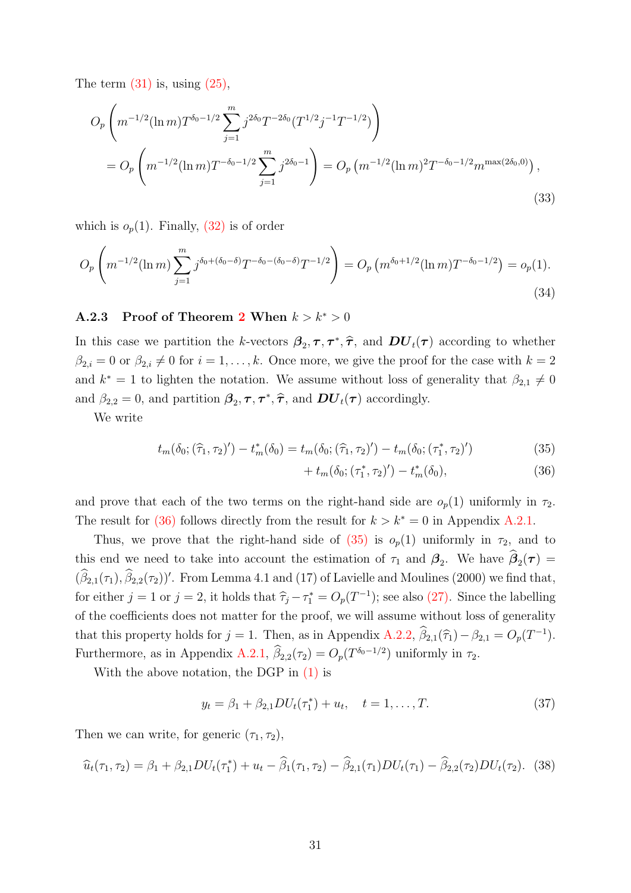The term (31) is, using (25),

$$
\begin{aligned}
O_p&\left(m^{-1/2}(\ln m)T^{\delta_0-1/2}\sum_{j=1}^{m} j^{2\delta_0}T^{-2\delta_0}(T^{1/2}j^{-1}T^{-1/2})\right)\\
&=O_p\left(m^{-1/2}(\ln m)T^{-\delta_0-1/2}\sum_{j=1}^{m} j^{2\delta_0-1}\right)=O_p\left(m^{-1/2}(\ln m)^2T^{-\delta_0-1/2}m^{\max(2\delta_0,0)}\right),
\end{aligned}
\tag{33}
$$

which is $o_p(1)$. Finally, (32) is of order

$$
O_p\left(m^{-1/2}(\ln m)\sum_{j=1}^{m} j^{\delta_0+(\delta_0-\delta)}T^{-\delta_0-(\delta_0-\delta)}T^{-1/2}\right)=O_p\left(m^{\delta_0+1/2}(\ln m)T^{-\delta_0-1/2}\right)=o_p(1).
\tag{34}
$$

### A.2.3 Proof of Theorem 2 When $k>k^*>0$

In this case we partition the $k$-vectors $\boldsymbol{\beta}_2,\boldsymbol{\tau},\boldsymbol{\tau}^*,\widehat{\boldsymbol{\tau}}$, and $\boldsymbol{DU}_t(\boldsymbol{\tau})$ according to whether $\beta_{2,i}=0$ or $\beta_{2,i}\neq 0$ for $i=1,\dots,k$. Once more, we give the proof for the case with $k=2$ and $k^*=1$ to lighten the notation. We assume without loss of generality that $\beta_{2,1}\neq 0$ and $\beta_{2,2}=0$, and partition $\boldsymbol{\beta}_2,\boldsymbol{\tau},\boldsymbol{\tau}^*,\widehat{\boldsymbol{\tau}}$, and $\boldsymbol{DU}_t(\boldsymbol{\tau})$ accordingly.

We write

$$
\begin{aligned}
t_m(\delta_0;(\widehat{\tau}_1,\tau_2)')-t_m^*(\delta_0)&=t_m(\delta_0;(\widehat{\tau}_1,\tau_2)')-t_m(\delta_0;(\tau_1^*,\tau_2)') &(35)\\
&\quad+t_m(\delta_0;(\tau_1^*,\tau_2)')-t_m^*(\delta_0), &(36)
\end{aligned}
$$

and prove that each of the two terms on the right-hand side are $o_p(1)$ uniformly in $\tau_2$. The result for (36) follows directly from the result for $k>k^*=0$ in Appendix A.2.1.

Thus, we prove that the right-hand side of (35) is $o_p(1)$ uniformly in $\tau_2$, and to this end we need to take into account the estimation of $\tau_1$ and $\boldsymbol{\beta}_2$. We have $\widehat{\boldsymbol{\beta}}_2(\boldsymbol{\tau})=(\widehat{\beta}_{2,1}(\tau_1),\widehat{\beta}_{2,2}(\tau_2))'$. From Lemma 4.1 and (17) of Lavielle and Moulines (2000) we find that, for either $j=1$ or $j=2$, it holds that $\widehat{\tau}_j-\tau_1^*=O_p(T^{-1})$; see also (27). Since the labelling of the coefficients does not matter for the proof, we will assume without loss of generality that this property holds for $j=1$. Then, as in Appendix A.2.2, $\widehat{\beta}_{2,1}(\widehat{\tau}_1)-\beta_{2,1}=O_p(T^{-1})$. Furthermore, as in Appendix A.2.1, $\widehat{\beta}_{2,2}(\tau_2)=O_p(T^{\delta_0-1/2})$ uniformly in $\tau_2$.

With the above notation, the DGP in (1) is

$$
y_t=\beta_1+\beta_{2,1}DU_t(\tau_1^*)+u_t,\quad t=1,\dots,T. \tag{37}
$$

Then we can write, for generic $(\tau_1,\tau_2)$,

$$
\widehat{u}_t(\tau_1,\tau_2)=\beta_1+\beta_{2,1}DU_t(\tau_1^*)+u_t-\widehat{\beta}_1(\tau_1,\tau_2)-\widehat{\beta}_{2,1}(\tau_1)DU_t(\tau_1)-\widehat{\beta}_{2,2}(\tau_2)DU_t(\tau_2). \tag{38}
$$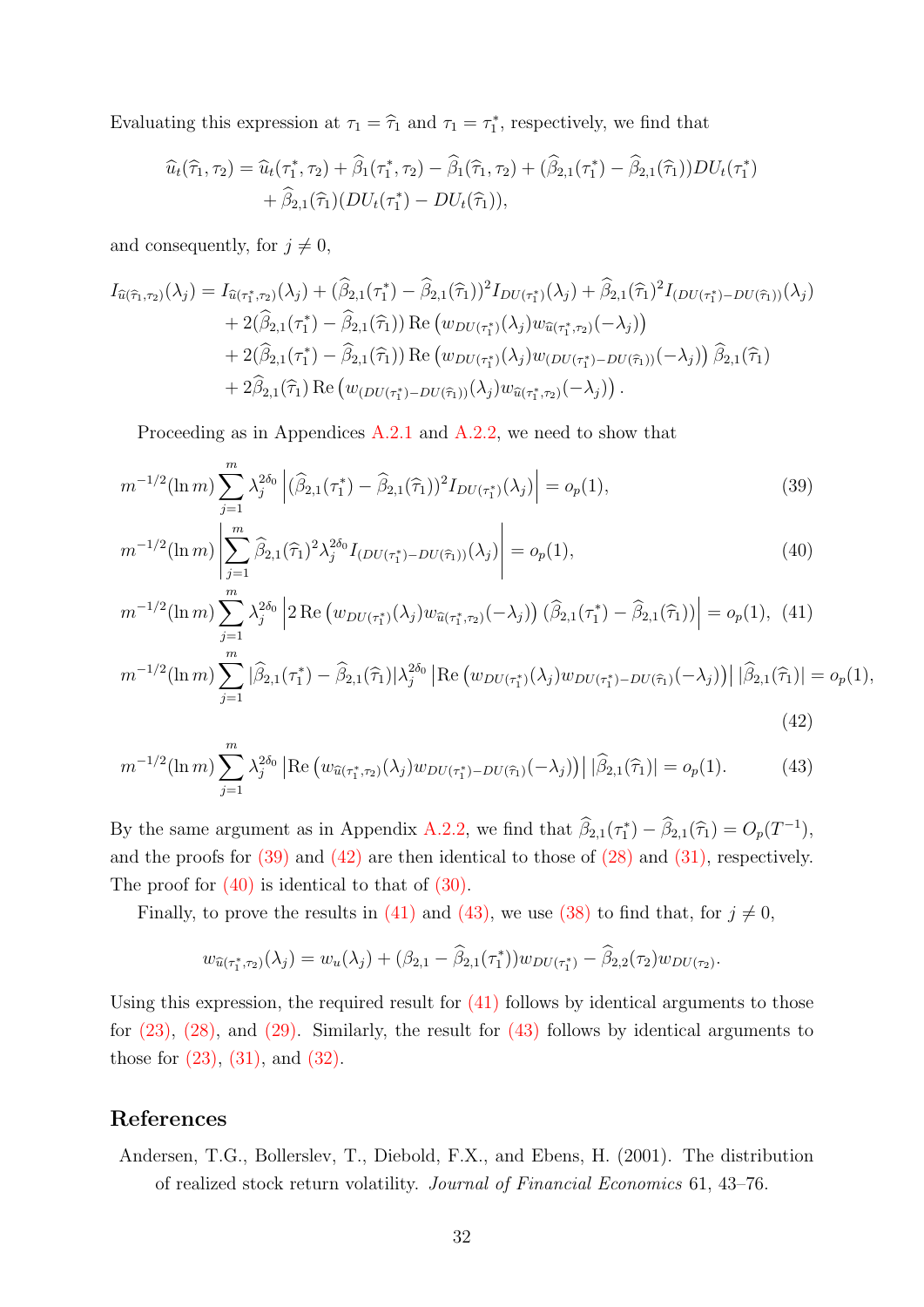Evaluating this expression at $\tau_1 = \widehat{\tau}_1$ and $\tau_1 = \tau_1^*$, respectively, we find that

$$
\begin{aligned}
\widehat{u}_t(\widehat{\tau}_1, \tau_2) = \widehat{u}_t(\tau_1^*, \tau_2) + \widehat{\beta}_1(\tau_1^*, \tau_2) - \widehat{\beta}_1(\widehat{\tau}_1, \tau_2) + (\widehat{\beta}_{2,1}(\tau_1^*) - \widehat{\beta}_{2,1}(\widehat{\tau}_1))DU_t(\tau_1^*) \\
+ \widehat{\beta}_{2,1}(\widehat{\tau}_1)(DU_t(\tau_1^*) - DU_t(\widehat{\tau}_1)),
\end{aligned}
$$

and consequently, for $j \neq 0$,

$$
\begin{aligned}
I_{\widehat{u}(\widehat{\tau}_1,\tau_2)}(\lambda_j) &= I_{\widehat{u}(\tau_1^*,\tau_2)}(\lambda_j) + (\widehat{\beta}_{2,1}(\tau_1^*) - \widehat{\beta}_{2,1}(\widehat{\tau}_1))^2 I_{DU(\tau_1^*)}(\lambda_j) + \widehat{\beta}_{2,1}(\widehat{\tau}_1)^2 I_{(DU(\tau_1^*)-DU(\widehat{\tau}_1))}(\lambda_j) \\
&\quad + 2(\widehat{\beta}_{2,1}(\tau_1^*) - \widehat{\beta}_{2,1}(\widehat{\tau}_1)) \operatorname{Re}\left(w_{DU(\tau_1^*)}(\lambda_j) w_{\widehat{u}(\tau_1^*,\tau_2)}(-\lambda_j)\right) \\
&\quad + 2(\widehat{\beta}_{2,1}(\tau_1^*) - \widehat{\beta}_{2,1}(\widehat{\tau}_1)) \operatorname{Re}\left(w_{DU(\tau_1^*)}(\lambda_j) w_{(DU(\tau_1^*)-DU(\widehat{\tau}_1))}(-\lambda_j)\right) \widehat{\beta}_{2,1}(\widehat{\tau}_1) \\
&\quad + 2\widehat{\beta}_{2,1}(\widehat{\tau}_1) \operatorname{Re}\left(w_{(DU(\tau_1^*)-DU(\widehat{\tau}_1))}(\lambda_j) w_{\widehat{u}(\tau_1^*,\tau_2)}(-\lambda_j)\right).
\end{aligned}
$$

Proceeding as in Appendices A.2.1 and A.2.2, we need to show that

$$
m^{-1/2}(\ln m) \sum_{j=1}^{m} \lambda_j^{2\delta_0} \left| (\widehat{\beta}_{2,1}(\tau_1^*) - \widehat{\beta}_{2,1}(\widehat{\tau}_1))^2 I_{DU(\tau_1^*)}(\lambda_j) \right| = o_p(1), \tag{39}
$$

$$
m^{-1/2}(\ln m) \left| \sum_{j=1}^{m} \widehat{\beta}_{2,1}(\widehat{\tau}_1)^2 \lambda_j^{2\delta_0} I_{(DU(\tau_1^*)-DU(\widehat{\tau}_1))}(\lambda_j) \right| = o_p(1), \tag{40}
$$

$$
m^{-1/2}(\ln m) \sum_{j=1}^{m} \lambda_j^{2\delta_0} \left| 2 \operatorname{Re}\left(w_{DU(\tau_1^*)}(\lambda_j) w_{\widehat{u}(\tau_1^*,\tau_2)}(-\lambda_j)\right) (\widehat{\beta}_{2,1}(\tau_1^*) - \widehat{\beta}_{2,1}(\widehat{\tau}_1)) \right| = o_p(1), \tag{41}
$$

$$
m^{-1/2}(\ln m) \sum_{j=1}^{m} |\widehat{\beta}_{2,1}(\tau_1^*) - \widehat{\beta}_{2,1}(\widehat{\tau}_1)| \lambda_j^{2\delta_0} \left| \operatorname{Re}\left(w_{DU(\tau_1^*)}(\lambda_j) w_{DU(\tau_1^*)-DU(\widehat{\tau}_1)}(-\lambda_j)\right) \right| |\widehat{\beta}_{2,1}(\widehat{\tau}_1)| = o_p(1), \tag{42}
$$

$$
m^{-1/2}(\ln m) \sum_{j=1}^{m} \lambda_j^{2\delta_0} \left| \operatorname{Re}\left(w_{\widehat{u}(\tau_1^*,\tau_2)}(\lambda_j) w_{DU(\tau_1^*)-DU(\widehat{\tau}_1)}(-\lambda_j)\right) \right| |\widehat{\beta}_{2,1}(\widehat{\tau}_1)| = o_p(1). \tag{43}
$$

By the same argument as in Appendix A.2.2, we find that $\widehat{\beta}_{2,1}(\tau_1^*) - \widehat{\beta}_{2,1}(\widehat{\tau}_1) = O_p(T^{-1})$, and the proofs for (39) and (42) are then identical to those of (28) and (31), respectively. The proof for (40) is identical to that of (30).

Finally, to prove the results in (41) and (43), we use (38) to find that, for $j \neq 0$,

$$
w_{\widehat{u}(\tau_1^*,\tau_2)}(\lambda_j) = w_u(\lambda_j) + (\beta_{2,1} - \widehat{\beta}_{2,1}(\tau_1^*)) w_{DU(\tau_1^*)} - \widehat{\beta}_{2,2}(\tau_2) w_{DU(\tau_2)}.
$$

Using this expression, the required result for (41) follows by identical arguments to those for (23), (28), and (29). Similarly, the result for (43) follows by identical arguments to those for (23), (31), and (32).

## References

Andersen, T.G., Bollerslev, T., Diebold, F.X., and Ebens, H. (2001). The distribution of realized stock return volatility. *Journal of Financial Economics* 61, 43–76.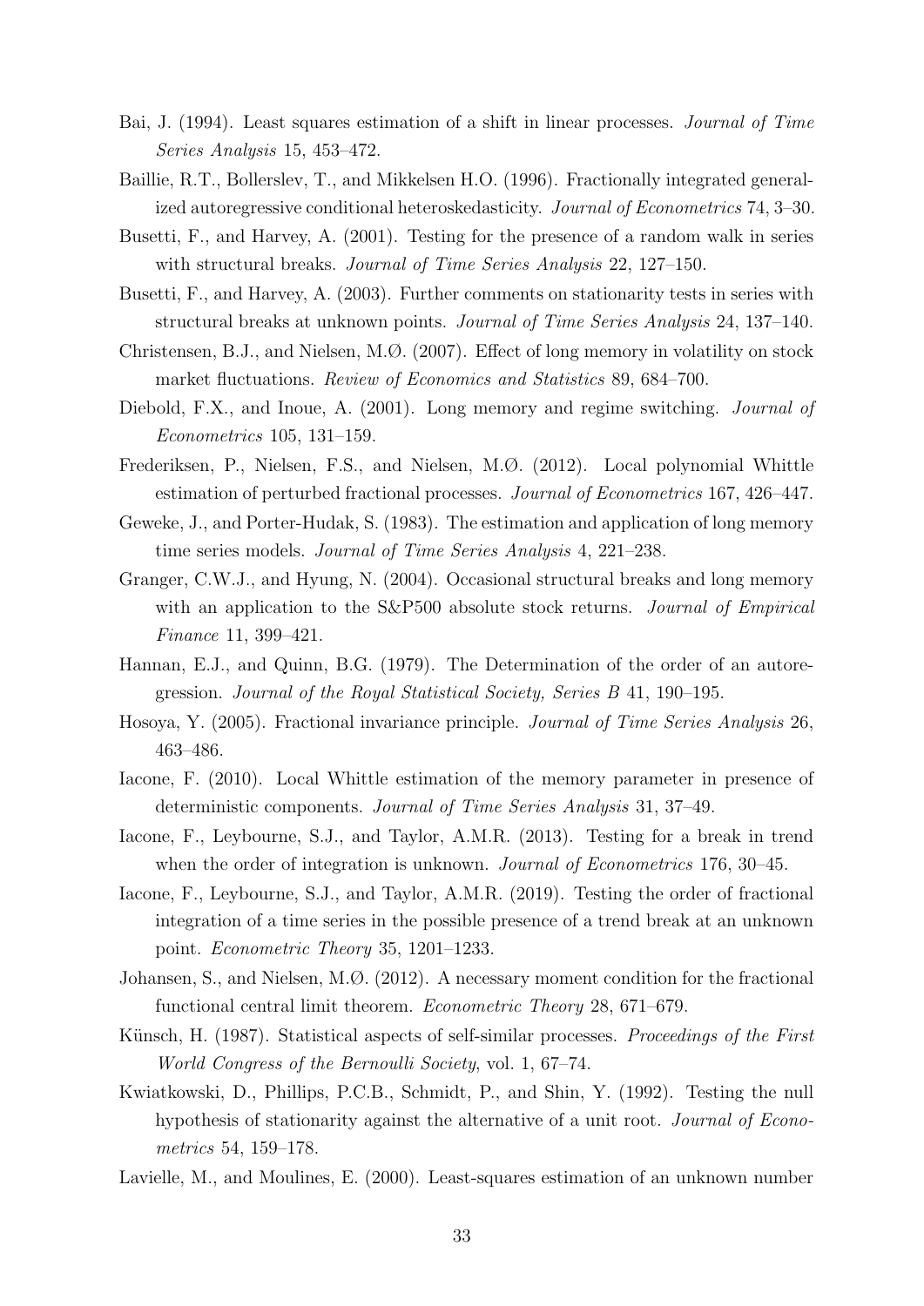Bai, J. (1994). Least squares estimation of a shift in linear processes. *Journal of Time Series Analysis* 15, 453–472.

Baillie, R.T., Bollerslev, T., and Mikkelsen H.O. (1996). Fractionally integrated generalized autoregressive conditional heteroskedasticity. *Journal of Econometrics* 74, 3–30.

Busetti, F., and Harvey, A. (2001). Testing for the presence of a random walk in series with structural breaks. *Journal of Time Series Analysis* 22, 127–150.

Busetti, F., and Harvey, A. (2003). Further comments on stationarity tests in series with structural breaks at unknown points. *Journal of Time Series Analysis* 24, 137–140.

Christensen, B.J., and Nielsen, M.Ø. (2007). Effect of long memory in volatility on stock market fluctuations. *Review of Economics and Statistics* 89, 684–700.

Diebold, F.X., and Inoue, A. (2001). Long memory and regime switching. *Journal of Econometrics* 105, 131–159.

Frederiksen, P., Nielsen, F.S., and Nielsen, M.Ø. (2012). Local polynomial Whittle estimation of perturbed fractional processes. *Journal of Econometrics* 167, 426–447.

Geweke, J., and Porter-Hudak, S. (1983). The estimation and application of long memory time series models. *Journal of Time Series Analysis* 4, 221–238.

Granger, C.W.J., and Hyung, N. (2004). Occasional structural breaks and long memory with an application to the S&P500 absolute stock returns. *Journal of Empirical Finance* 11, 399–421.

Hannan, E.J., and Quinn, B.G. (1979). The Determination of the order of an autoregression. *Journal of the Royal Statistical Society, Series B* 41, 190–195.

Hosoya, Y. (2005). Fractional invariance principle. *Journal of Time Series Analysis* 26, 463–486.

Iacone, F. (2010). Local Whittle estimation of the memory parameter in presence of deterministic components. *Journal of Time Series Analysis* 31, 37–49.

Iacone, F., Leybourne, S.J., and Taylor, A.M.R. (2013). Testing for a break in trend when the order of integration is unknown. *Journal of Econometrics* 176, 30–45.

Iacone, F., Leybourne, S.J., and Taylor, A.M.R. (2019). Testing the order of fractional integration of a time series in the possible presence of a trend break at an unknown point. *Econometric Theory* 35, 1201–1233.

Johansen, S., and Nielsen, M.Ø. (2012). A necessary moment condition for the fractional functional central limit theorem. *Econometric Theory* 28, 671–679.

Künsch, H. (1987). Statistical aspects of self-similar processes. *Proceedings of the First World Congress of the Bernoulli Society*, vol. 1, 67–74.

Kwiatkowski, D., Phillips, P.C.B., Schmidt, P., and Shin, Y. (1992). Testing the null hypothesis of stationarity against the alternative of a unit root. *Journal of Econometrics* 54, 159–178.

Lavielle, M., and Moulines, E. (2000). Least-squares estimation of an unknown number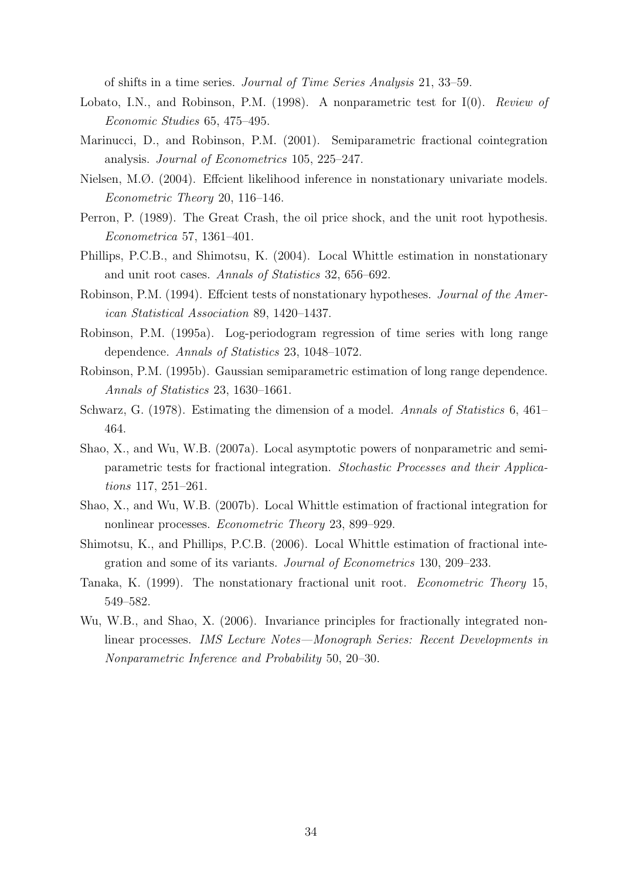of shifts in a time series. *Journal of Time Series Analysis* 21, 33–59.

Lobato, I.N., and Robinson, P.M. (1998). A nonparametric test for I(0). *Review of Economic Studies* 65, 475–495.

Marinucci, D., and Robinson, P.M. (2001). Semiparametric fractional cointegration analysis. *Journal of Econometrics* 105, 225–247.

Nielsen, M.Ø. (2004). Effcient likelihood inference in nonstationary univariate models. *Econometric Theory* 20, 116–146.

Perron, P. (1989). The Great Crash, the oil price shock, and the unit root hypothesis. *Econometrica* 57, 1361–401.

Phillips, P.C.B., and Shimotsu, K. (2004). Local Whittle estimation in nonstationary and unit root cases. *Annals of Statistics* 32, 656–692.

Robinson, P.M. (1994). Effcient tests of nonstationary hypotheses. *Journal of the American Statistical Association* 89, 1420–1437.

Robinson, P.M. (1995a). Log-periodogram regression of time series with long range dependence. *Annals of Statistics* 23, 1048–1072.

Robinson, P.M. (1995b). Gaussian semiparametric estimation of long range dependence. *Annals of Statistics* 23, 1630–1661.

Schwarz, G. (1978). Estimating the dimension of a model. *Annals of Statistics* 6, 461–464.

Shao, X., and Wu, W.B. (2007a). Local asymptotic powers of nonparametric and semiparametric tests for fractional integration. *Stochastic Processes and their Applications* 117, 251–261.

Shao, X., and Wu, W.B. (2007b). Local Whittle estimation of fractional integration for nonlinear processes. *Econometric Theory* 23, 899–929.

Shimotsu, K., and Phillips, P.C.B. (2006). Local Whittle estimation of fractional integration and some of its variants. *Journal of Econometrics* 130, 209–233.

Tanaka, K. (1999). The nonstationary fractional unit root. *Econometric Theory* 15, 549–582.

Wu, W.B., and Shao, X. (2006). Invariance principles for fractionally integrated nonlinear processes. *IMS Lecture Notes—Monograph Series: Recent Developments in Nonparametric Inference and Probability* 50, 20–30.